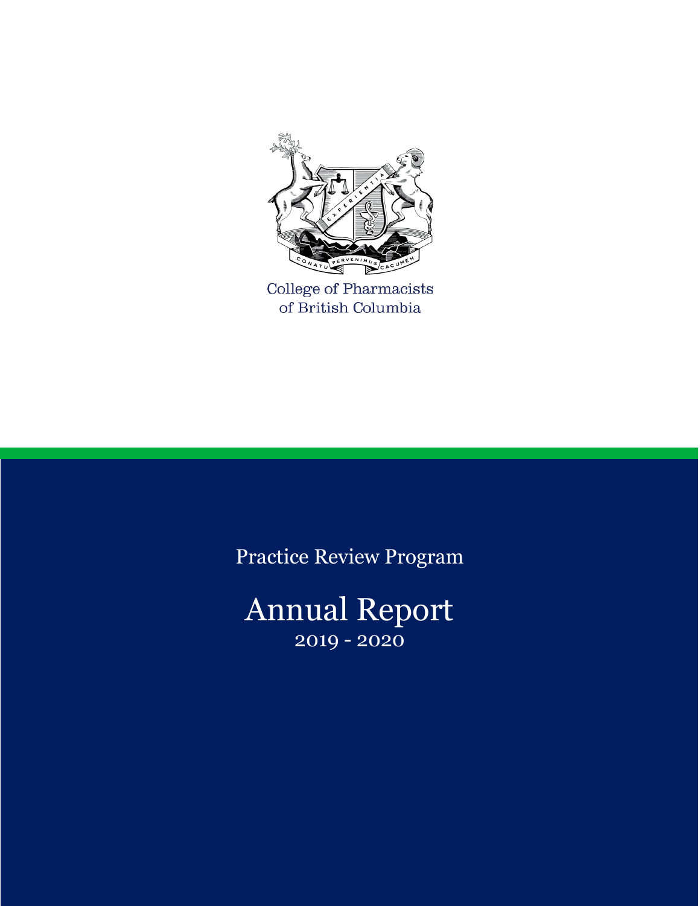College of Pharmacists of British Columbia

Practice Review Program

# Annual Report

2019 - 2020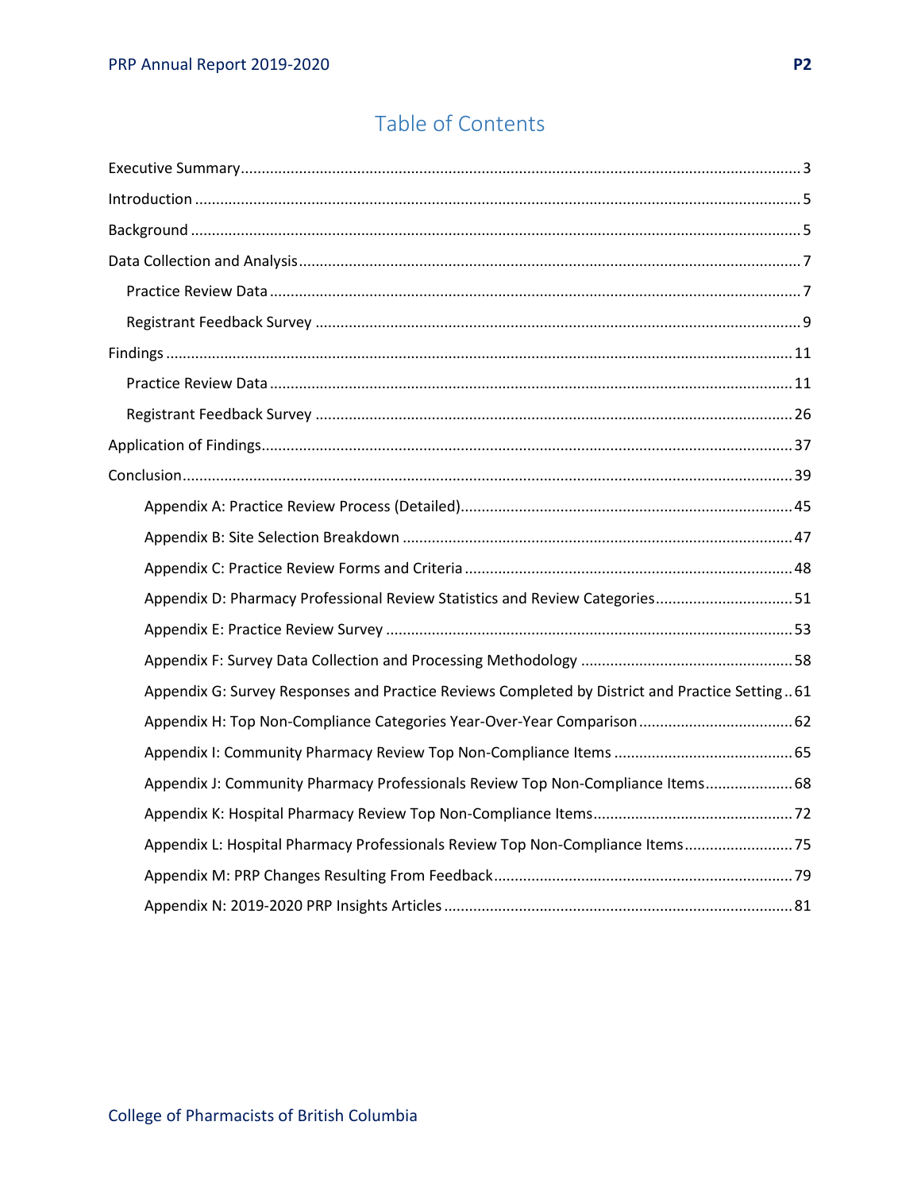# Table of Contents

Executive Summary ..... 3

Introduction ..... 5

Background ..... 5

Data Collection and Analysis ..... 7

- Practice Review Data ..... 7
- Registrant Feedback Survey ..... 9

Findings ..... 11

- Practice Review Data ..... 11
- Registrant Feedback Survey ..... 26

Application of Findings ..... 37

Conclusion ..... 39

- Appendix A: Practice Review Process (Detailed) ..... 45
- Appendix B: Site Selection Breakdown ..... 47
- Appendix C: Practice Review Forms and Criteria ..... 48
- Appendix D: Pharmacy Professional Review Statistics and Review Categories ..... 51
- Appendix E: Practice Review Survey ..... 53
- Appendix F: Survey Data Collection and Processing Methodology ..... 58
- Appendix G: Survey Responses and Practice Reviews Completed by District and Practice Setting ..... 61
- Appendix H: Top Non-Compliance Categories Year-Over-Year Comparison ..... 62
- Appendix I: Community Pharmacy Review Top Non-Compliance Items ..... 65
- Appendix J: Community Pharmacy Professionals Review Top Non-Compliance Items ..... 68
- Appendix K: Hospital Pharmacy Review Top Non-Compliance Items ..... 72
- Appendix L: Hospital Pharmacy Professionals Review Top Non-Compliance Items ..... 75
- Appendix M: PRP Changes Resulting From Feedback ..... 79
- Appendix N: 2019-2020 PRP Insights Articles ..... 81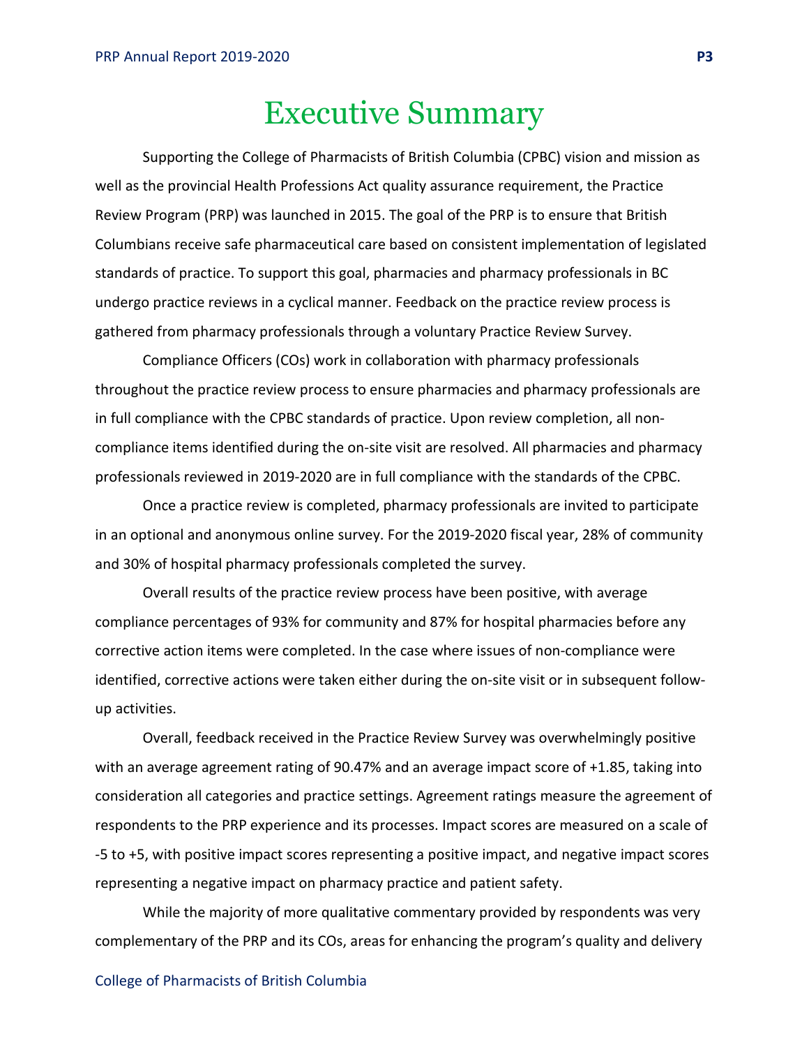# Executive Summary

Supporting the College of Pharmacists of British Columbia (CPBC) vision and mission as well as the provincial Health Professions Act quality assurance requirement, the Practice Review Program (PRP) was launched in 2015. The goal of the PRP is to ensure that British Columbians receive safe pharmaceutical care based on consistent implementation of legislated standards of practice. To support this goal, pharmacies and pharmacy professionals in BC undergo practice reviews in a cyclical manner. Feedback on the practice review process is gathered from pharmacy professionals through a voluntary Practice Review Survey.

Compliance Officers (COs) work in collaboration with pharmacy professionals throughout the practice review process to ensure pharmacies and pharmacy professionals are in full compliance with the CPBC standards of practice. Upon review completion, all non-compliance items identified during the on-site visit are resolved. All pharmacies and pharmacy professionals reviewed in 2019-2020 are in full compliance with the standards of the CPBC.

Once a practice review is completed, pharmacy professionals are invited to participate in an optional and anonymous online survey. For the 2019-2020 fiscal year, 28% of community and 30% of hospital pharmacy professionals completed the survey.

Overall results of the practice review process have been positive, with average compliance percentages of 93% for community and 87% for hospital pharmacies before any corrective action items were completed. In the case where issues of non-compliance were identified, corrective actions were taken either during the on-site visit or in subsequent follow-up activities.

Overall, feedback received in the Practice Review Survey was overwhelmingly positive with an average agreement rating of 90.47% and an average impact score of +1.85, taking into consideration all categories and practice settings. Agreement ratings measure the agreement of respondents to the PRP experience and its processes. Impact scores are measured on a scale of -5 to +5, with positive impact scores representing a positive impact, and negative impact scores representing a negative impact on pharmacy practice and patient safety.

While the majority of more qualitative commentary provided by respondents was very complementary of the PRP and its COs, areas for enhancing the program's quality and delivery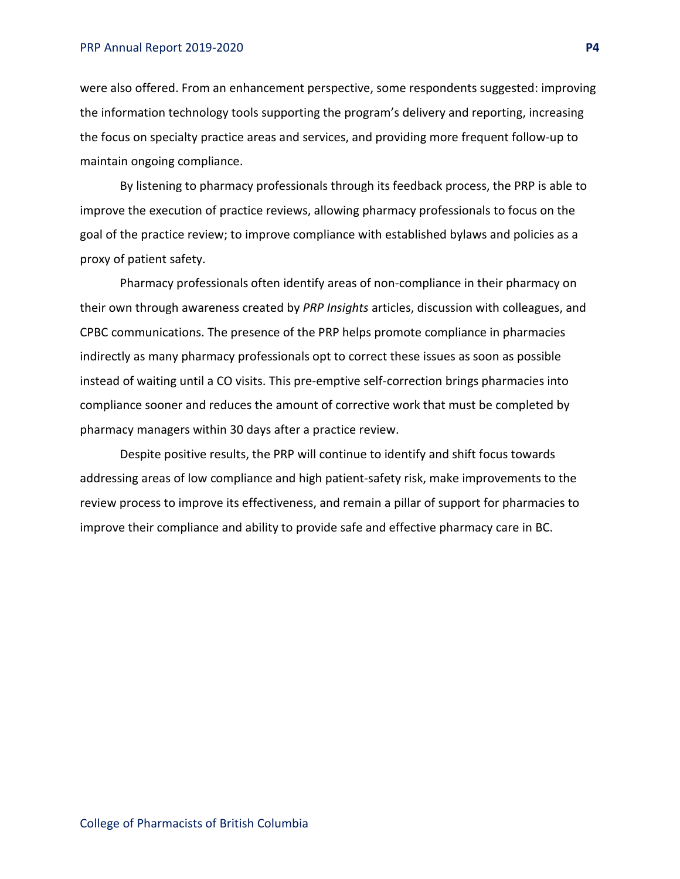were also offered. From an enhancement perspective, some respondents suggested: improving the information technology tools supporting the program's delivery and reporting, increasing the focus on specialty practice areas and services, and providing more frequent follow-up to maintain ongoing compliance.

By listening to pharmacy professionals through its feedback process, the PRP is able to improve the execution of practice reviews, allowing pharmacy professionals to focus on the goal of the practice review; to improve compliance with established bylaws and policies as a proxy of patient safety.

Pharmacy professionals often identify areas of non-compliance in their pharmacy on their own through awareness created by *PRP Insights* articles, discussion with colleagues, and CPBC communications. The presence of the PRP helps promote compliance in pharmacies indirectly as many pharmacy professionals opt to correct these issues as soon as possible instead of waiting until a CO visits. This pre-emptive self-correction brings pharmacies into compliance sooner and reduces the amount of corrective work that must be completed by pharmacy managers within 30 days after a practice review.

Despite positive results, the PRP will continue to identify and shift focus towards addressing areas of low compliance and high patient-safety risk, make improvements to the review process to improve its effectiveness, and remain a pillar of support for pharmacies to improve their compliance and ability to provide safe and effective pharmacy care in BC.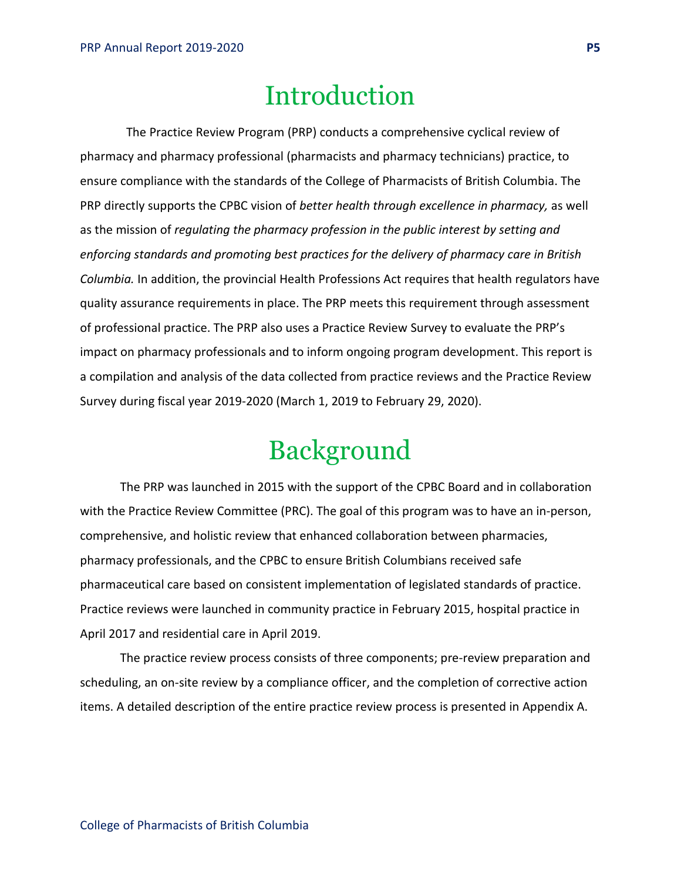# Introduction

The Practice Review Program (PRP) conducts a comprehensive cyclical review of pharmacy and pharmacy professional (pharmacists and pharmacy technicians) practice, to ensure compliance with the standards of the College of Pharmacists of British Columbia. The PRP directly supports the CPBC vision of *better health through excellence in pharmacy,* as well as the mission of *regulating the pharmacy profession in the public interest by setting and enforcing standards and promoting best practices for the delivery of pharmacy care in British Columbia.* In addition, the provincial Health Professions Act requires that health regulators have quality assurance requirements in place. The PRP meets this requirement through assessment of professional practice. The PRP also uses a Practice Review Survey to evaluate the PRP's impact on pharmacy professionals and to inform ongoing program development. This report is a compilation and analysis of the data collected from practice reviews and the Practice Review Survey during fiscal year 2019-2020 (March 1, 2019 to February 29, 2020).

# Background

The PRP was launched in 2015 with the support of the CPBC Board and in collaboration with the Practice Review Committee (PRC). The goal of this program was to have an in-person, comprehensive, and holistic review that enhanced collaboration between pharmacies, pharmacy professionals, and the CPBC to ensure British Columbians received safe pharmaceutical care based on consistent implementation of legislated standards of practice. Practice reviews were launched in community practice in February 2015, hospital practice in April 2017 and residential care in April 2019.

The practice review process consists of three components; pre-review preparation and scheduling, an on-site review by a compliance officer, and the completion of corrective action items. A detailed description of the entire practice review process is presented in Appendix A.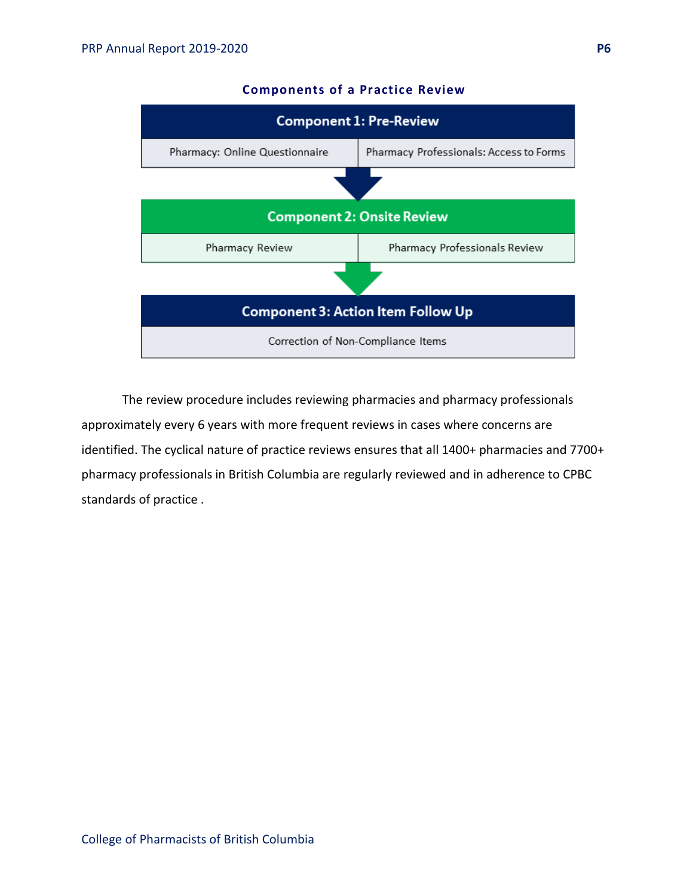### Components of a Practice Review

| Component 1: Pre-Review | |
|---|---|
| Pharmacy: Online Questionnaire | Pharmacy Professionals: Access to Forms |

| Component 2: Onsite Review | |
|---|---|
| Pharmacy Review | Pharmacy Professionals Review |

| Component 3: Action Item Follow Up |
|---|
| Correction of Non-Compliance Items |

The review procedure includes reviewing pharmacies and pharmacy professionals approximately every 6 years with more frequent reviews in cases where concerns are identified. The cyclical nature of practice reviews ensures that all 1400+ pharmacies and 7700+ pharmacy professionals in British Columbia are regularly reviewed and in adherence to CPBC standards of practice .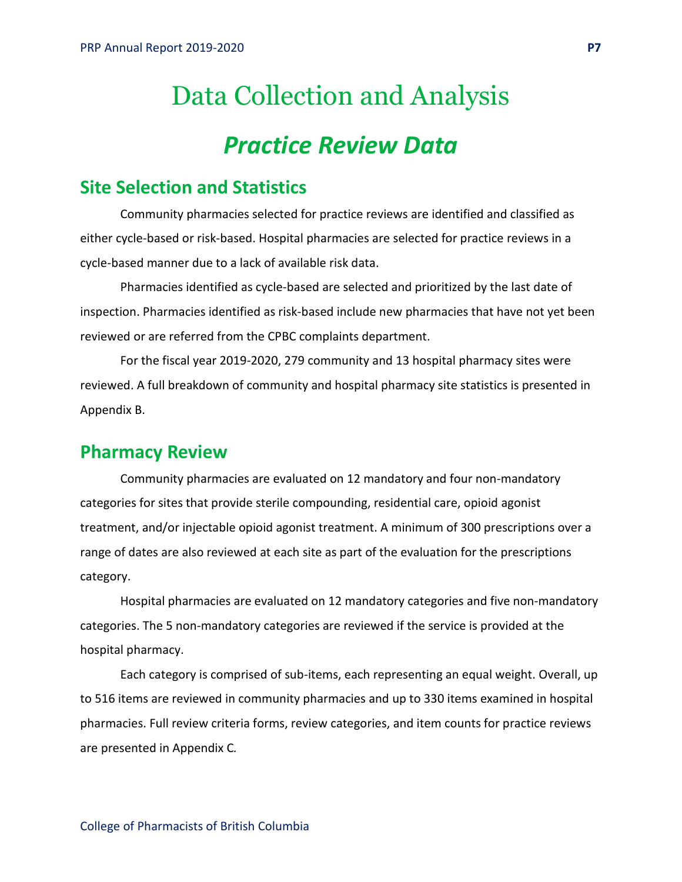# Data Collection and Analysis

## *Practice Review Data*

### Site Selection and Statistics

Community pharmacies selected for practice reviews are identified and classified as either cycle-based or risk-based. Hospital pharmacies are selected for practice reviews in a cycle-based manner due to a lack of available risk data.

Pharmacies identified as cycle-based are selected and prioritized by the last date of inspection. Pharmacies identified as risk-based include new pharmacies that have not yet been reviewed or are referred from the CPBC complaints department.

For the fiscal year 2019-2020, 279 community and 13 hospital pharmacy sites were reviewed. A full breakdown of community and hospital pharmacy site statistics is presented in Appendix B.

### Pharmacy Review

Community pharmacies are evaluated on 12 mandatory and four non-mandatory categories for sites that provide sterile compounding, residential care, opioid agonist treatment, and/or injectable opioid agonist treatment. A minimum of 300 prescriptions over a range of dates are also reviewed at each site as part of the evaluation for the prescriptions category.

Hospital pharmacies are evaluated on 12 mandatory categories and five non-mandatory categories. The 5 non-mandatory categories are reviewed if the service is provided at the hospital pharmacy.

Each category is comprised of sub-items, each representing an equal weight. Overall, up to 516 items are reviewed in community pharmacies and up to 330 items examined in hospital pharmacies. Full review criteria forms, review categories, and item counts for practice reviews are presented in Appendix C.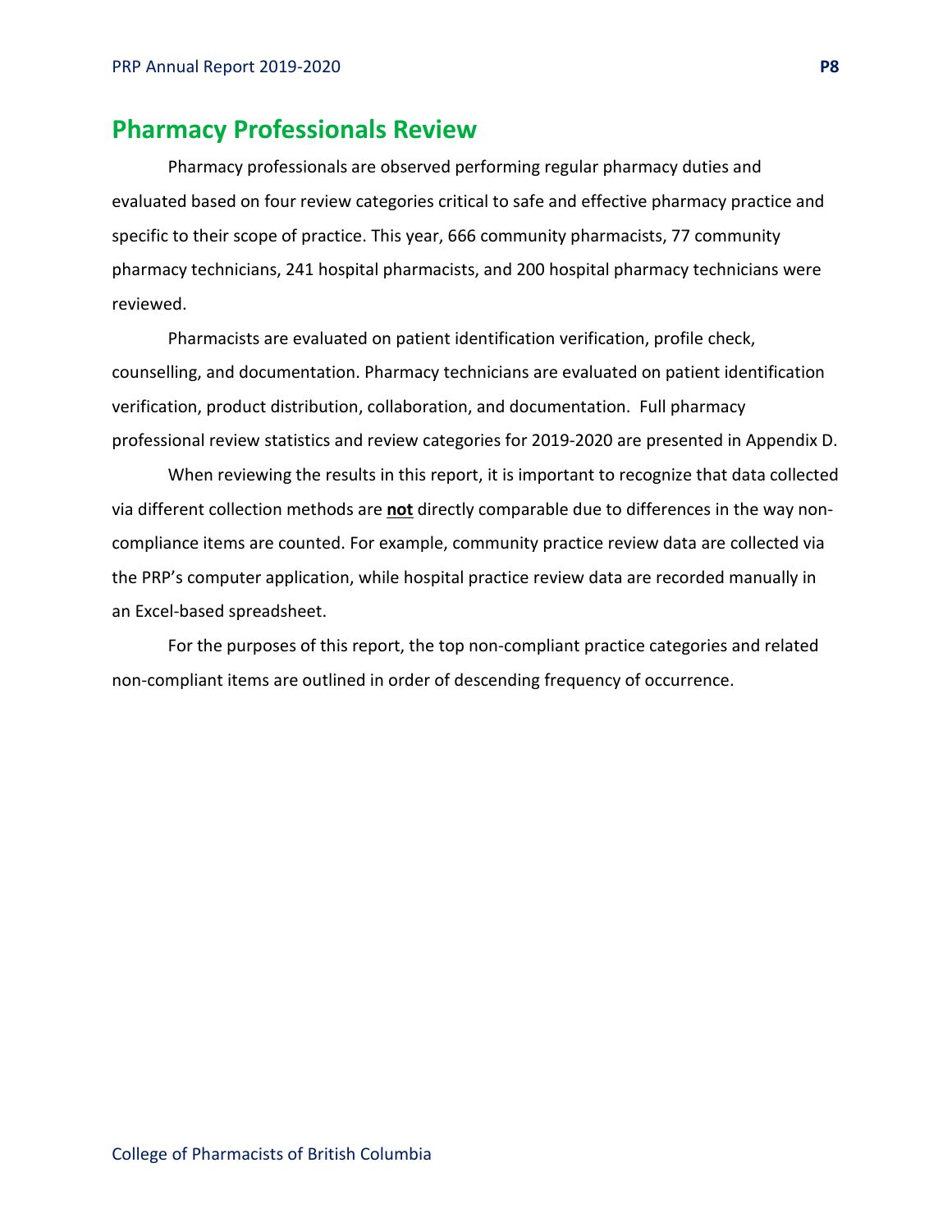## Pharmacy Professionals Review

Pharmacy professionals are observed performing regular pharmacy duties and evaluated based on four review categories critical to safe and effective pharmacy practice and specific to their scope of practice. This year, 666 community pharmacists, 77 community pharmacy technicians, 241 hospital pharmacists, and 200 hospital pharmacy technicians were reviewed.

Pharmacists are evaluated on patient identification verification, profile check, counselling, and documentation. Pharmacy technicians are evaluated on patient identification verification, product distribution, collaboration, and documentation. Full pharmacy professional review statistics and review categories for 2019-2020 are presented in Appendix D.

When reviewing the results in this report, it is important to recognize that data collected via different collection methods are **not** directly comparable due to differences in the way non-compliance items are counted. For example, community practice review data are collected via the PRP's computer application, while hospital practice review data are recorded manually in an Excel-based spreadsheet.

For the purposes of this report, the top non-compliant practice categories and related non-compliant items are outlined in order of descending frequency of occurrence.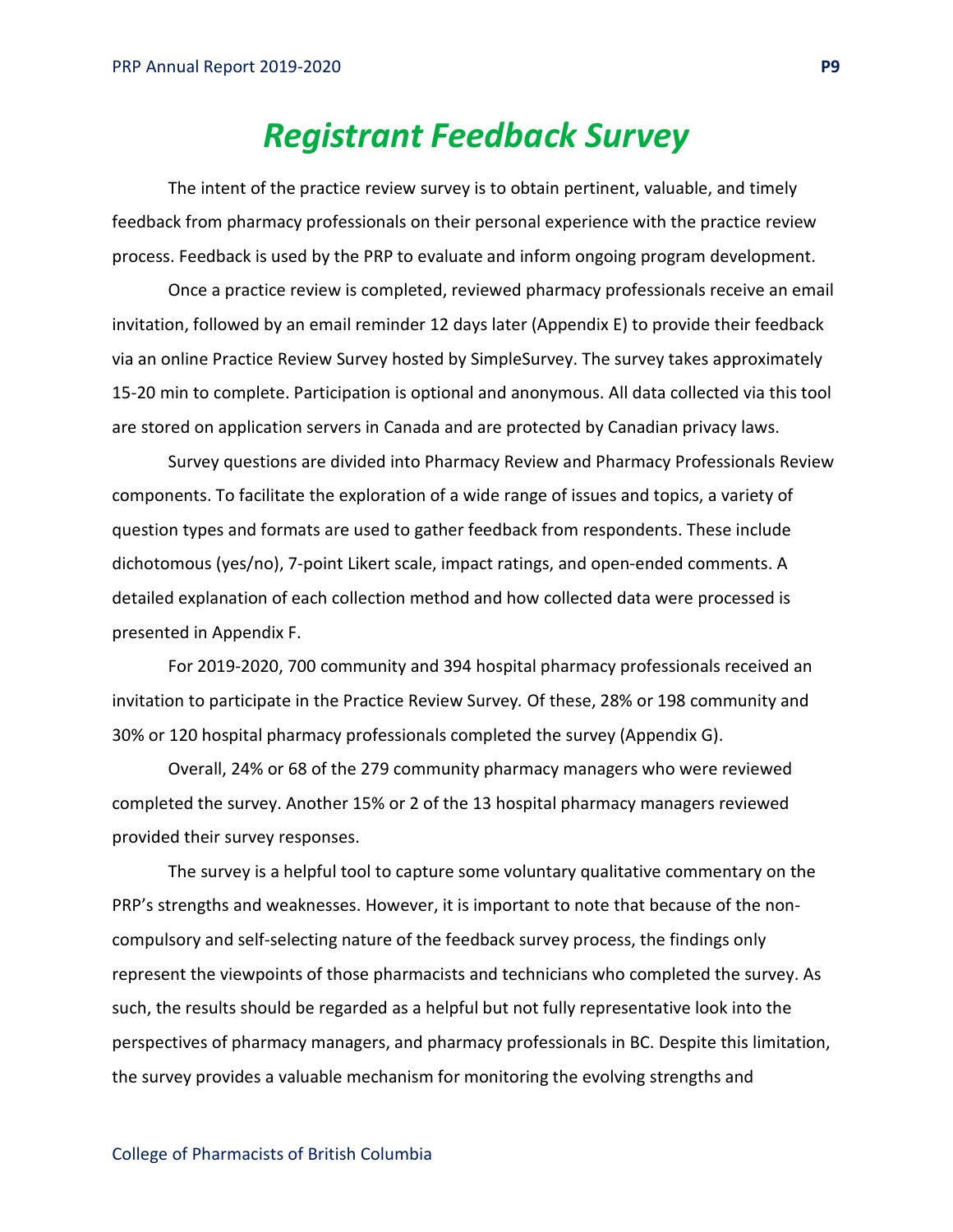# *Registrant Feedback Survey*

The intent of the practice review survey is to obtain pertinent, valuable, and timely feedback from pharmacy professionals on their personal experience with the practice review process. Feedback is used by the PRP to evaluate and inform ongoing program development.

Once a practice review is completed, reviewed pharmacy professionals receive an email invitation, followed by an email reminder 12 days later (Appendix E) to provide their feedback via an online Practice Review Survey hosted by SimpleSurvey. The survey takes approximately 15-20 min to complete. Participation is optional and anonymous. All data collected via this tool are stored on application servers in Canada and are protected by Canadian privacy laws.

Survey questions are divided into Pharmacy Review and Pharmacy Professionals Review components. To facilitate the exploration of a wide range of issues and topics, a variety of question types and formats are used to gather feedback from respondents. These include dichotomous (yes/no), 7-point Likert scale, impact ratings, and open-ended comments. A detailed explanation of each collection method and how collected data were processed is presented in Appendix F.

For 2019-2020, 700 community and 394 hospital pharmacy professionals received an invitation to participate in the Practice Review Survey. Of these, 28% or 198 community and 30% or 120 hospital pharmacy professionals completed the survey (Appendix G).

Overall, 24% or 68 of the 279 community pharmacy managers who were reviewed completed the survey. Another 15% or 2 of the 13 hospital pharmacy managers reviewed provided their survey responses.

The survey is a helpful tool to capture some voluntary qualitative commentary on the PRP's strengths and weaknesses. However, it is important to note that because of the non-compulsory and self-selecting nature of the feedback survey process, the findings only represent the viewpoints of those pharmacists and technicians who completed the survey. As such, the results should be regarded as a helpful but not fully representative look into the perspectives of pharmacy managers, and pharmacy professionals in BC. Despite this limitation, the survey provides a valuable mechanism for monitoring the evolving strengths and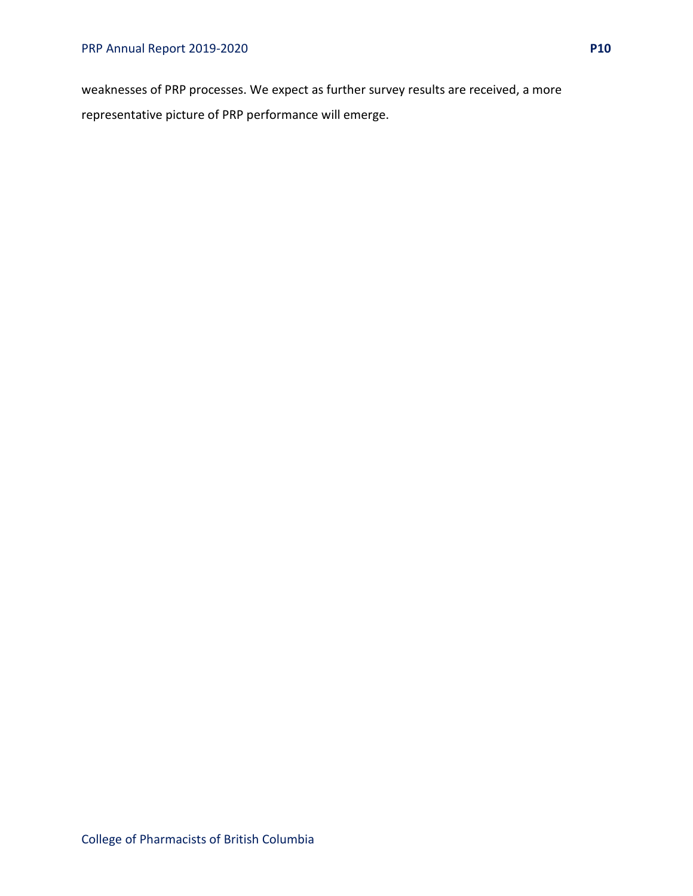weaknesses of PRP processes. We expect as further survey results are received, a more representative picture of PRP performance will emerge.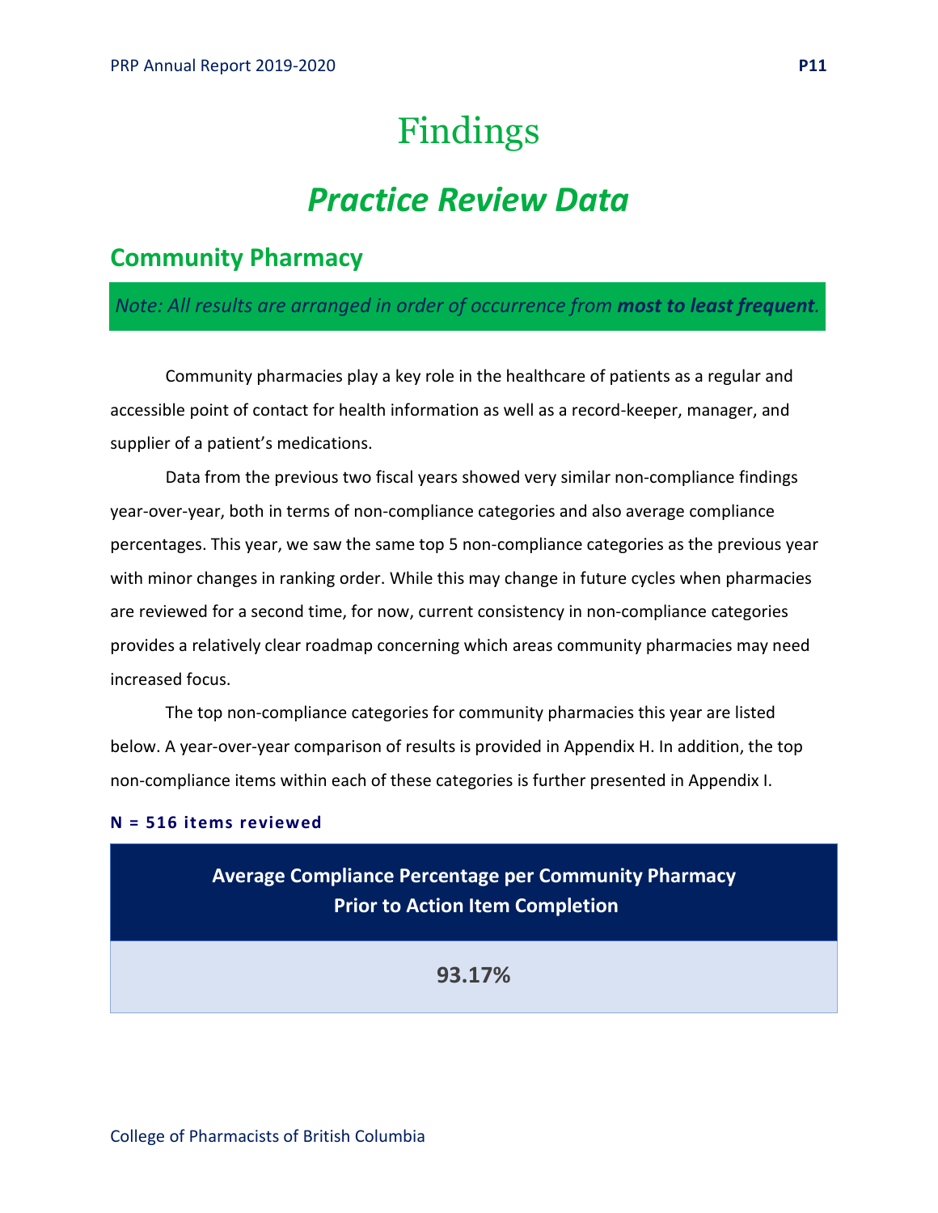# Findings

## *Practice Review Data*

### Community Pharmacy

*Note: All results are arranged in order of occurrence from **most to least frequent**.*

Community pharmacies play a key role in the healthcare of patients as a regular and accessible point of contact for health information as well as a record-keeper, manager, and supplier of a patient's medications.

Data from the previous two fiscal years showed very similar non-compliance findings year-over-year, both in terms of non-compliance categories and also average compliance percentages. This year, we saw the same top 5 non-compliance categories as the previous year with minor changes in ranking order. While this may change in future cycles when pharmacies are reviewed for a second time, for now, current consistency in non-compliance categories provides a relatively clear roadmap concerning which areas community pharmacies may need increased focus.

The top non-compliance categories for community pharmacies this year are listed below. A year-over-year comparison of results is provided in Appendix H. In addition, the top non-compliance items within each of these categories is further presented in Appendix I.

**N = 516 items reviewed**

| Average Compliance Percentage per Community Pharmacy Prior to Action Item Completion |
|---|
| 93.17% |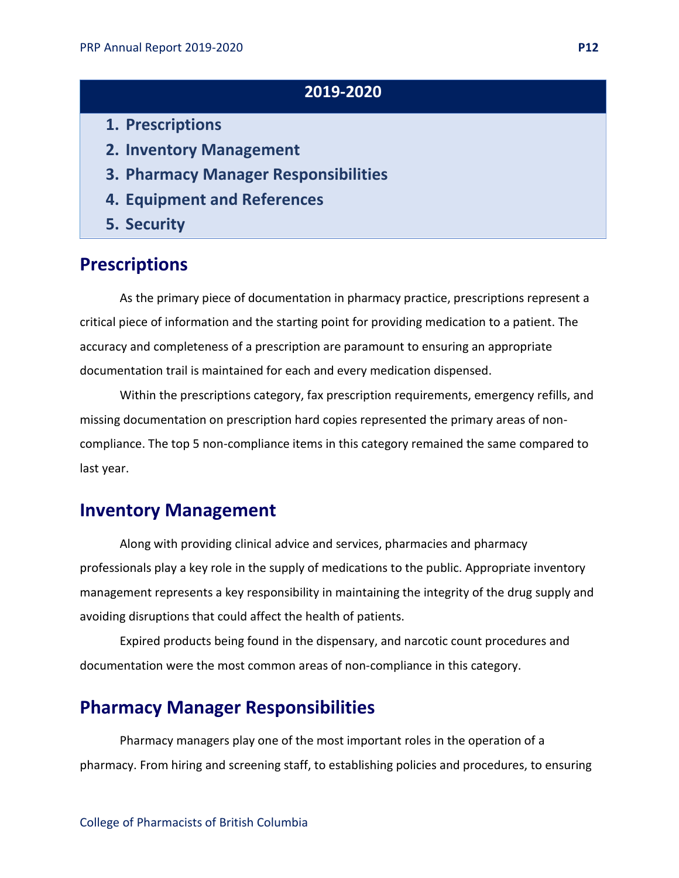**2019-2020**

1. **Prescriptions**
2. **Inventory Management**
3. **Pharmacy Manager Responsibilities**
4. **Equipment and References**
5. **Security**

## Prescriptions

As the primary piece of documentation in pharmacy practice, prescriptions represent a critical piece of information and the starting point for providing medication to a patient. The accuracy and completeness of a prescription are paramount to ensuring an appropriate documentation trail is maintained for each and every medication dispensed.

Within the prescriptions category, fax prescription requirements, emergency refills, and missing documentation on prescription hard copies represented the primary areas of non-compliance. The top 5 non-compliance items in this category remained the same compared to last year.

## Inventory Management

Along with providing clinical advice and services, pharmacies and pharmacy professionals play a key role in the supply of medications to the public. Appropriate inventory management represents a key responsibility in maintaining the integrity of the drug supply and avoiding disruptions that could affect the health of patients.

Expired products being found in the dispensary, and narcotic count procedures and documentation were the most common areas of non-compliance in this category.

## Pharmacy Manager Responsibilities

Pharmacy managers play one of the most important roles in the operation of a pharmacy. From hiring and screening staff, to establishing policies and procedures, to ensuring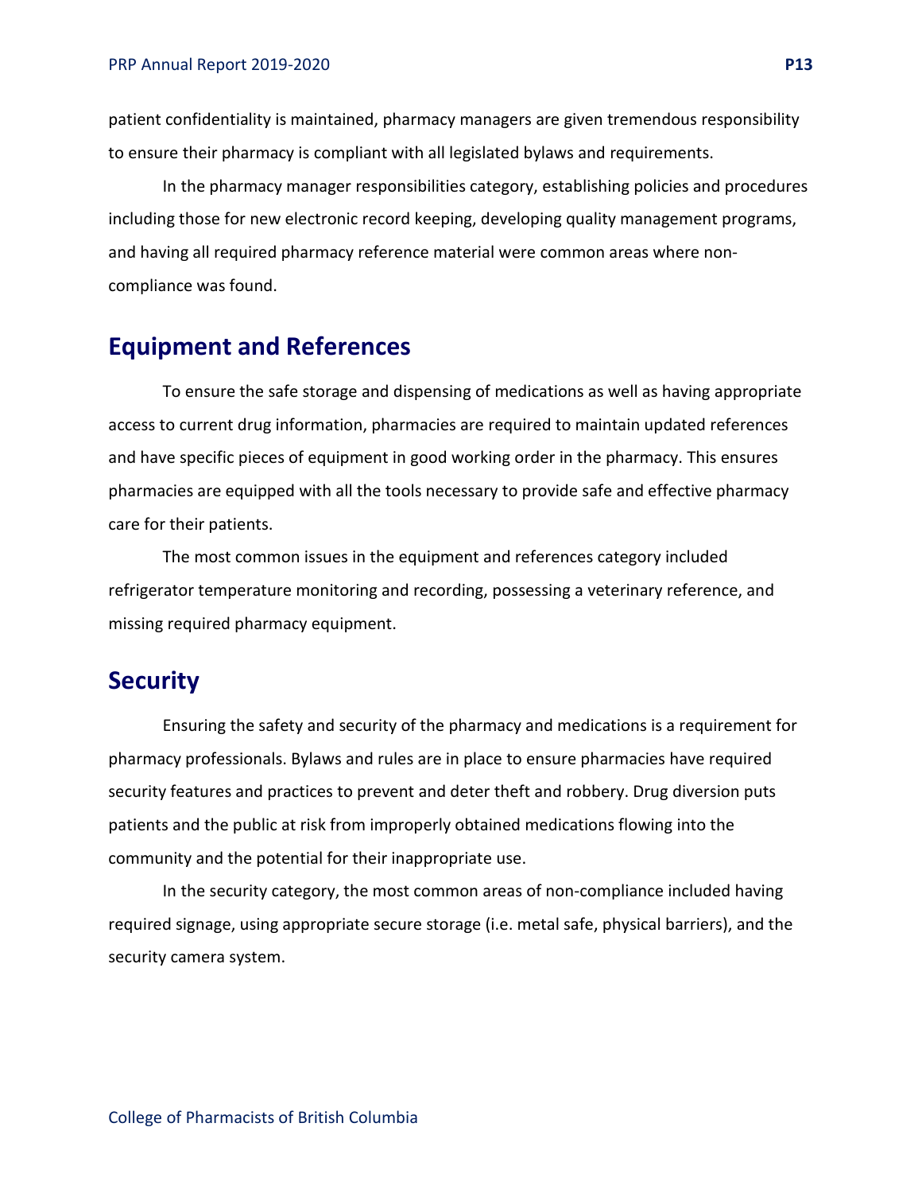patient confidentiality is maintained, pharmacy managers are given tremendous responsibility to ensure their pharmacy is compliant with all legislated bylaws and requirements.

In the pharmacy manager responsibilities category, establishing policies and procedures including those for new electronic record keeping, developing quality management programs, and having all required pharmacy reference material were common areas where non-compliance was found.

## Equipment and References

To ensure the safe storage and dispensing of medications as well as having appropriate access to current drug information, pharmacies are required to maintain updated references and have specific pieces of equipment in good working order in the pharmacy. This ensures pharmacies are equipped with all the tools necessary to provide safe and effective pharmacy care for their patients.

The most common issues in the equipment and references category included refrigerator temperature monitoring and recording, possessing a veterinary reference, and missing required pharmacy equipment.

## Security

Ensuring the safety and security of the pharmacy and medications is a requirement for pharmacy professionals. Bylaws and rules are in place to ensure pharmacies have required security features and practices to prevent and deter theft and robbery. Drug diversion puts patients and the public at risk from improperly obtained medications flowing into the community and the potential for their inappropriate use.

In the security category, the most common areas of non-compliance included having required signage, using appropriate secure storage (i.e. metal safe, physical barriers), and the security camera system.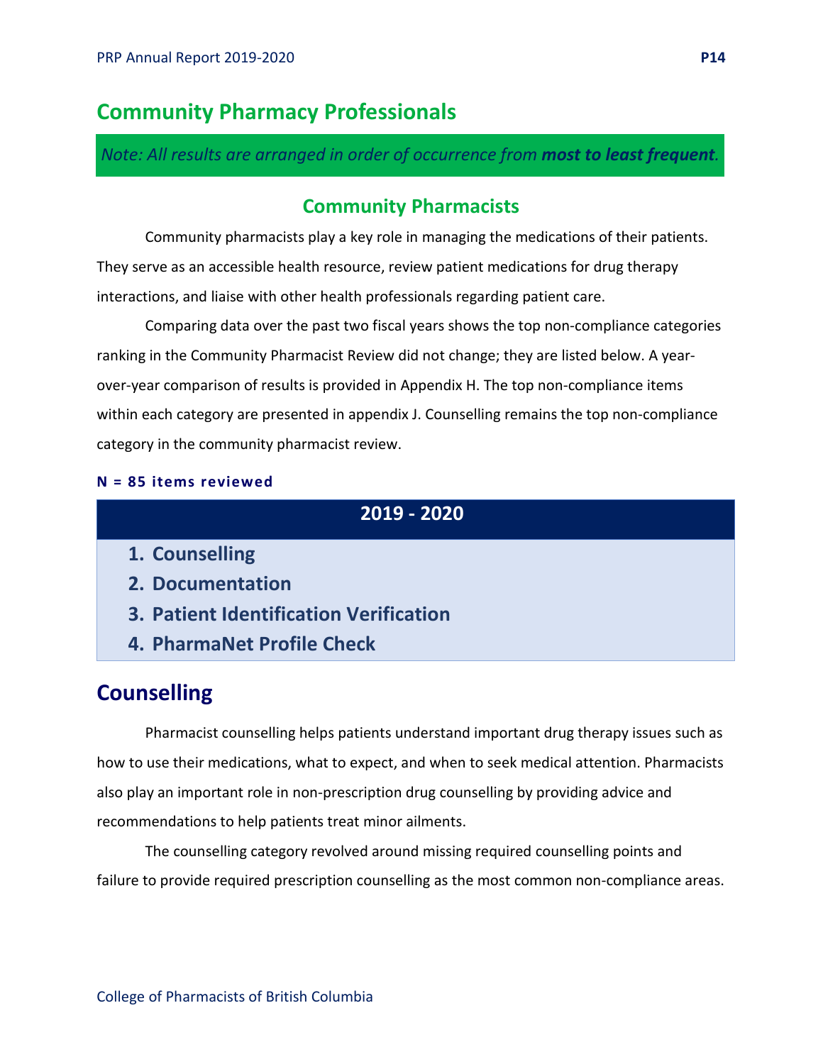# Community Pharmacy Professionals

*Note: All results are arranged in order of occurrence from **most to least frequent**.*

## Community Pharmacists

Community pharmacists play a key role in managing the medications of their patients. They serve as an accessible health resource, review patient medications for drug therapy interactions, and liaise with other health professionals regarding patient care.

Comparing data over the past two fiscal years shows the top non-compliance categories ranking in the Community Pharmacist Review did not change; they are listed below. A year-over-year comparison of results is provided in Appendix H. The top non-compliance items within each category are presented in appendix J. Counselling remains the top non-compliance category in the community pharmacist review.

**N = 85 items reviewed**

| 2019 - 2020 |
|---|
| 1. **Counselling** |
| 2. **Documentation** |
| 3. **Patient Identification Verification** |
| 4. **PharmaNet Profile Check** |

## Counselling

Pharmacist counselling helps patients understand important drug therapy issues such as how to use their medications, what to expect, and when to seek medical attention. Pharmacists also play an important role in non-prescription drug counselling by providing advice and recommendations to help patients treat minor ailments.

The counselling category revolved around missing required counselling points and failure to provide required prescription counselling as the most common non-compliance areas.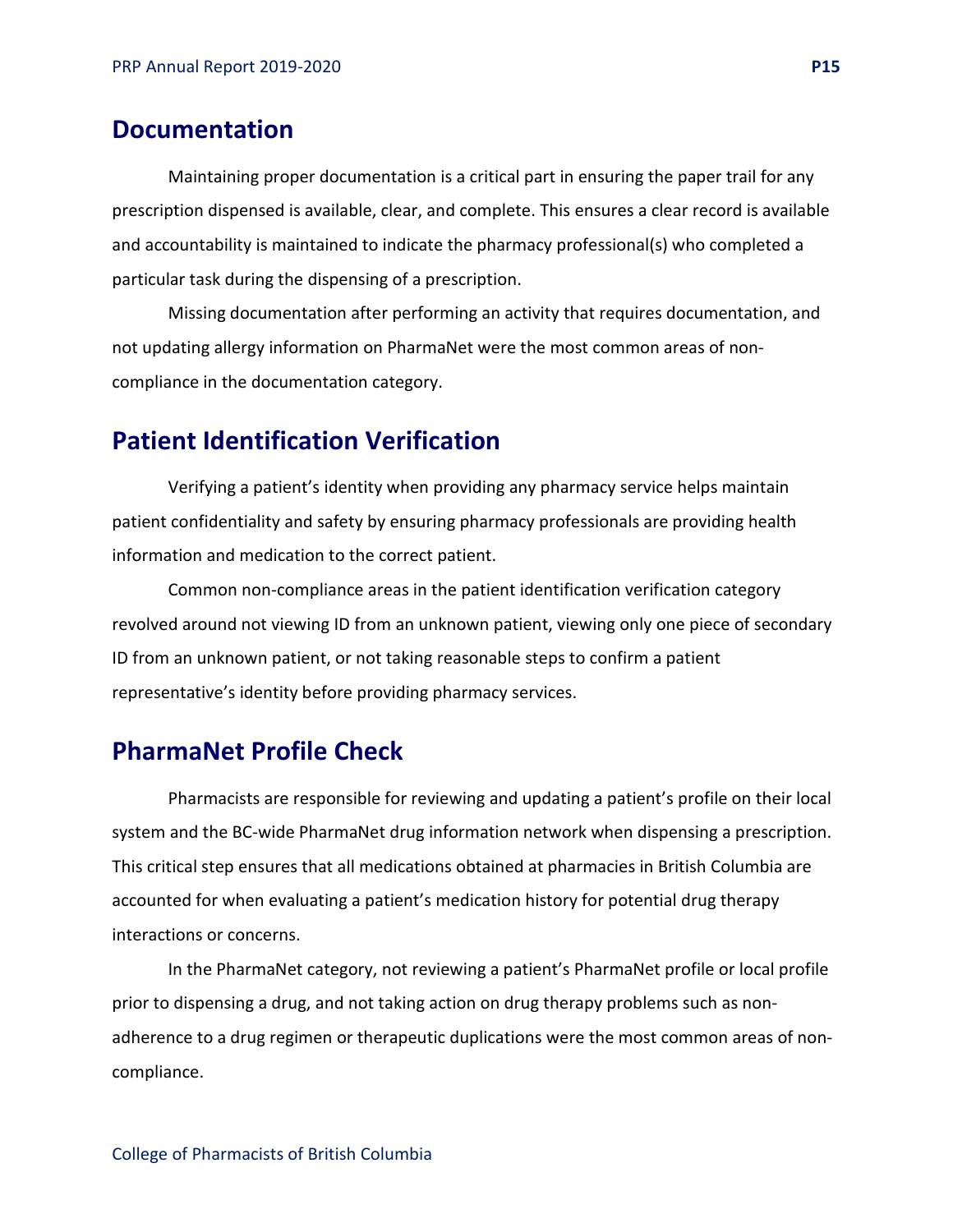## Documentation

Maintaining proper documentation is a critical part in ensuring the paper trail for any prescription dispensed is available, clear, and complete. This ensures a clear record is available and accountability is maintained to indicate the pharmacy professional(s) who completed a particular task during the dispensing of a prescription.

Missing documentation after performing an activity that requires documentation, and not updating allergy information on PharmaNet were the most common areas of non-compliance in the documentation category.

## Patient Identification Verification

Verifying a patient's identity when providing any pharmacy service helps maintain patient confidentiality and safety by ensuring pharmacy professionals are providing health information and medication to the correct patient.

Common non-compliance areas in the patient identification verification category revolved around not viewing ID from an unknown patient, viewing only one piece of secondary ID from an unknown patient, or not taking reasonable steps to confirm a patient representative's identity before providing pharmacy services.

## PharmaNet Profile Check

Pharmacists are responsible for reviewing and updating a patient's profile on their local system and the BC-wide PharmaNet drug information network when dispensing a prescription. This critical step ensures that all medications obtained at pharmacies in British Columbia are accounted for when evaluating a patient's medication history for potential drug therapy interactions or concerns.

In the PharmaNet category, not reviewing a patient's PharmaNet profile or local profile prior to dispensing a drug, and not taking action on drug therapy problems such as non-adherence to a drug regimen or therapeutic duplications were the most common areas of non-compliance.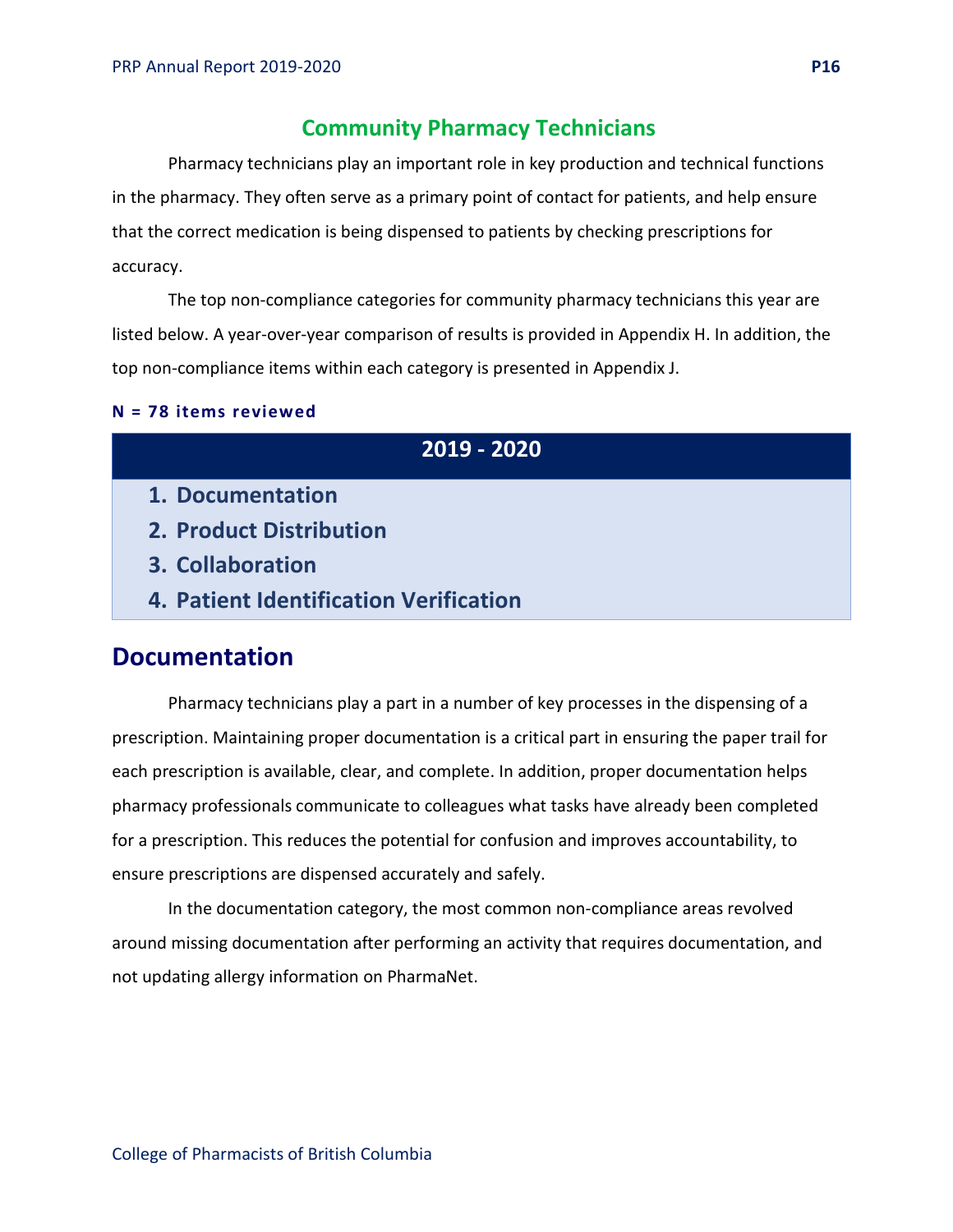## Community Pharmacy Technicians

Pharmacy technicians play an important role in key production and technical functions in the pharmacy. They often serve as a primary point of contact for patients, and help ensure that the correct medication is being dispensed to patients by checking prescriptions for accuracy.

The top non-compliance categories for community pharmacy technicians this year are listed below. A year-over-year comparison of results is provided in Appendix H. In addition, the top non-compliance items within each category is presented in Appendix J.

**N = 78 items reviewed**

| 2019 - 2020 |
|---|
| 1. Documentation |
| 2. Product Distribution |
| 3. Collaboration |
| 4. Patient Identification Verification |

## Documentation

Pharmacy technicians play a part in a number of key processes in the dispensing of a prescription. Maintaining proper documentation is a critical part in ensuring the paper trail for each prescription is available, clear, and complete. In addition, proper documentation helps pharmacy professionals communicate to colleagues what tasks have already been completed for a prescription. This reduces the potential for confusion and improves accountability, to ensure prescriptions are dispensed accurately and safely.

In the documentation category, the most common non-compliance areas revolved around missing documentation after performing an activity that requires documentation, and not updating allergy information on PharmaNet.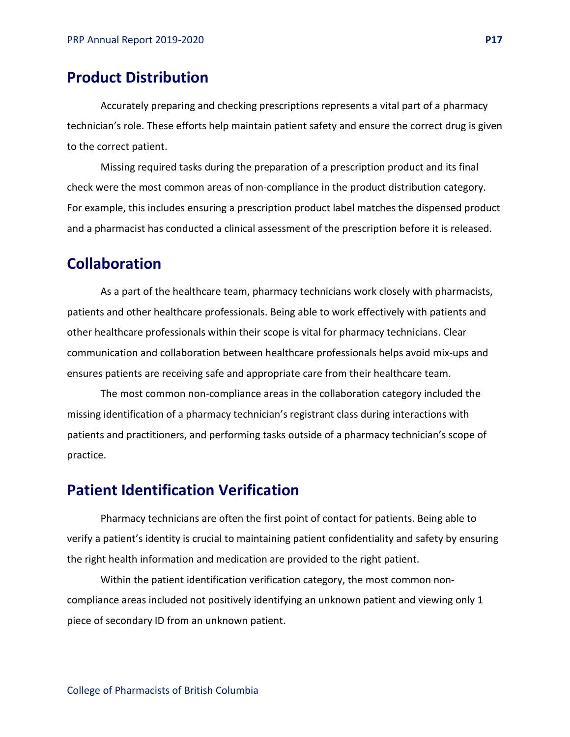## Product Distribution

Accurately preparing and checking prescriptions represents a vital part of a pharmacy technician's role. These efforts help maintain patient safety and ensure the correct drug is given to the correct patient.

Missing required tasks during the preparation of a prescription product and its final check were the most common areas of non-compliance in the product distribution category. For example, this includes ensuring a prescription product label matches the dispensed product and a pharmacist has conducted a clinical assessment of the prescription before it is released.

## Collaboration

As a part of the healthcare team, pharmacy technicians work closely with pharmacists, patients and other healthcare professionals. Being able to work effectively with patients and other healthcare professionals within their scope is vital for pharmacy technicians. Clear communication and collaboration between healthcare professionals helps avoid mix-ups and ensures patients are receiving safe and appropriate care from their healthcare team.

The most common non-compliance areas in the collaboration category included the missing identification of a pharmacy technician's registrant class during interactions with patients and practitioners, and performing tasks outside of a pharmacy technician's scope of practice.

## Patient Identification Verification

Pharmacy technicians are often the first point of contact for patients. Being able to verify a patient's identity is crucial to maintaining patient confidentiality and safety by ensuring the right health information and medication are provided to the right patient.

Within the patient identification verification category, the most common non-compliance areas included not positively identifying an unknown patient and viewing only 1 piece of secondary ID from an unknown patient.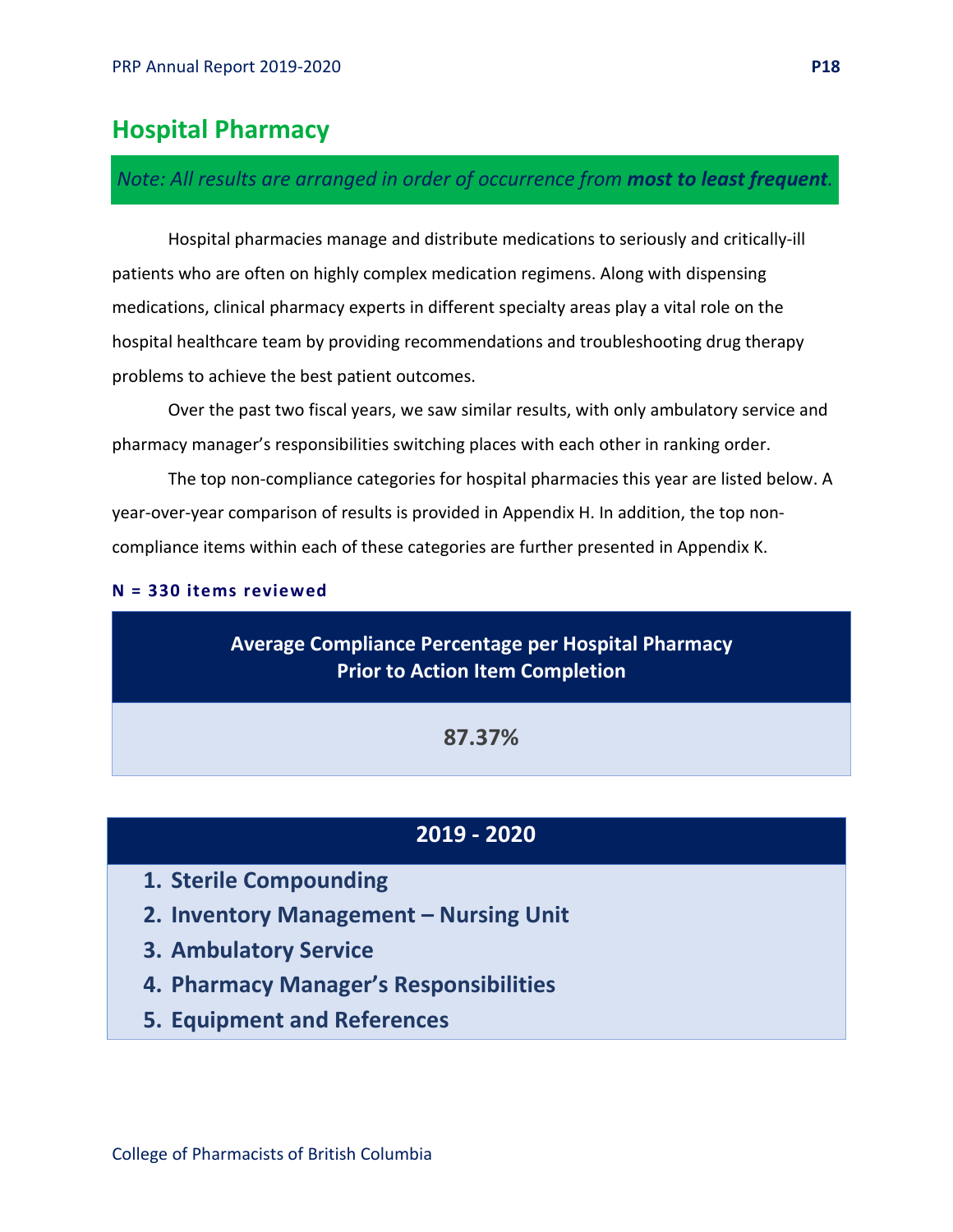## Hospital Pharmacy

*Note: All results are arranged in order of occurrence from **most to least frequent**.*

Hospital pharmacies manage and distribute medications to seriously and critically-ill patients who are often on highly complex medication regimens. Along with dispensing medications, clinical pharmacy experts in different specialty areas play a vital role on the hospital healthcare team by providing recommendations and troubleshooting drug therapy problems to achieve the best patient outcomes.

Over the past two fiscal years, we saw similar results, with only ambulatory service and pharmacy manager's responsibilities switching places with each other in ranking order.

The top non-compliance categories for hospital pharmacies this year are listed below. A year-over-year comparison of results is provided in Appendix H. In addition, the top non-compliance items within each of these categories are further presented in Appendix K.

**N = 330 items reviewed**

| Average Compliance Percentage per Hospital Pharmacy Prior to Action Item Completion |
|---|
| **87.37%** |

| 2019 - 2020 |
|---|
| 1. Sterile Compounding |
| 2. Inventory Management – Nursing Unit |
| 3. Ambulatory Service |
| 4. Pharmacy Manager's Responsibilities |
| 5. Equipment and References |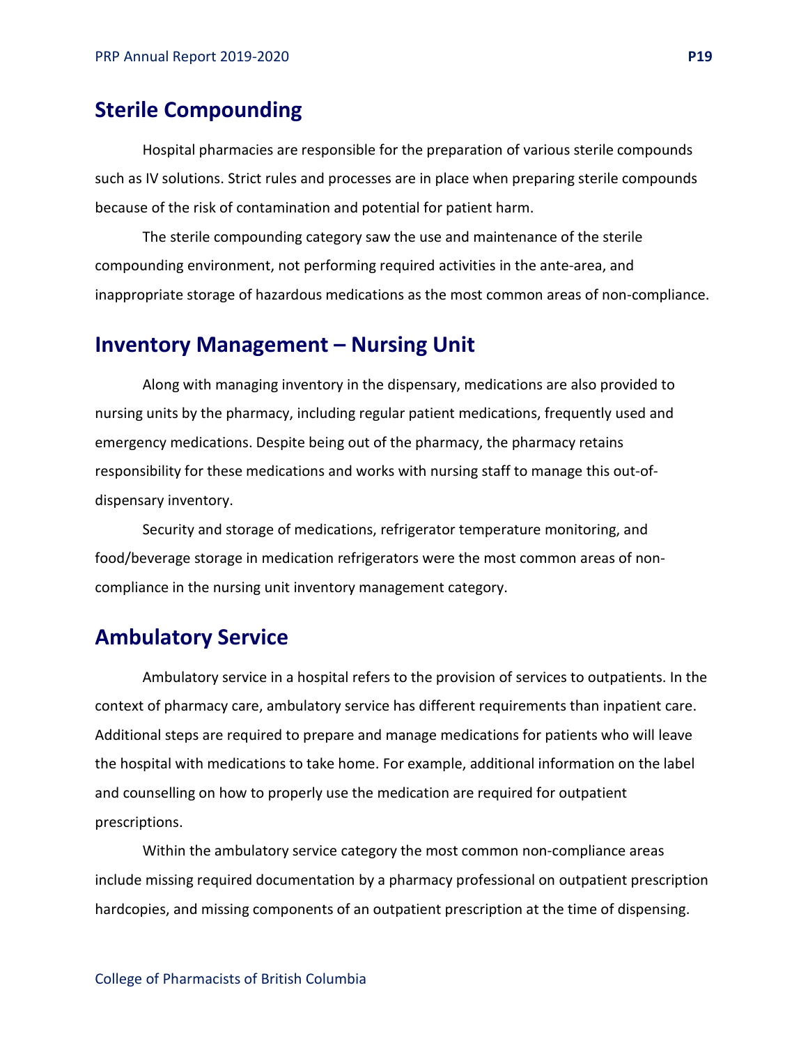## Sterile Compounding

Hospital pharmacies are responsible for the preparation of various sterile compounds such as IV solutions. Strict rules and processes are in place when preparing sterile compounds because of the risk of contamination and potential for patient harm.

The sterile compounding category saw the use and maintenance of the sterile compounding environment, not performing required activities in the ante-area, and inappropriate storage of hazardous medications as the most common areas of non-compliance.

## Inventory Management – Nursing Unit

Along with managing inventory in the dispensary, medications are also provided to nursing units by the pharmacy, including regular patient medications, frequently used and emergency medications. Despite being out of the pharmacy, the pharmacy retains responsibility for these medications and works with nursing staff to manage this out-of-dispensary inventory.

Security and storage of medications, refrigerator temperature monitoring, and food/beverage storage in medication refrigerators were the most common areas of non-compliance in the nursing unit inventory management category.

## Ambulatory Service

Ambulatory service in a hospital refers to the provision of services to outpatients. In the context of pharmacy care, ambulatory service has different requirements than inpatient care. Additional steps are required to prepare and manage medications for patients who will leave the hospital with medications to take home. For example, additional information on the label and counselling on how to properly use the medication are required for outpatient prescriptions.

Within the ambulatory service category the most common non-compliance areas include missing required documentation by a pharmacy professional on outpatient prescription hardcopies, and missing components of an outpatient prescription at the time of dispensing.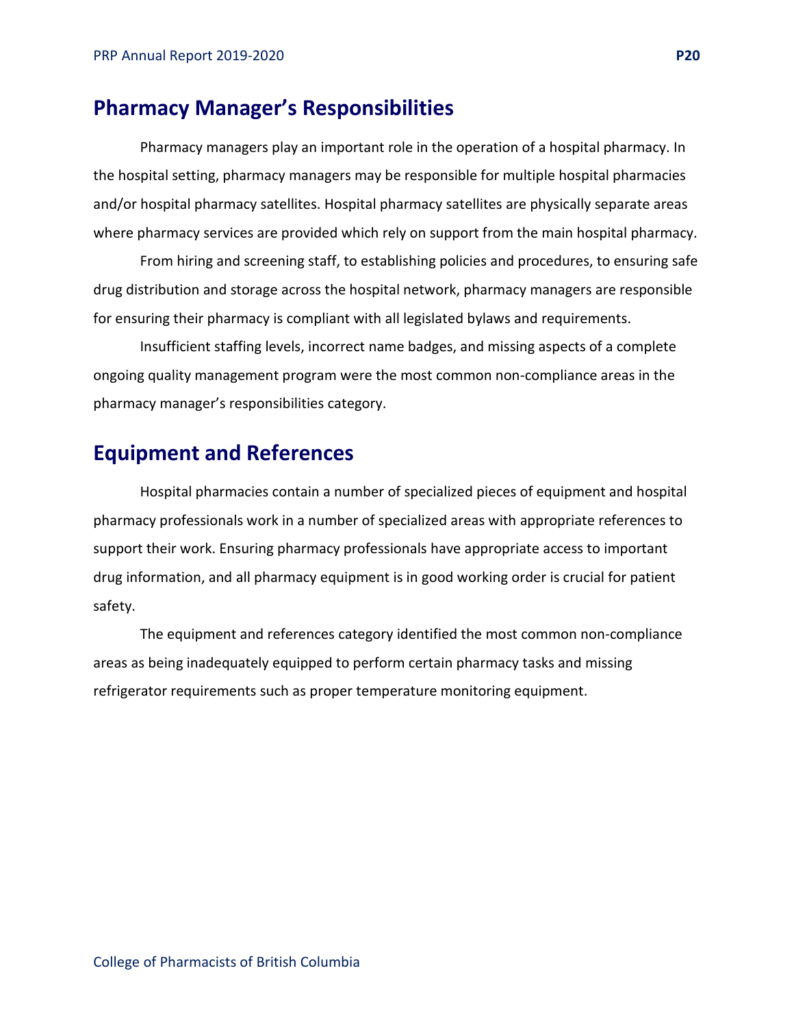## Pharmacy Manager's Responsibilities

Pharmacy managers play an important role in the operation of a hospital pharmacy. In the hospital setting, pharmacy managers may be responsible for multiple hospital pharmacies and/or hospital pharmacy satellites. Hospital pharmacy satellites are physically separate areas where pharmacy services are provided which rely on support from the main hospital pharmacy.

From hiring and screening staff, to establishing policies and procedures, to ensuring safe drug distribution and storage across the hospital network, pharmacy managers are responsible for ensuring their pharmacy is compliant with all legislated bylaws and requirements.

Insufficient staffing levels, incorrect name badges, and missing aspects of a complete ongoing quality management program were the most common non-compliance areas in the pharmacy manager's responsibilities category.

## Equipment and References

Hospital pharmacies contain a number of specialized pieces of equipment and hospital pharmacy professionals work in a number of specialized areas with appropriate references to support their work. Ensuring pharmacy professionals have appropriate access to important drug information, and all pharmacy equipment is in good working order is crucial for patient safety.

The equipment and references category identified the most common non-compliance areas as being inadequately equipped to perform certain pharmacy tasks and missing refrigerator requirements such as proper temperature monitoring equipment.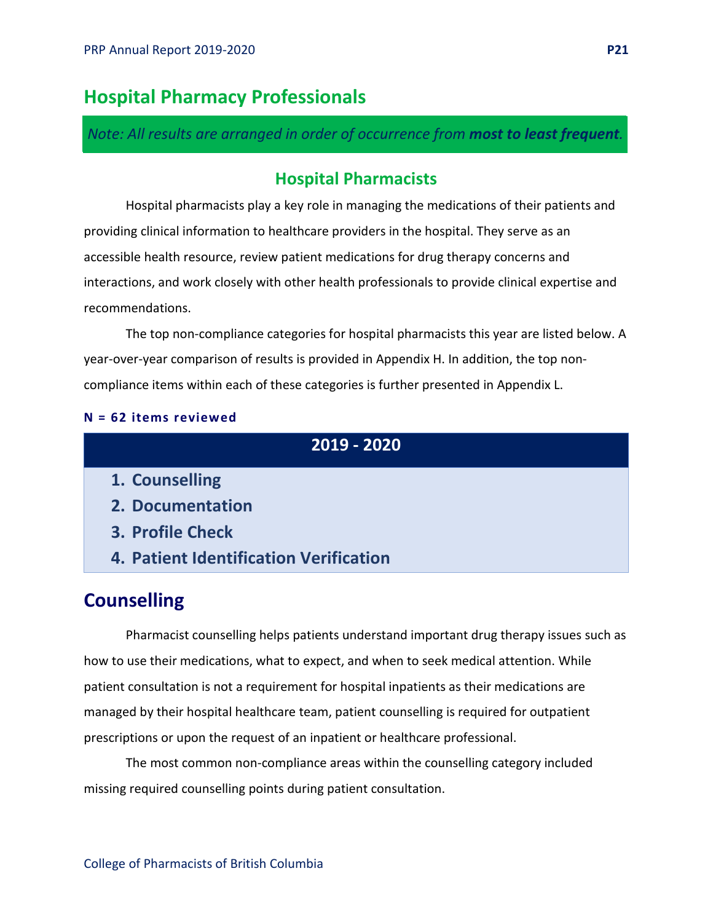# Hospital Pharmacy Professionals

*Note: All results are arranged in order of occurrence from **most to least frequent**.*

## Hospital Pharmacists

Hospital pharmacists play a key role in managing the medications of their patients and providing clinical information to healthcare providers in the hospital. They serve as an accessible health resource, review patient medications for drug therapy concerns and interactions, and work closely with other health professionals to provide clinical expertise and recommendations.

The top non-compliance categories for hospital pharmacists this year are listed below. A year-over-year comparison of results is provided in Appendix H. In addition, the top non-compliance items within each of these categories is further presented in Appendix L.

**N = 62 items reviewed**

| 2019 - 2020 |
|---|
| 1. Counselling |
| 2. Documentation |
| 3. Profile Check |
| 4. Patient Identification Verification |

## Counselling

Pharmacist counselling helps patients understand important drug therapy issues such as how to use their medications, what to expect, and when to seek medical attention. While patient consultation is not a requirement for hospital inpatients as their medications are managed by their hospital healthcare team, patient counselling is required for outpatient prescriptions or upon the request of an inpatient or healthcare professional.

The most common non-compliance areas within the counselling category included missing required counselling points during patient consultation.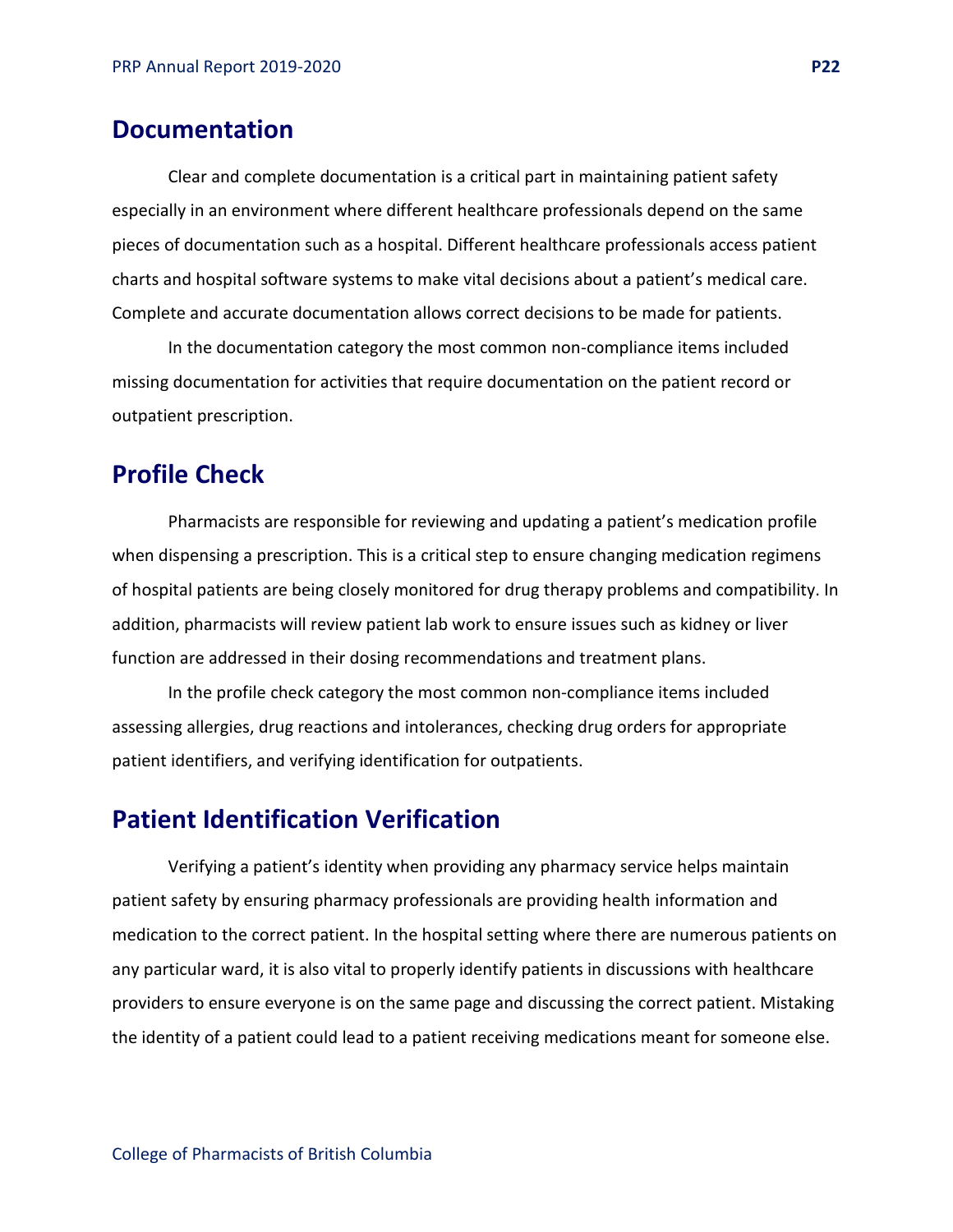## Documentation

Clear and complete documentation is a critical part in maintaining patient safety especially in an environment where different healthcare professionals depend on the same pieces of documentation such as a hospital. Different healthcare professionals access patient charts and hospital software systems to make vital decisions about a patient's medical care. Complete and accurate documentation allows correct decisions to be made for patients.

In the documentation category the most common non-compliance items included missing documentation for activities that require documentation on the patient record or outpatient prescription.

## Profile Check

Pharmacists are responsible for reviewing and updating a patient's medication profile when dispensing a prescription. This is a critical step to ensure changing medication regimens of hospital patients are being closely monitored for drug therapy problems and compatibility. In addition, pharmacists will review patient lab work to ensure issues such as kidney or liver function are addressed in their dosing recommendations and treatment plans.

In the profile check category the most common non-compliance items included assessing allergies, drug reactions and intolerances, checking drug orders for appropriate patient identifiers, and verifying identification for outpatients.

## Patient Identification Verification

Verifying a patient's identity when providing any pharmacy service helps maintain patient safety by ensuring pharmacy professionals are providing health information and medication to the correct patient. In the hospital setting where there are numerous patients on any particular ward, it is also vital to properly identify patients in discussions with healthcare providers to ensure everyone is on the same page and discussing the correct patient. Mistaking the identity of a patient could lead to a patient receiving medications meant for someone else.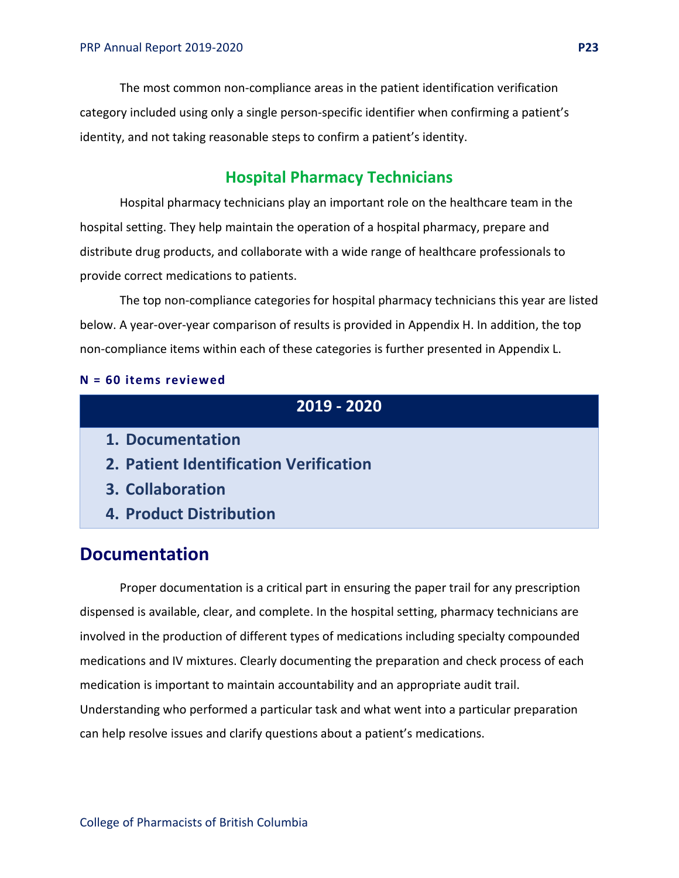The most common non-compliance areas in the patient identification verification category included using only a single person-specific identifier when confirming a patient's identity, and not taking reasonable steps to confirm a patient's identity.

## Hospital Pharmacy Technicians

Hospital pharmacy technicians play an important role on the healthcare team in the hospital setting. They help maintain the operation of a hospital pharmacy, prepare and distribute drug products, and collaborate with a wide range of healthcare professionals to provide correct medications to patients.

The top non-compliance categories for hospital pharmacy technicians this year are listed below. A year-over-year comparison of results is provided in Appendix H. In addition, the top non-compliance items within each of these categories is further presented in Appendix L.

**N = 60 items reviewed**

| 2019 - 2020 |
|---|
| 1. Documentation |
| 2. Patient Identification Verification |
| 3. Collaboration |
| 4. Product Distribution |

## Documentation

Proper documentation is a critical part in ensuring the paper trail for any prescription dispensed is available, clear, and complete. In the hospital setting, pharmacy technicians are involved in the production of different types of medications including specialty compounded medications and IV mixtures. Clearly documenting the preparation and check process of each medication is important to maintain accountability and an appropriate audit trail. Understanding who performed a particular task and what went into a particular preparation can help resolve issues and clarify questions about a patient's medications.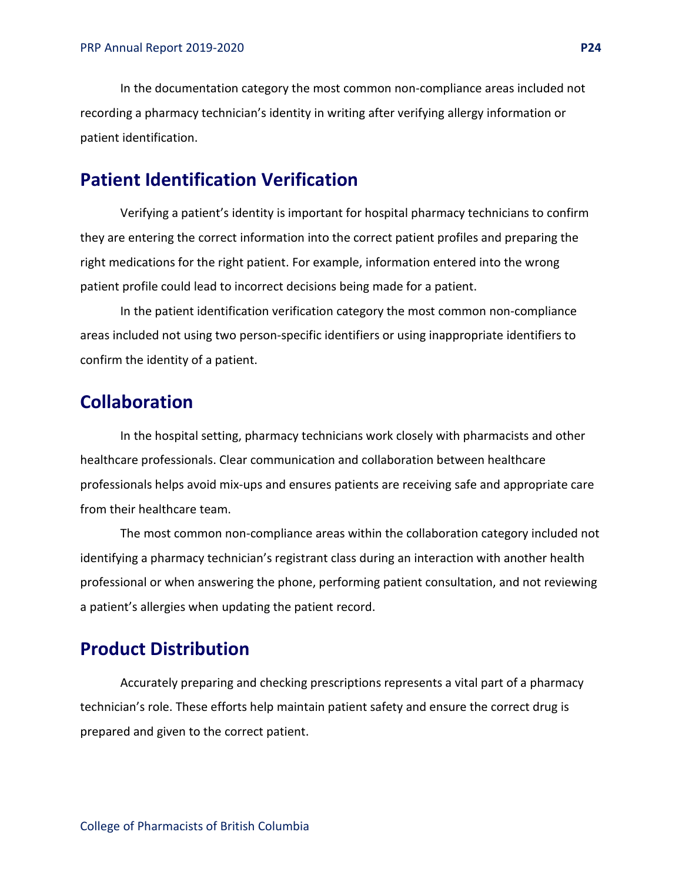In the documentation category the most common non-compliance areas included not recording a pharmacy technician's identity in writing after verifying allergy information or patient identification.

## Patient Identification Verification

Verifying a patient's identity is important for hospital pharmacy technicians to confirm they are entering the correct information into the correct patient profiles and preparing the right medications for the right patient. For example, information entered into the wrong patient profile could lead to incorrect decisions being made for a patient.

In the patient identification verification category the most common non-compliance areas included not using two person-specific identifiers or using inappropriate identifiers to confirm the identity of a patient.

## Collaboration

In the hospital setting, pharmacy technicians work closely with pharmacists and other healthcare professionals. Clear communication and collaboration between healthcare professionals helps avoid mix-ups and ensures patients are receiving safe and appropriate care from their healthcare team.

The most common non-compliance areas within the collaboration category included not identifying a pharmacy technician's registrant class during an interaction with another health professional or when answering the phone, performing patient consultation, and not reviewing a patient's allergies when updating the patient record.

## Product Distribution

Accurately preparing and checking prescriptions represents a vital part of a pharmacy technician's role. These efforts help maintain patient safety and ensure the correct drug is prepared and given to the correct patient.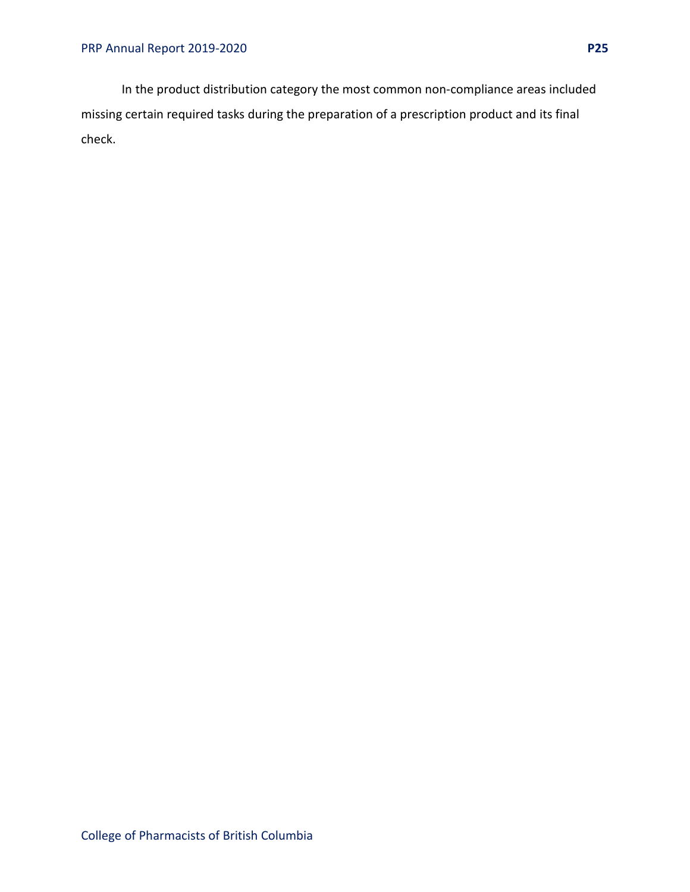In the product distribution category the most common non-compliance areas included missing certain required tasks during the preparation of a prescription product and its final check.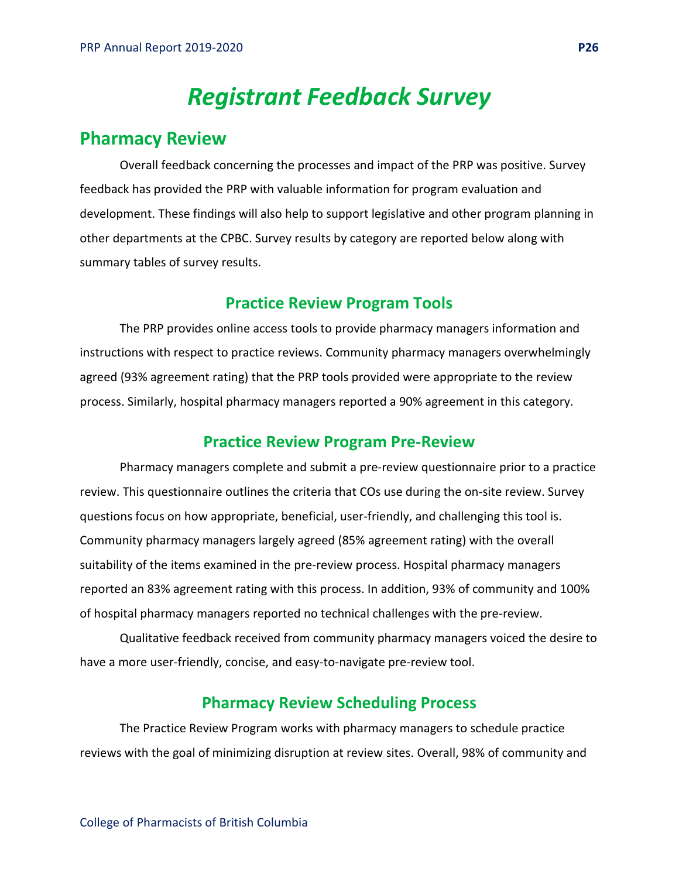# *Registrant Feedback Survey*

## Pharmacy Review

Overall feedback concerning the processes and impact of the PRP was positive. Survey feedback has provided the PRP with valuable information for program evaluation and development. These findings will also help to support legislative and other program planning in other departments at the CPBC. Survey results by category are reported below along with summary tables of survey results.

### Practice Review Program Tools

The PRP provides online access tools to provide pharmacy managers information and instructions with respect to practice reviews. Community pharmacy managers overwhelmingly agreed (93% agreement rating) that the PRP tools provided were appropriate to the review process. Similarly, hospital pharmacy managers reported a 90% agreement in this category.

### Practice Review Program Pre-Review

Pharmacy managers complete and submit a pre-review questionnaire prior to a practice review. This questionnaire outlines the criteria that COs use during the on-site review. Survey questions focus on how appropriate, beneficial, user-friendly, and challenging this tool is. Community pharmacy managers largely agreed (85% agreement rating) with the overall suitability of the items examined in the pre-review process. Hospital pharmacy managers reported an 83% agreement rating with this process. In addition, 93% of community and 100% of hospital pharmacy managers reported no technical challenges with the pre-review.

Qualitative feedback received from community pharmacy managers voiced the desire to have a more user-friendly, concise, and easy-to-navigate pre-review tool.

### Pharmacy Review Scheduling Process

The Practice Review Program works with pharmacy managers to schedule practice reviews with the goal of minimizing disruption at review sites. Overall, 98% of community and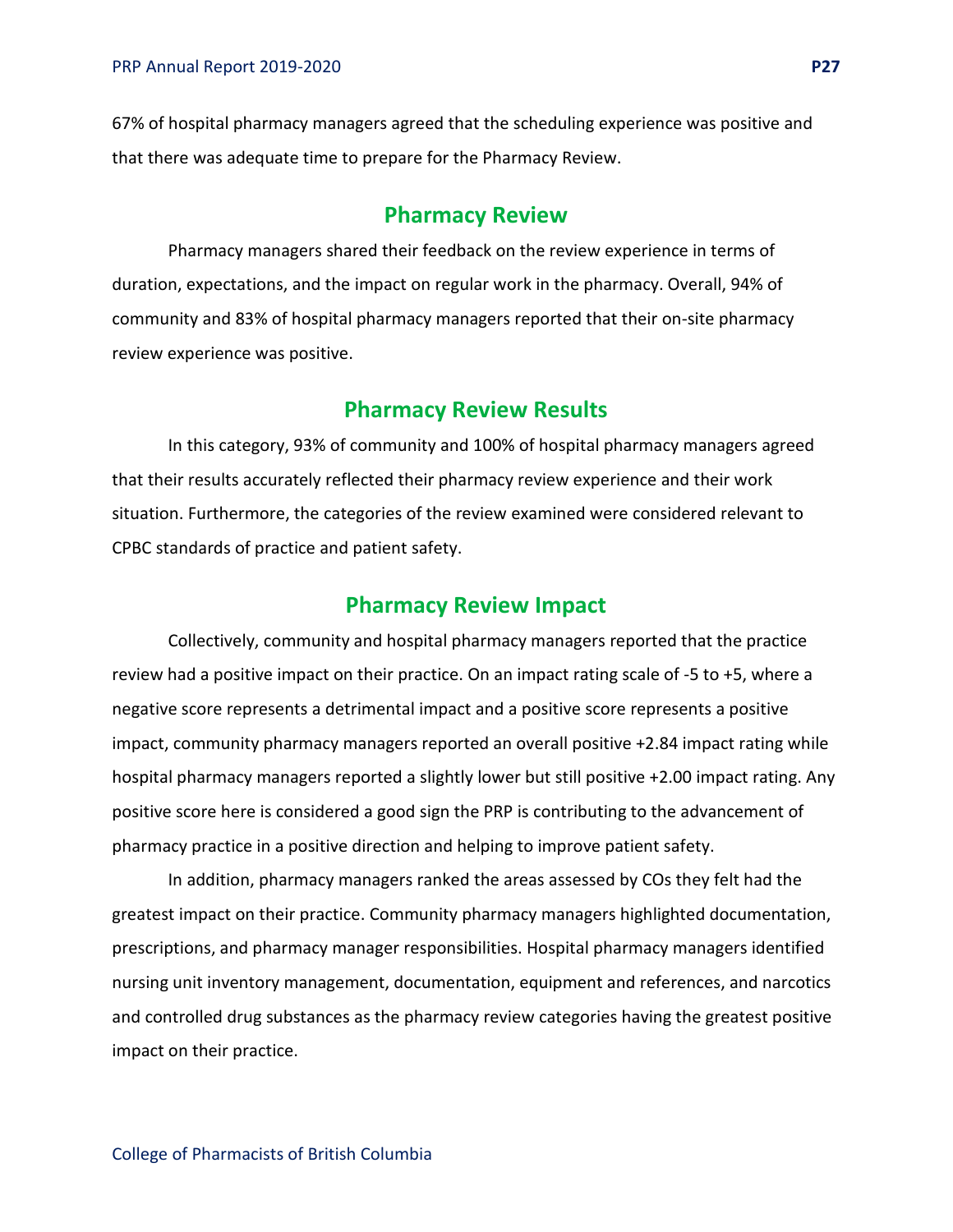67% of hospital pharmacy managers agreed that the scheduling experience was positive and that there was adequate time to prepare for the Pharmacy Review.

## Pharmacy Review

Pharmacy managers shared their feedback on the review experience in terms of duration, expectations, and the impact on regular work in the pharmacy. Overall, 94% of community and 83% of hospital pharmacy managers reported that their on-site pharmacy review experience was positive.

## Pharmacy Review Results

In this category, 93% of community and 100% of hospital pharmacy managers agreed that their results accurately reflected their pharmacy review experience and their work situation. Furthermore, the categories of the review examined were considered relevant to CPBC standards of practice and patient safety.

## Pharmacy Review Impact

Collectively, community and hospital pharmacy managers reported that the practice review had a positive impact on their practice. On an impact rating scale of -5 to +5, where a negative score represents a detrimental impact and a positive score represents a positive impact, community pharmacy managers reported an overall positive +2.84 impact rating while hospital pharmacy managers reported a slightly lower but still positive +2.00 impact rating. Any positive score here is considered a good sign the PRP is contributing to the advancement of pharmacy practice in a positive direction and helping to improve patient safety.

In addition, pharmacy managers ranked the areas assessed by COs they felt had the greatest impact on their practice. Community pharmacy managers highlighted documentation, prescriptions, and pharmacy manager responsibilities. Hospital pharmacy managers identified nursing unit inventory management, documentation, equipment and references, and narcotics and controlled drug substances as the pharmacy review categories having the greatest positive impact on their practice.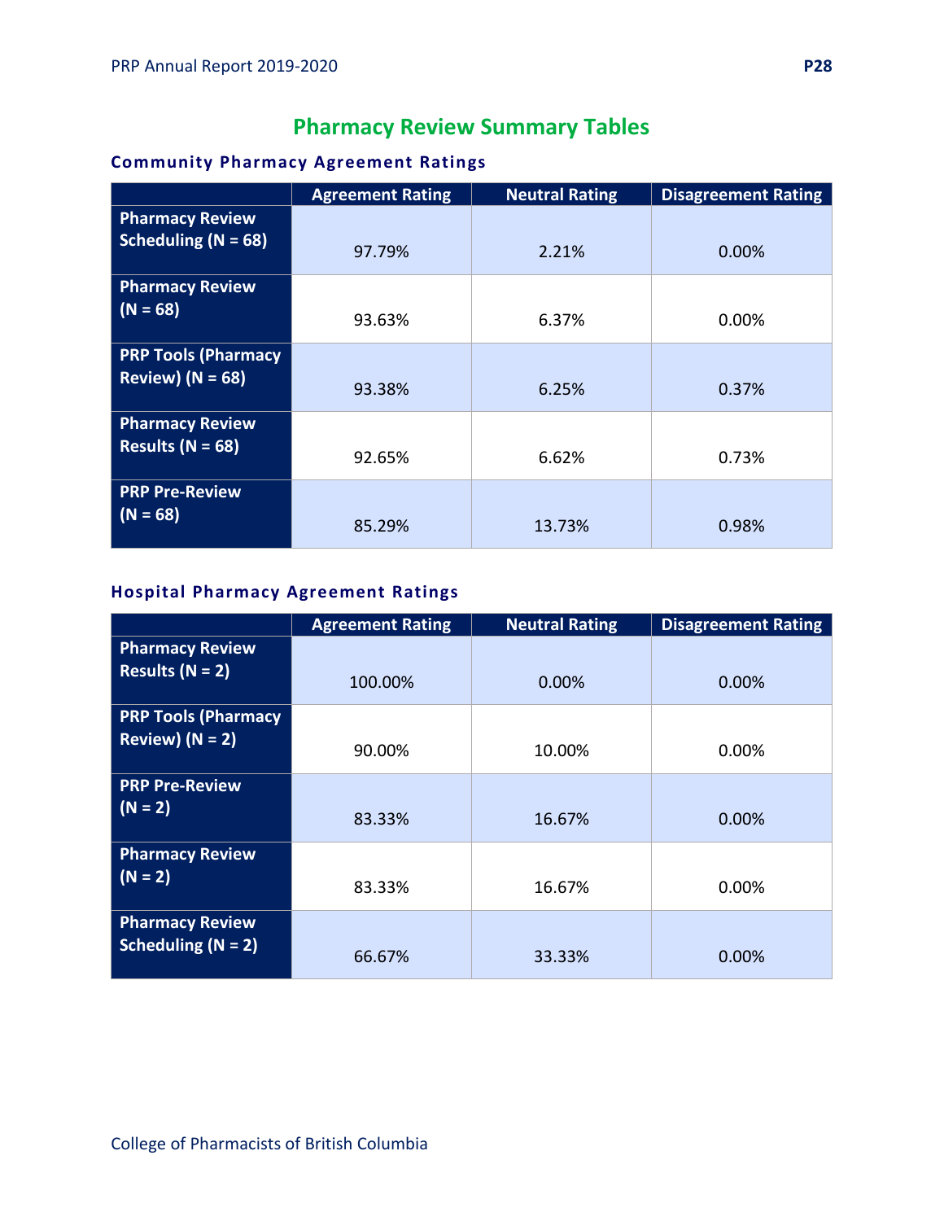# Pharmacy Review Summary Tables

### Community Pharmacy Agreement Ratings

| | Agreement Rating | Neutral Rating | Disagreement Rating |
|---|---|---|---|
| **Pharmacy Review Scheduling (N = 68)** | 97.79% | 2.21% | 0.00% |
| **Pharmacy Review (N = 68)** | 93.63% | 6.37% | 0.00% |
| **PRP Tools (Pharmacy Review) (N = 68)** | 93.38% | 6.25% | 0.37% |
| **Pharmacy Review Results (N = 68)** | 92.65% | 6.62% | 0.73% |
| **PRP Pre-Review (N = 68)** | 85.29% | 13.73% | 0.98% |

### Hospital Pharmacy Agreement Ratings

| | Agreement Rating | Neutral Rating | Disagreement Rating |
|---|---|---|---|
| **Pharmacy Review Results (N = 2)** | 100.00% | 0.00% | 0.00% |
| **PRP Tools (Pharmacy Review) (N = 2)** | 90.00% | 10.00% | 0.00% |
| **PRP Pre-Review (N = 2)** | 83.33% | 16.67% | 0.00% |
| **Pharmacy Review (N = 2)** | 83.33% | 16.67% | 0.00% |
| **Pharmacy Review Scheduling (N = 2)** | 66.67% | 33.33% | 0.00% |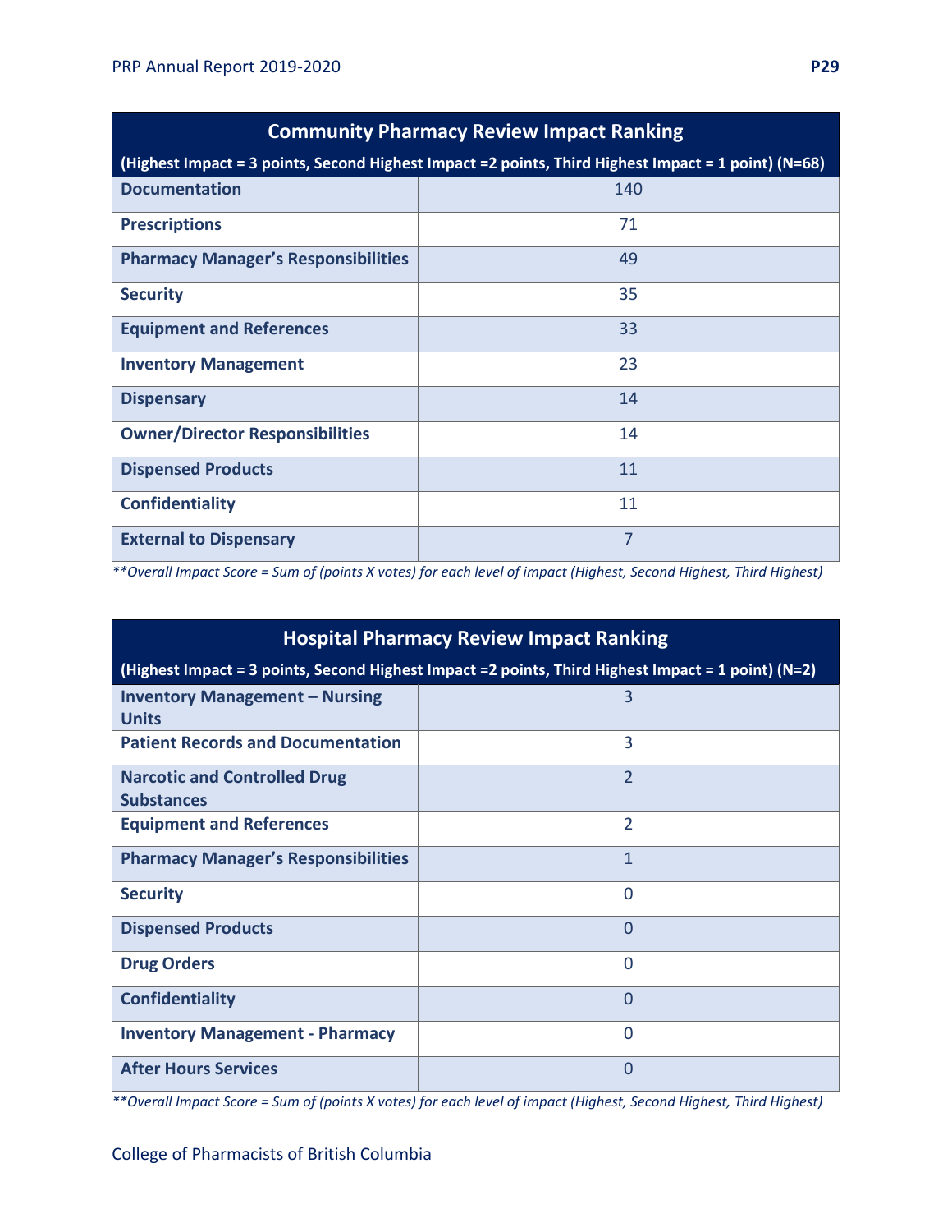| Community Pharmacy Review Impact Ranking | |
|---|---|
| (Highest Impact = 3 points, Second Highest Impact =2 points, Third Highest Impact = 1 point) (N=68) | |
| **Documentation** | 140 |
| **Prescriptions** | 71 |
| **Pharmacy Manager's Responsibilities** | 49 |
| **Security** | 35 |
| **Equipment and References** | 33 |
| **Inventory Management** | 23 |
| **Dispensary** | 14 |
| **Owner/Director Responsibilities** | 14 |
| **Dispensed Products** | 11 |
| **Confidentiality** | 11 |
| **External to Dispensary** | 7 |

*\*\*Overall Impact Score = Sum of (points X votes) for each level of impact (Highest, Second Highest, Third Highest)*

| Hospital Pharmacy Review Impact Ranking | |
|---|---|
| (Highest Impact = 3 points, Second Highest Impact =2 points, Third Highest Impact = 1 point) (N=2) | |
| **Inventory Management – Nursing Units** | 3 |
| **Patient Records and Documentation** | 3 |
| **Narcotic and Controlled Drug Substances** | 2 |
| **Equipment and References** | 2 |
| **Pharmacy Manager's Responsibilities** | 1 |
| **Security** | 0 |
| **Dispensed Products** | 0 |
| **Drug Orders** | 0 |
| **Confidentiality** | 0 |
| **Inventory Management - Pharmacy** | 0 |
| **After Hours Services** | 0 |

*\*\*Overall Impact Score = Sum of (points X votes) for each level of impact (Highest, Second Highest, Third Highest)*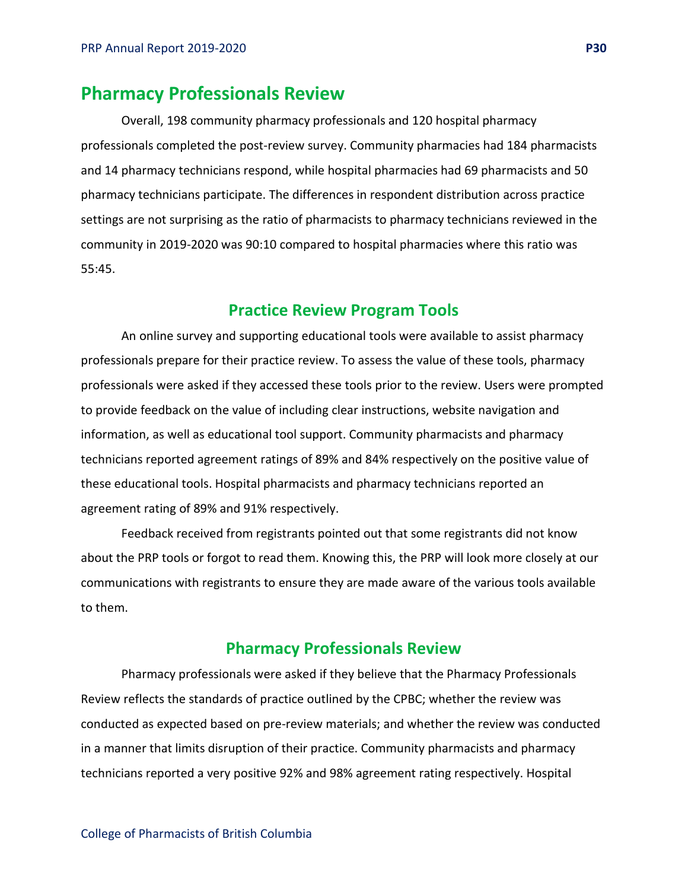## Pharmacy Professionals Review

Overall, 198 community pharmacy professionals and 120 hospital pharmacy professionals completed the post-review survey. Community pharmacies had 184 pharmacists and 14 pharmacy technicians respond, while hospital pharmacies had 69 pharmacists and 50 pharmacy technicians participate. The differences in respondent distribution across practice settings are not surprising as the ratio of pharmacists to pharmacy technicians reviewed in the community in 2019-2020 was 90:10 compared to hospital pharmacies where this ratio was 55:45.

### Practice Review Program Tools

An online survey and supporting educational tools were available to assist pharmacy professionals prepare for their practice review. To assess the value of these tools, pharmacy professionals were asked if they accessed these tools prior to the review. Users were prompted to provide feedback on the value of including clear instructions, website navigation and information, as well as educational tool support. Community pharmacists and pharmacy technicians reported agreement ratings of 89% and 84% respectively on the positive value of these educational tools. Hospital pharmacists and pharmacy technicians reported an agreement rating of 89% and 91% respectively.

Feedback received from registrants pointed out that some registrants did not know about the PRP tools or forgot to read them. Knowing this, the PRP will look more closely at our communications with registrants to ensure they are made aware of the various tools available to them.

### Pharmacy Professionals Review

Pharmacy professionals were asked if they believe that the Pharmacy Professionals Review reflects the standards of practice outlined by the CPBC; whether the review was conducted as expected based on pre-review materials; and whether the review was conducted in a manner that limits disruption of their practice. Community pharmacists and pharmacy technicians reported a very positive 92% and 98% agreement rating respectively. Hospital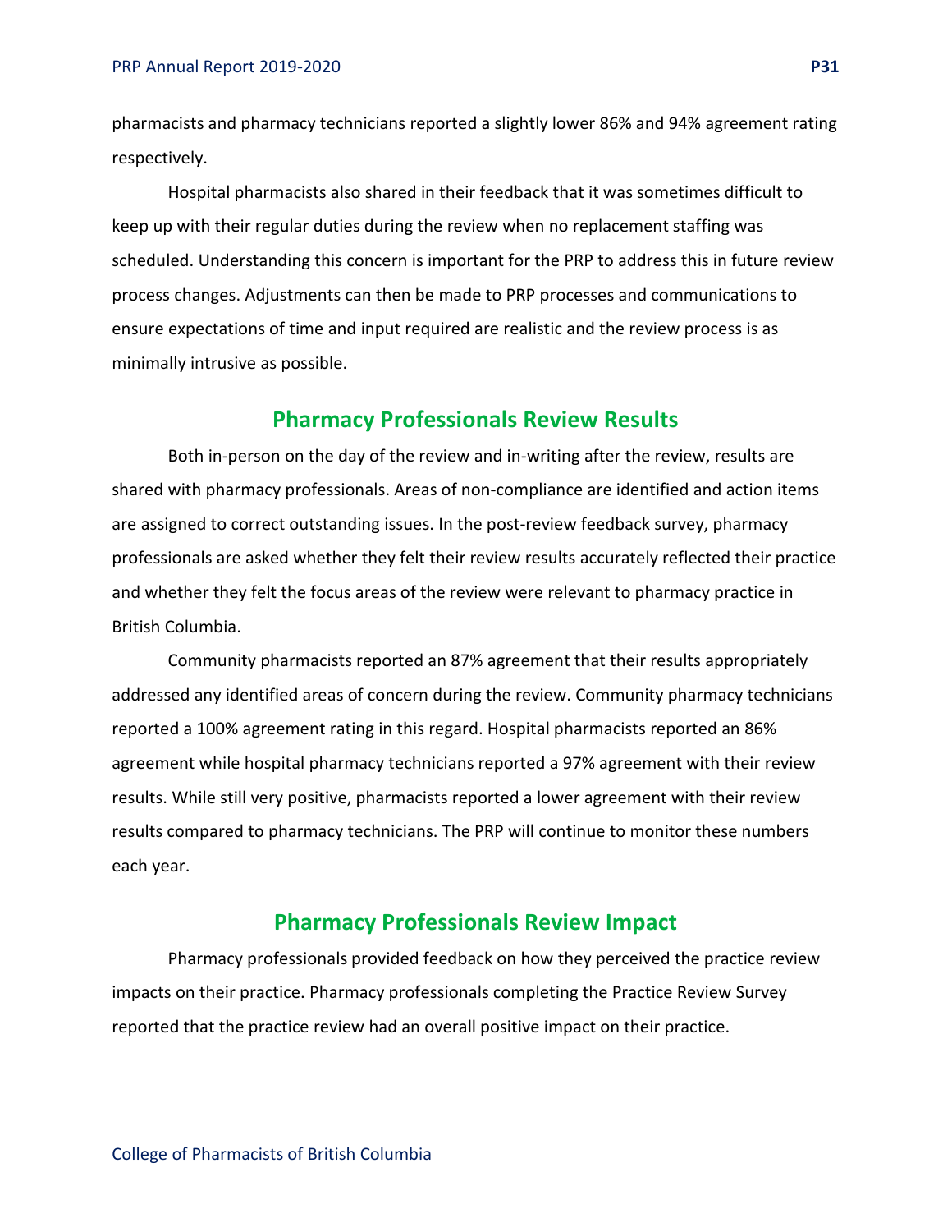pharmacists and pharmacy technicians reported a slightly lower 86% and 94% agreement rating respectively.

Hospital pharmacists also shared in their feedback that it was sometimes difficult to keep up with their regular duties during the review when no replacement staffing was scheduled. Understanding this concern is important for the PRP to address this in future review process changes. Adjustments can then be made to PRP processes and communications to ensure expectations of time and input required are realistic and the review process is as minimally intrusive as possible.

## Pharmacy Professionals Review Results

Both in-person on the day of the review and in-writing after the review, results are shared with pharmacy professionals. Areas of non-compliance are identified and action items are assigned to correct outstanding issues. In the post-review feedback survey, pharmacy professionals are asked whether they felt their review results accurately reflected their practice and whether they felt the focus areas of the review were relevant to pharmacy practice in British Columbia.

Community pharmacists reported an 87% agreement that their results appropriately addressed any identified areas of concern during the review. Community pharmacy technicians reported a 100% agreement rating in this regard. Hospital pharmacists reported an 86% agreement while hospital pharmacy technicians reported a 97% agreement with their review results. While still very positive, pharmacists reported a lower agreement with their review results compared to pharmacy technicians. The PRP will continue to monitor these numbers each year.

## Pharmacy Professionals Review Impact

Pharmacy professionals provided feedback on how they perceived the practice review impacts on their practice. Pharmacy professionals completing the Practice Review Survey reported that the practice review had an overall positive impact on their practice.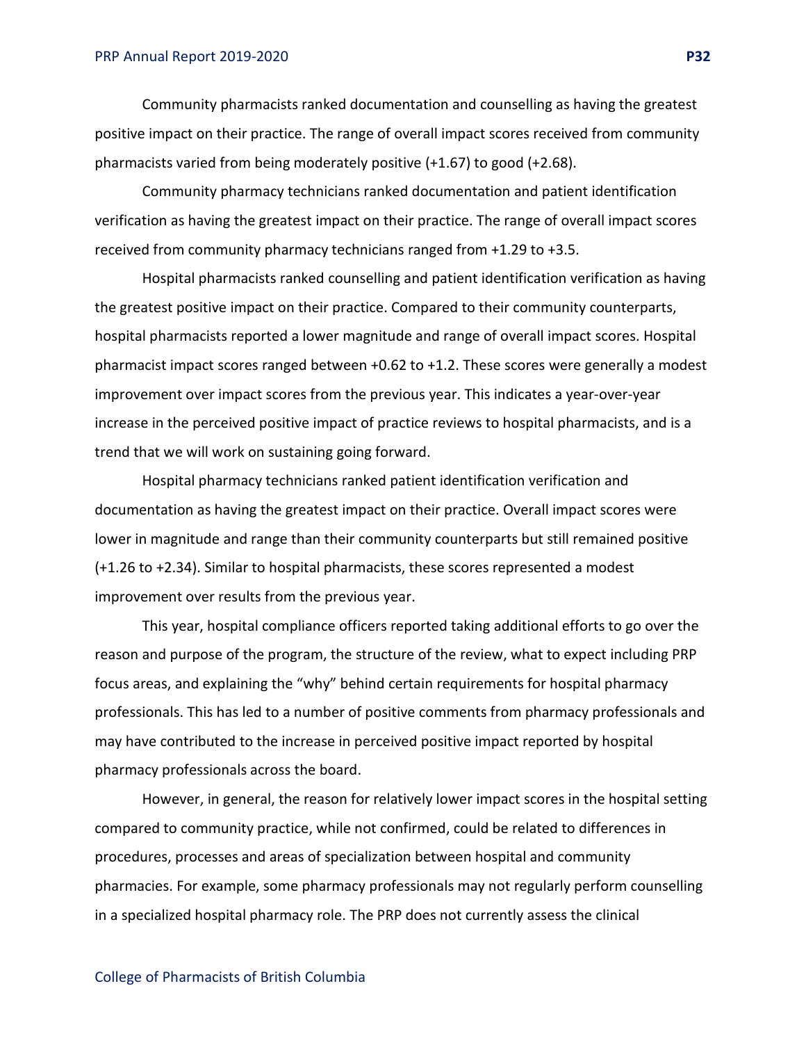Community pharmacists ranked documentation and counselling as having the greatest positive impact on their practice. The range of overall impact scores received from community pharmacists varied from being moderately positive (+1.67) to good (+2.68).

Community pharmacy technicians ranked documentation and patient identification verification as having the greatest impact on their practice. The range of overall impact scores received from community pharmacy technicians ranged from +1.29 to +3.5.

Hospital pharmacists ranked counselling and patient identification verification as having the greatest positive impact on their practice. Compared to their community counterparts, hospital pharmacists reported a lower magnitude and range of overall impact scores. Hospital pharmacist impact scores ranged between +0.62 to +1.2. These scores were generally a modest improvement over impact scores from the previous year. This indicates a year-over-year increase in the perceived positive impact of practice reviews to hospital pharmacists, and is a trend that we will work on sustaining going forward.

Hospital pharmacy technicians ranked patient identification verification and documentation as having the greatest impact on their practice. Overall impact scores were lower in magnitude and range than their community counterparts but still remained positive (+1.26 to +2.34). Similar to hospital pharmacists, these scores represented a modest improvement over results from the previous year.

This year, hospital compliance officers reported taking additional efforts to go over the reason and purpose of the program, the structure of the review, what to expect including PRP focus areas, and explaining the "why" behind certain requirements for hospital pharmacy professionals. This has led to a number of positive comments from pharmacy professionals and may have contributed to the increase in perceived positive impact reported by hospital pharmacy professionals across the board.

However, in general, the reason for relatively lower impact scores in the hospital setting compared to community practice, while not confirmed, could be related to differences in procedures, processes and areas of specialization between hospital and community pharmacies. For example, some pharmacy professionals may not regularly perform counselling in a specialized hospital pharmacy role. The PRP does not currently assess the clinical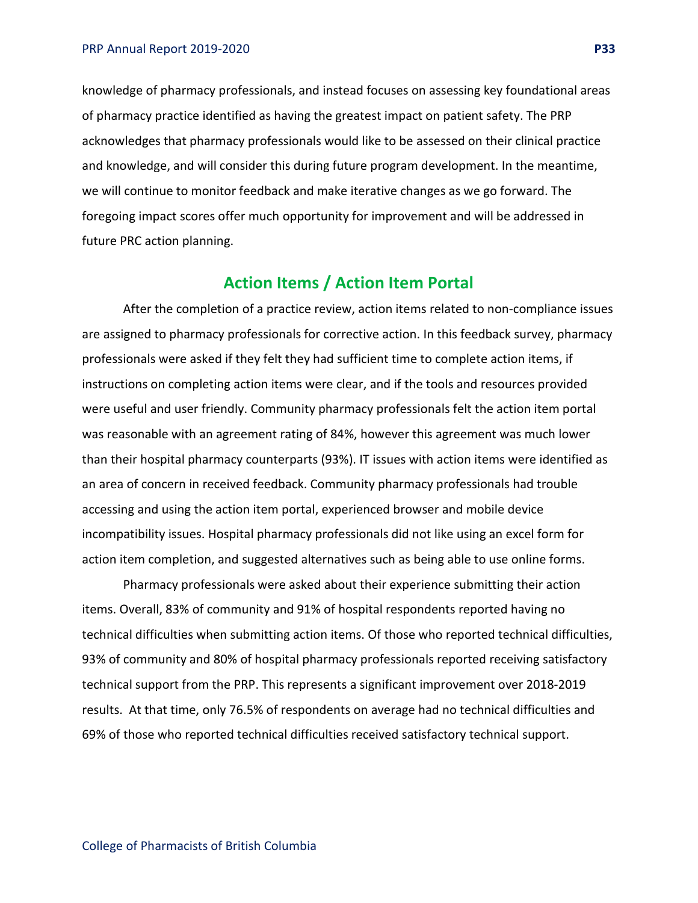knowledge of pharmacy professionals, and instead focuses on assessing key foundational areas of pharmacy practice identified as having the greatest impact on patient safety. The PRP acknowledges that pharmacy professionals would like to be assessed on their clinical practice and knowledge, and will consider this during future program development. In the meantime, we will continue to monitor feedback and make iterative changes as we go forward. The foregoing impact scores offer much opportunity for improvement and will be addressed in future PRC action planning.

## Action Items / Action Item Portal

After the completion of a practice review, action items related to non-compliance issues are assigned to pharmacy professionals for corrective action. In this feedback survey, pharmacy professionals were asked if they felt they had sufficient time to complete action items, if instructions on completing action items were clear, and if the tools and resources provided were useful and user friendly. Community pharmacy professionals felt the action item portal was reasonable with an agreement rating of 84%, however this agreement was much lower than their hospital pharmacy counterparts (93%). IT issues with action items were identified as an area of concern in received feedback. Community pharmacy professionals had trouble accessing and using the action item portal, experienced browser and mobile device incompatibility issues. Hospital pharmacy professionals did not like using an excel form for action item completion, and suggested alternatives such as being able to use online forms.

Pharmacy professionals were asked about their experience submitting their action items. Overall, 83% of community and 91% of hospital respondents reported having no technical difficulties when submitting action items. Of those who reported technical difficulties, 93% of community and 80% of hospital pharmacy professionals reported receiving satisfactory technical support from the PRP. This represents a significant improvement over 2018-2019 results. At that time, only 76.5% of respondents on average had no technical difficulties and 69% of those who reported technical difficulties received satisfactory technical support.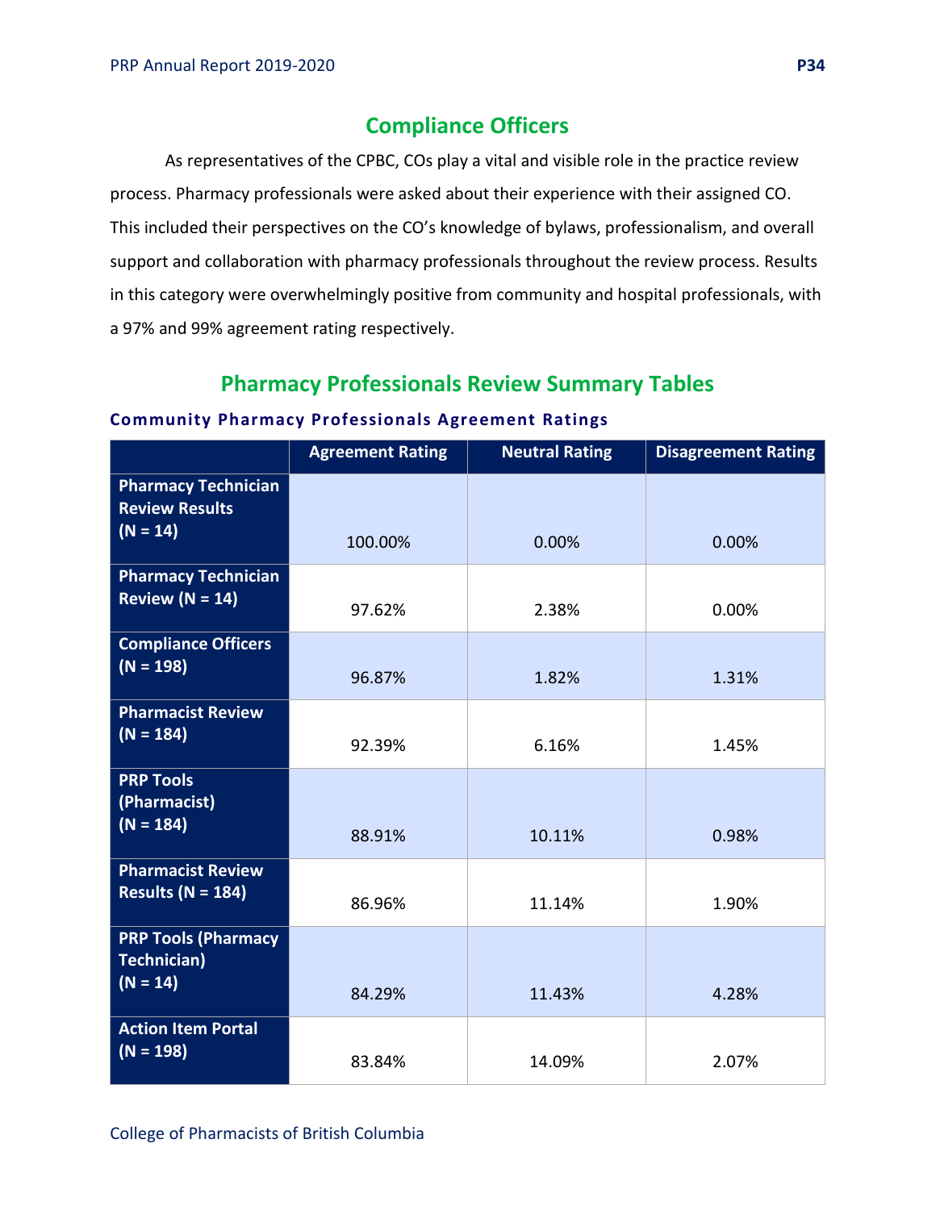## Compliance Officers

As representatives of the CPBC, COs play a vital and visible role in the practice review process. Pharmacy professionals were asked about their experience with their assigned CO. This included their perspectives on the CO's knowledge of bylaws, professionalism, and overall support and collaboration with pharmacy professionals throughout the review process. Results in this category were overwhelmingly positive from community and hospital professionals, with a 97% and 99% agreement rating respectively.

## Pharmacy Professionals Review Summary Tables

### Community Pharmacy Professionals Agreement Ratings

| | Agreement Rating | Neutral Rating | Disagreement Rating |
|---|---|---|---|
| **Pharmacy Technician Review Results (N = 14)** | 100.00% | 0.00% | 0.00% |
| **Pharmacy Technician Review (N = 14)** | 97.62% | 2.38% | 0.00% |
| **Compliance Officers (N = 198)** | 96.87% | 1.82% | 1.31% |
| **Pharmacist Review (N = 184)** | 92.39% | 6.16% | 1.45% |
| **PRP Tools (Pharmacist) (N = 184)** | 88.91% | 10.11% | 0.98% |
| **Pharmacist Review Results (N = 184)** | 86.96% | 11.14% | 1.90% |
| **PRP Tools (Pharmacy Technician) (N = 14)** | 84.29% | 11.43% | 4.28% |
| **Action Item Portal (N = 198)** | 83.84% | 14.09% | 2.07% |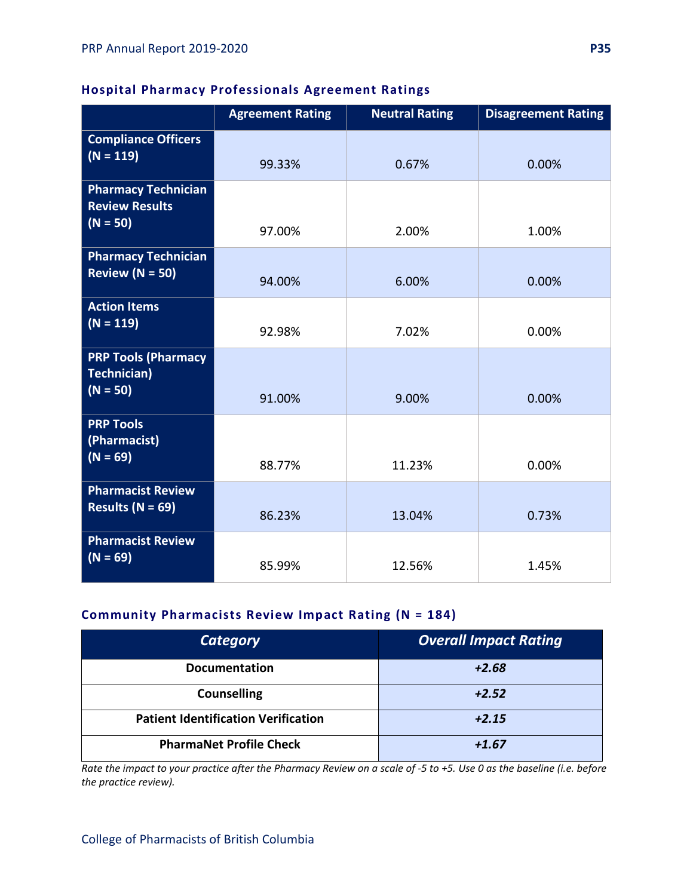### Hospital Pharmacy Professionals Agreement Ratings

| | Agreement Rating | Neutral Rating | Disagreement Rating |
|---|---|---|---|
| **Compliance Officers (N = 119)** | 99.33% | 0.67% | 0.00% |
| **Pharmacy Technician Review Results (N = 50)** | 97.00% | 2.00% | 1.00% |
| **Pharmacy Technician Review (N = 50)** | 94.00% | 6.00% | 0.00% |
| **Action Items (N = 119)** | 92.98% | 7.02% | 0.00% |
| **PRP Tools (Pharmacy Technician) (N = 50)** | 91.00% | 9.00% | 0.00% |
| **PRP Tools (Pharmacist) (N = 69)** | 88.77% | 11.23% | 0.00% |
| **Pharmacist Review Results (N = 69)** | 86.23% | 13.04% | 0.73% |
| **Pharmacist Review (N = 69)** | 85.99% | 12.56% | 1.45% |

### Community Pharmacists Review Impact Rating (N = 184)

| *Category* | *Overall Impact Rating* |
|---|---|
| **Documentation** | ***+2.68*** |
| **Counselling** | ***+2.52*** |
| **Patient Identification Verification** | ***+2.15*** |
| **PharmaNet Profile Check** | ***+1.67*** |

*Rate the impact to your practice after the Pharmacy Review on a scale of -5 to +5. Use 0 as the baseline (i.e. before the practice review).*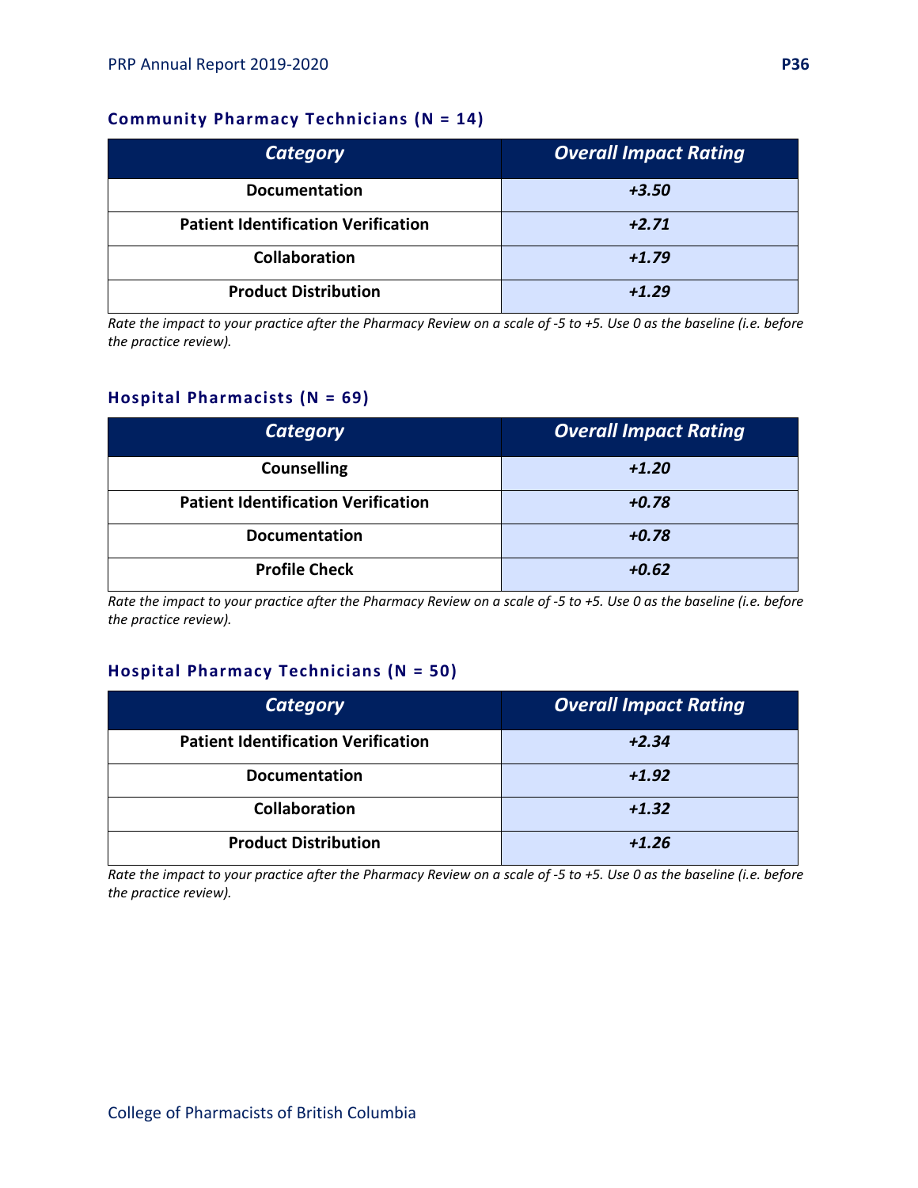### Community Pharmacy Technicians (N = 14)

| Category | Overall Impact Rating |
|---|---|
| **Documentation** | ***+3.50*** |
| **Patient Identification Verification** | ***+2.71*** |
| **Collaboration** | ***+1.79*** |
| **Product Distribution** | ***+1.29*** |

*Rate the impact to your practice after the Pharmacy Review on a scale of -5 to +5. Use 0 as the baseline (i.e. before the practice review).*

### Hospital Pharmacists (N = 69)

| Category | Overall Impact Rating |
|---|---|
| **Counselling** | ***+1.20*** |
| **Patient Identification Verification** | ***+0.78*** |
| **Documentation** | ***+0.78*** |
| **Profile Check** | ***+0.62*** |

*Rate the impact to your practice after the Pharmacy Review on a scale of -5 to +5. Use 0 as the baseline (i.e. before the practice review).*

### Hospital Pharmacy Technicians (N = 50)

| Category | Overall Impact Rating |
|---|---|
| **Patient Identification Verification** | ***+2.34*** |
| **Documentation** | ***+1.92*** |
| **Collaboration** | ***+1.32*** |
| **Product Distribution** | ***+1.26*** |

*Rate the impact to your practice after the Pharmacy Review on a scale of -5 to +5. Use 0 as the baseline (i.e. before the practice review).*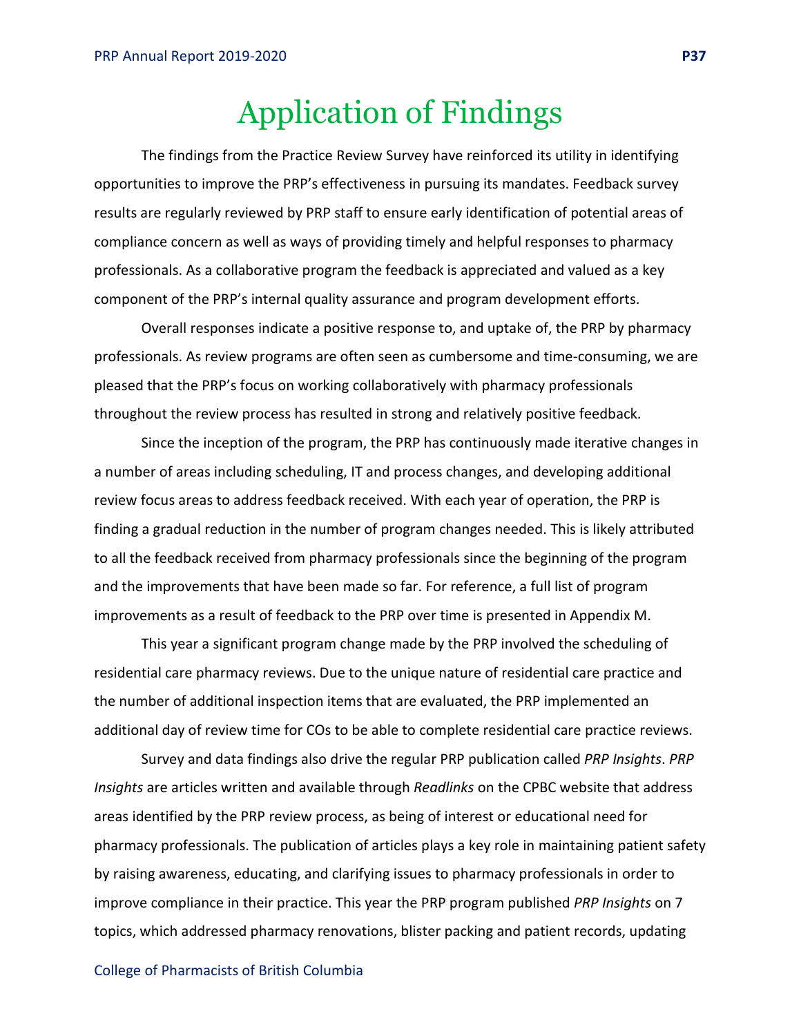# Application of Findings

The findings from the Practice Review Survey have reinforced its utility in identifying opportunities to improve the PRP's effectiveness in pursuing its mandates. Feedback survey results are regularly reviewed by PRP staff to ensure early identification of potential areas of compliance concern as well as ways of providing timely and helpful responses to pharmacy professionals. As a collaborative program the feedback is appreciated and valued as a key component of the PRP's internal quality assurance and program development efforts.

Overall responses indicate a positive response to, and uptake of, the PRP by pharmacy professionals. As review programs are often seen as cumbersome and time-consuming, we are pleased that the PRP's focus on working collaboratively with pharmacy professionals throughout the review process has resulted in strong and relatively positive feedback.

Since the inception of the program, the PRP has continuously made iterative changes in a number of areas including scheduling, IT and process changes, and developing additional review focus areas to address feedback received. With each year of operation, the PRP is finding a gradual reduction in the number of program changes needed. This is likely attributed to all the feedback received from pharmacy professionals since the beginning of the program and the improvements that have been made so far. For reference, a full list of program improvements as a result of feedback to the PRP over time is presented in Appendix M.

This year a significant program change made by the PRP involved the scheduling of residential care pharmacy reviews. Due to the unique nature of residential care practice and the number of additional inspection items that are evaluated, the PRP implemented an additional day of review time for COs to be able to complete residential care practice reviews.

Survey and data findings also drive the regular PRP publication called *PRP Insights*. *PRP Insights* are articles written and available through *Readlinks* on the CPBC website that address areas identified by the PRP review process, as being of interest or educational need for pharmacy professionals. The publication of articles plays a key role in maintaining patient safety by raising awareness, educating, and clarifying issues to pharmacy professionals in order to improve compliance in their practice. This year the PRP program published *PRP Insights* on 7 topics, which addressed pharmacy renovations, blister packing and patient records, updating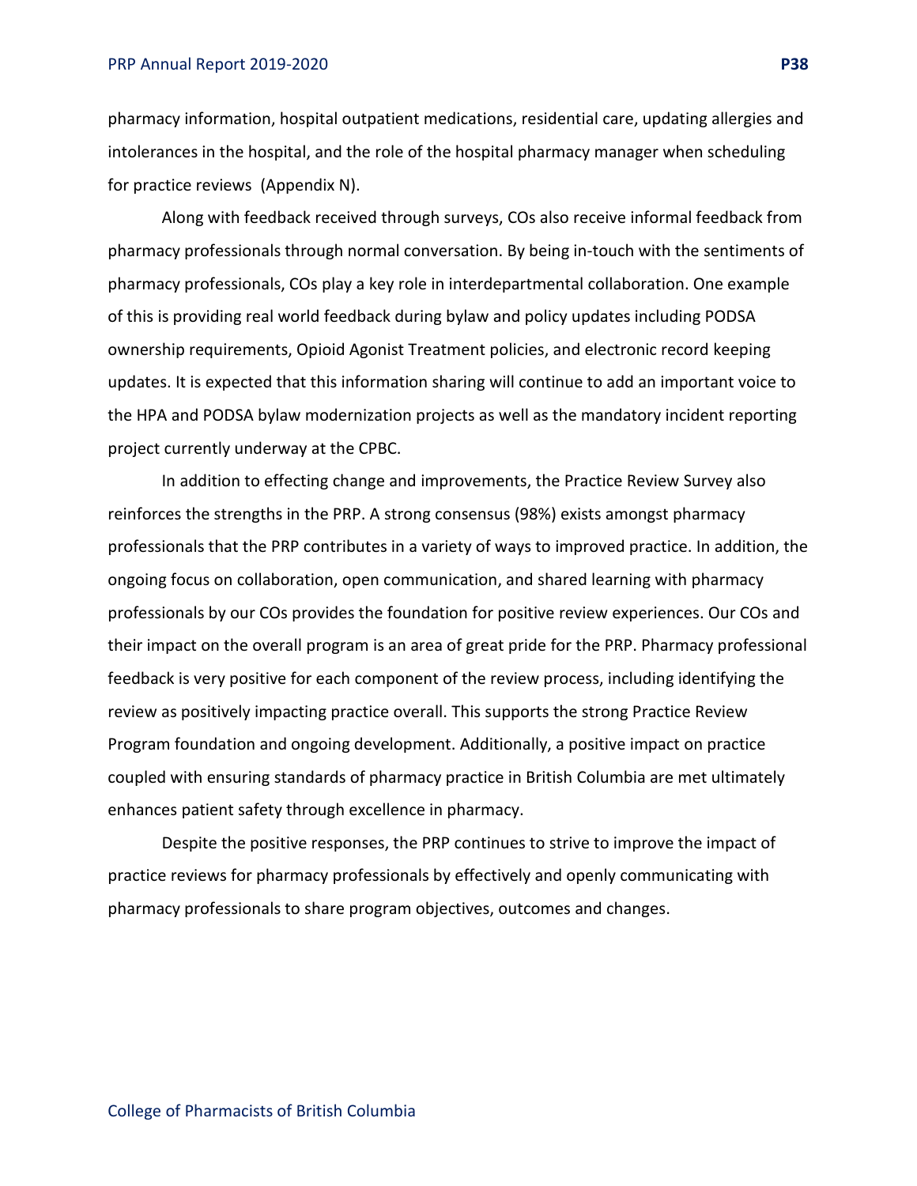pharmacy information, hospital outpatient medications, residential care, updating allergies and intolerances in the hospital, and the role of the hospital pharmacy manager when scheduling for practice reviews  (Appendix N).

Along with feedback received through surveys, COs also receive informal feedback from pharmacy professionals through normal conversation. By being in-touch with the sentiments of pharmacy professionals, COs play a key role in interdepartmental collaboration. One example of this is providing real world feedback during bylaw and policy updates including PODSA ownership requirements, Opioid Agonist Treatment policies, and electronic record keeping updates. It is expected that this information sharing will continue to add an important voice to the HPA and PODSA bylaw modernization projects as well as the mandatory incident reporting project currently underway at the CPBC.

In addition to effecting change and improvements, the Practice Review Survey also reinforces the strengths in the PRP. A strong consensus (98%) exists amongst pharmacy professionals that the PRP contributes in a variety of ways to improved practice. In addition, the ongoing focus on collaboration, open communication, and shared learning with pharmacy professionals by our COs provides the foundation for positive review experiences. Our COs and their impact on the overall program is an area of great pride for the PRP. Pharmacy professional feedback is very positive for each component of the review process, including identifying the review as positively impacting practice overall. This supports the strong Practice Review Program foundation and ongoing development. Additionally, a positive impact on practice coupled with ensuring standards of pharmacy practice in British Columbia are met ultimately enhances patient safety through excellence in pharmacy.

Despite the positive responses, the PRP continues to strive to improve the impact of practice reviews for pharmacy professionals by effectively and openly communicating with pharmacy professionals to share program objectives, outcomes and changes.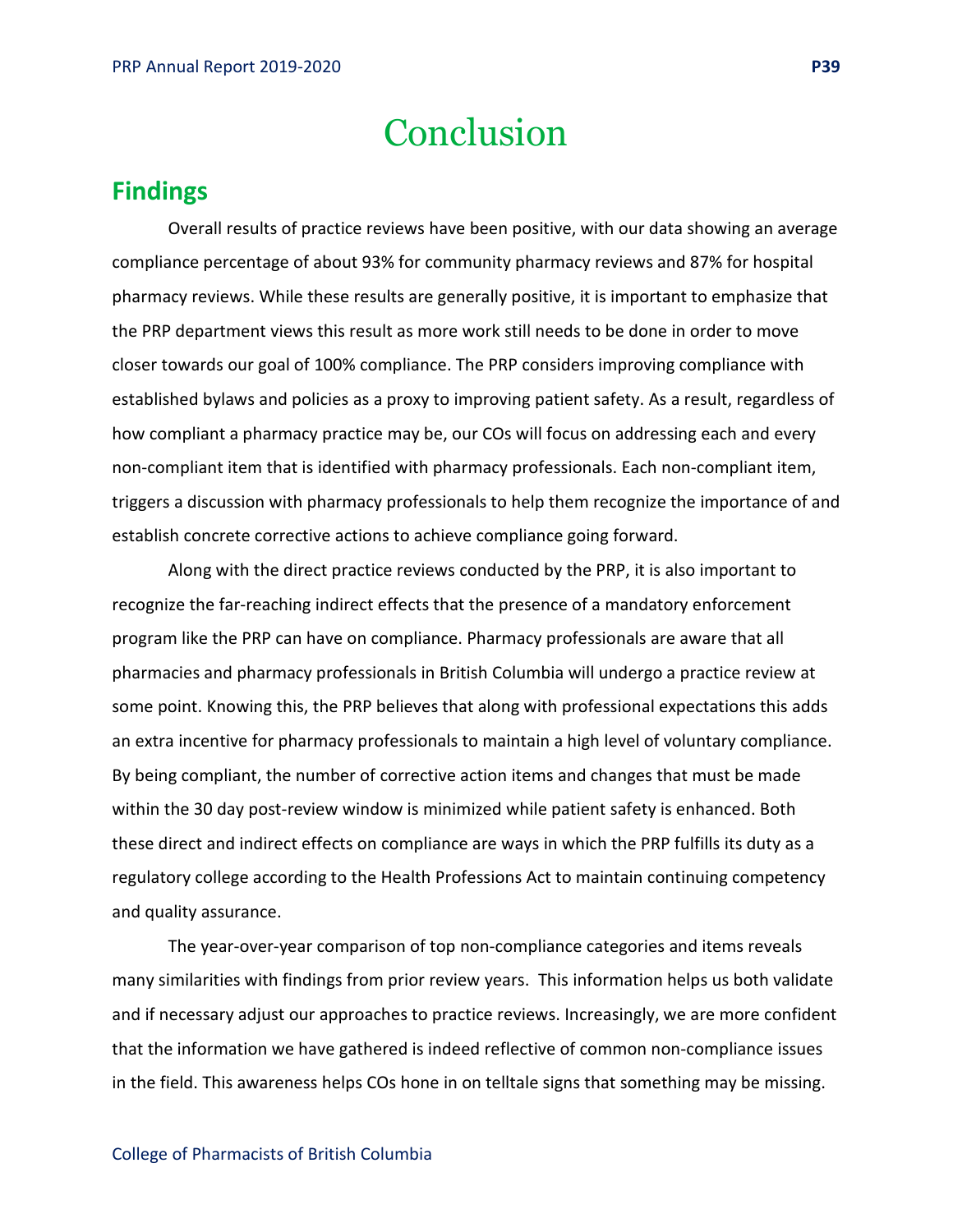# Conclusion

## Findings

Overall results of practice reviews have been positive, with our data showing an average compliance percentage of about 93% for community pharmacy reviews and 87% for hospital pharmacy reviews. While these results are generally positive, it is important to emphasize that the PRP department views this result as more work still needs to be done in order to move closer towards our goal of 100% compliance. The PRP considers improving compliance with established bylaws and policies as a proxy to improving patient safety. As a result, regardless of how compliant a pharmacy practice may be, our COs will focus on addressing each and every non-compliant item that is identified with pharmacy professionals. Each non-compliant item, triggers a discussion with pharmacy professionals to help them recognize the importance of and establish concrete corrective actions to achieve compliance going forward.

Along with the direct practice reviews conducted by the PRP, it is also important to recognize the far-reaching indirect effects that the presence of a mandatory enforcement program like the PRP can have on compliance. Pharmacy professionals are aware that all pharmacies and pharmacy professionals in British Columbia will undergo a practice review at some point. Knowing this, the PRP believes that along with professional expectations this adds an extra incentive for pharmacy professionals to maintain a high level of voluntary compliance. By being compliant, the number of corrective action items and changes that must be made within the 30 day post-review window is minimized while patient safety is enhanced. Both these direct and indirect effects on compliance are ways in which the PRP fulfills its duty as a regulatory college according to the Health Professions Act to maintain continuing competency and quality assurance.

The year-over-year comparison of top non-compliance categories and items reveals many similarities with findings from prior review years. This information helps us both validate and if necessary adjust our approaches to practice reviews. Increasingly, we are more confident that the information we have gathered is indeed reflective of common non-compliance issues in the field. This awareness helps COs hone in on telltale signs that something may be missing.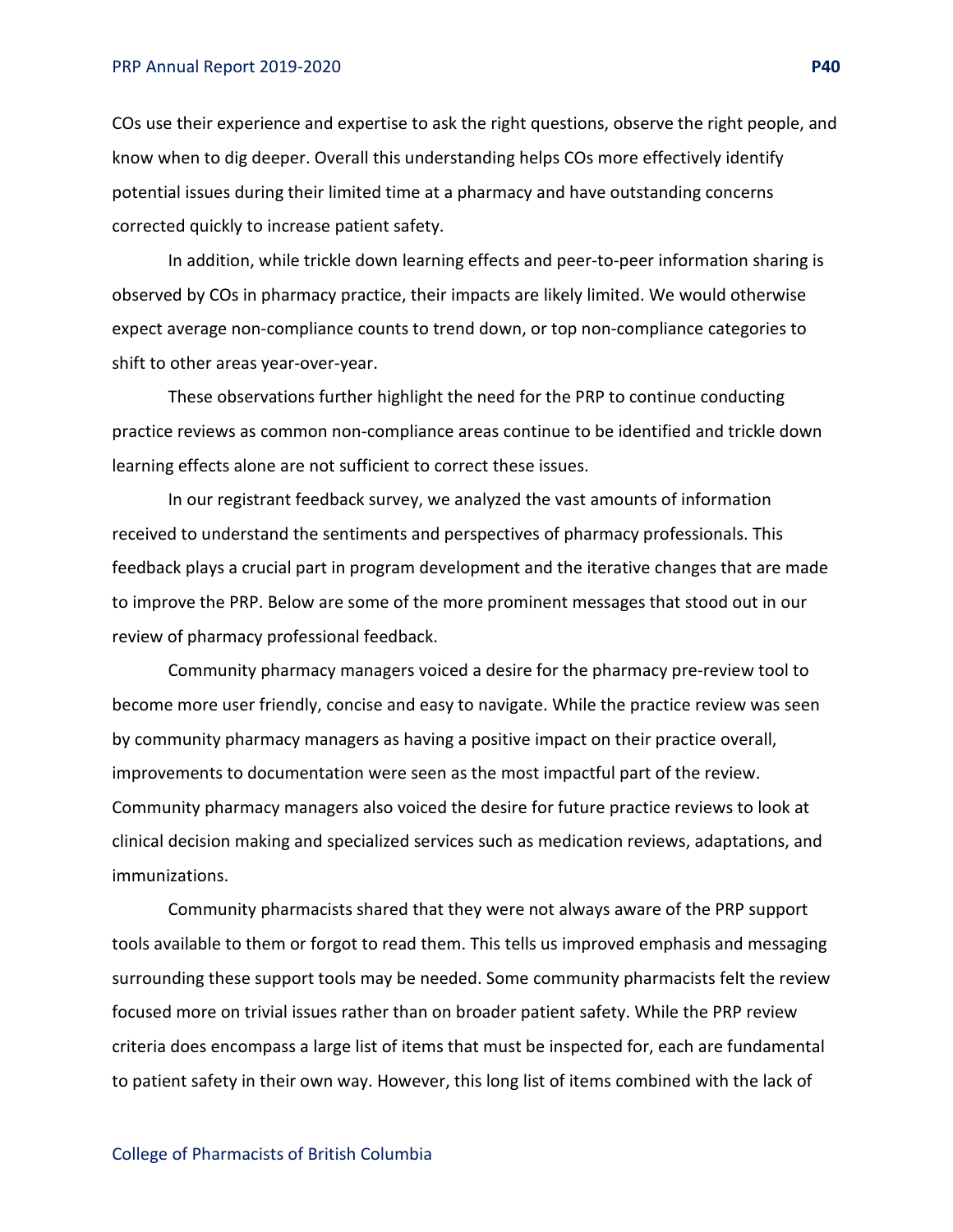COs use their experience and expertise to ask the right questions, observe the right people, and know when to dig deeper. Overall this understanding helps COs more effectively identify potential issues during their limited time at a pharmacy and have outstanding concerns corrected quickly to increase patient safety.

In addition, while trickle down learning effects and peer-to-peer information sharing is observed by COs in pharmacy practice, their impacts are likely limited. We would otherwise expect average non-compliance counts to trend down, or top non-compliance categories to shift to other areas year-over-year.

These observations further highlight the need for the PRP to continue conducting practice reviews as common non-compliance areas continue to be identified and trickle down learning effects alone are not sufficient to correct these issues.

In our registrant feedback survey, we analyzed the vast amounts of information received to understand the sentiments and perspectives of pharmacy professionals. This feedback plays a crucial part in program development and the iterative changes that are made to improve the PRP. Below are some of the more prominent messages that stood out in our review of pharmacy professional feedback.

Community pharmacy managers voiced a desire for the pharmacy pre-review tool to become more user friendly, concise and easy to navigate. While the practice review was seen by community pharmacy managers as having a positive impact on their practice overall, improvements to documentation were seen as the most impactful part of the review. Community pharmacy managers also voiced the desire for future practice reviews to look at clinical decision making and specialized services such as medication reviews, adaptations, and immunizations.

Community pharmacists shared that they were not always aware of the PRP support tools available to them or forgot to read them. This tells us improved emphasis and messaging surrounding these support tools may be needed. Some community pharmacists felt the review focused more on trivial issues rather than on broader patient safety. While the PRP review criteria does encompass a large list of items that must be inspected for, each are fundamental to patient safety in their own way. However, this long list of items combined with the lack of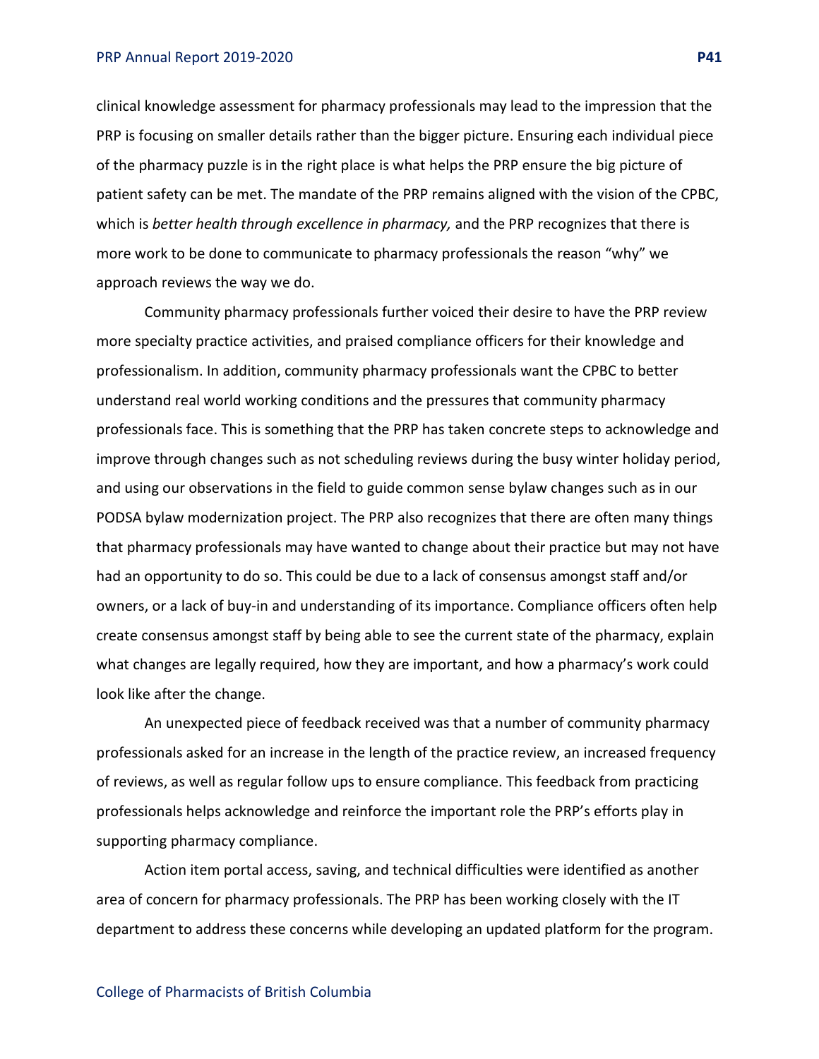clinical knowledge assessment for pharmacy professionals may lead to the impression that the PRP is focusing on smaller details rather than the bigger picture. Ensuring each individual piece of the pharmacy puzzle is in the right place is what helps the PRP ensure the big picture of patient safety can be met. The mandate of the PRP remains aligned with the vision of the CPBC, which is *better health through excellence in pharmacy,* and the PRP recognizes that there is more work to be done to communicate to pharmacy professionals the reason "why" we approach reviews the way we do.

Community pharmacy professionals further voiced their desire to have the PRP review more specialty practice activities, and praised compliance officers for their knowledge and professionalism. In addition, community pharmacy professionals want the CPBC to better understand real world working conditions and the pressures that community pharmacy professionals face. This is something that the PRP has taken concrete steps to acknowledge and improve through changes such as not scheduling reviews during the busy winter holiday period, and using our observations in the field to guide common sense bylaw changes such as in our PODSA bylaw modernization project. The PRP also recognizes that there are often many things that pharmacy professionals may have wanted to change about their practice but may not have had an opportunity to do so. This could be due to a lack of consensus amongst staff and/or owners, or a lack of buy-in and understanding of its importance. Compliance officers often help create consensus amongst staff by being able to see the current state of the pharmacy, explain what changes are legally required, how they are important, and how a pharmacy's work could look like after the change.

An unexpected piece of feedback received was that a number of community pharmacy professionals asked for an increase in the length of the practice review, an increased frequency of reviews, as well as regular follow ups to ensure compliance. This feedback from practicing professionals helps acknowledge and reinforce the important role the PRP's efforts play in supporting pharmacy compliance.

Action item portal access, saving, and technical difficulties were identified as another area of concern for pharmacy professionals. The PRP has been working closely with the IT department to address these concerns while developing an updated platform for the program.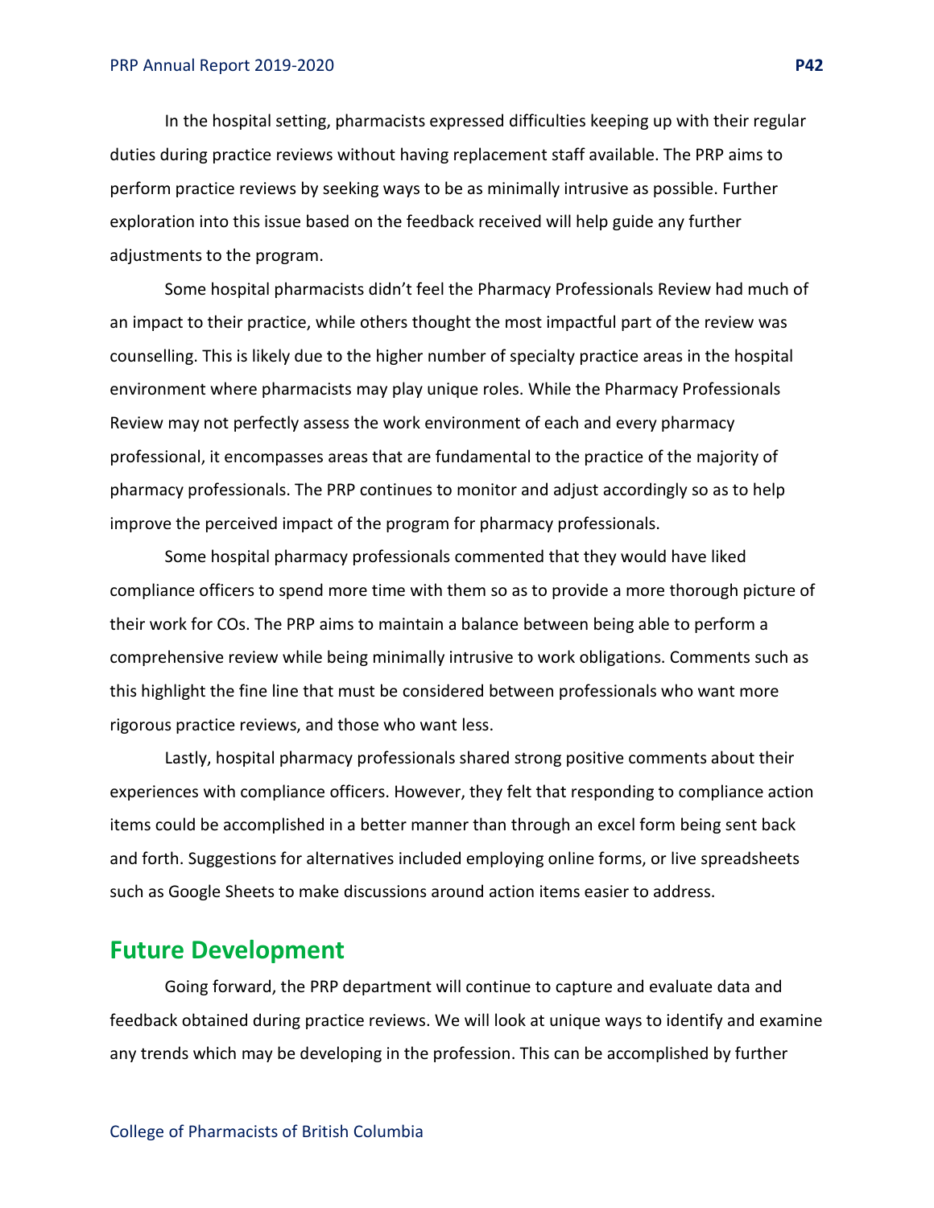In the hospital setting, pharmacists expressed difficulties keeping up with their regular duties during practice reviews without having replacement staff available. The PRP aims to perform practice reviews by seeking ways to be as minimally intrusive as possible. Further exploration into this issue based on the feedback received will help guide any further adjustments to the program.

Some hospital pharmacists didn't feel the Pharmacy Professionals Review had much of an impact to their practice, while others thought the most impactful part of the review was counselling. This is likely due to the higher number of specialty practice areas in the hospital environment where pharmacists may play unique roles. While the Pharmacy Professionals Review may not perfectly assess the work environment of each and every pharmacy professional, it encompasses areas that are fundamental to the practice of the majority of pharmacy professionals. The PRP continues to monitor and adjust accordingly so as to help improve the perceived impact of the program for pharmacy professionals.

Some hospital pharmacy professionals commented that they would have liked compliance officers to spend more time with them so as to provide a more thorough picture of their work for COs. The PRP aims to maintain a balance between being able to perform a comprehensive review while being minimally intrusive to work obligations. Comments such as this highlight the fine line that must be considered between professionals who want more rigorous practice reviews, and those who want less.

Lastly, hospital pharmacy professionals shared strong positive comments about their experiences with compliance officers. However, they felt that responding to compliance action items could be accomplished in a better manner than through an excel form being sent back and forth. Suggestions for alternatives included employing online forms, or live spreadsheets such as Google Sheets to make discussions around action items easier to address.

## Future Development

Going forward, the PRP department will continue to capture and evaluate data and feedback obtained during practice reviews. We will look at unique ways to identify and examine any trends which may be developing in the profession. This can be accomplished by further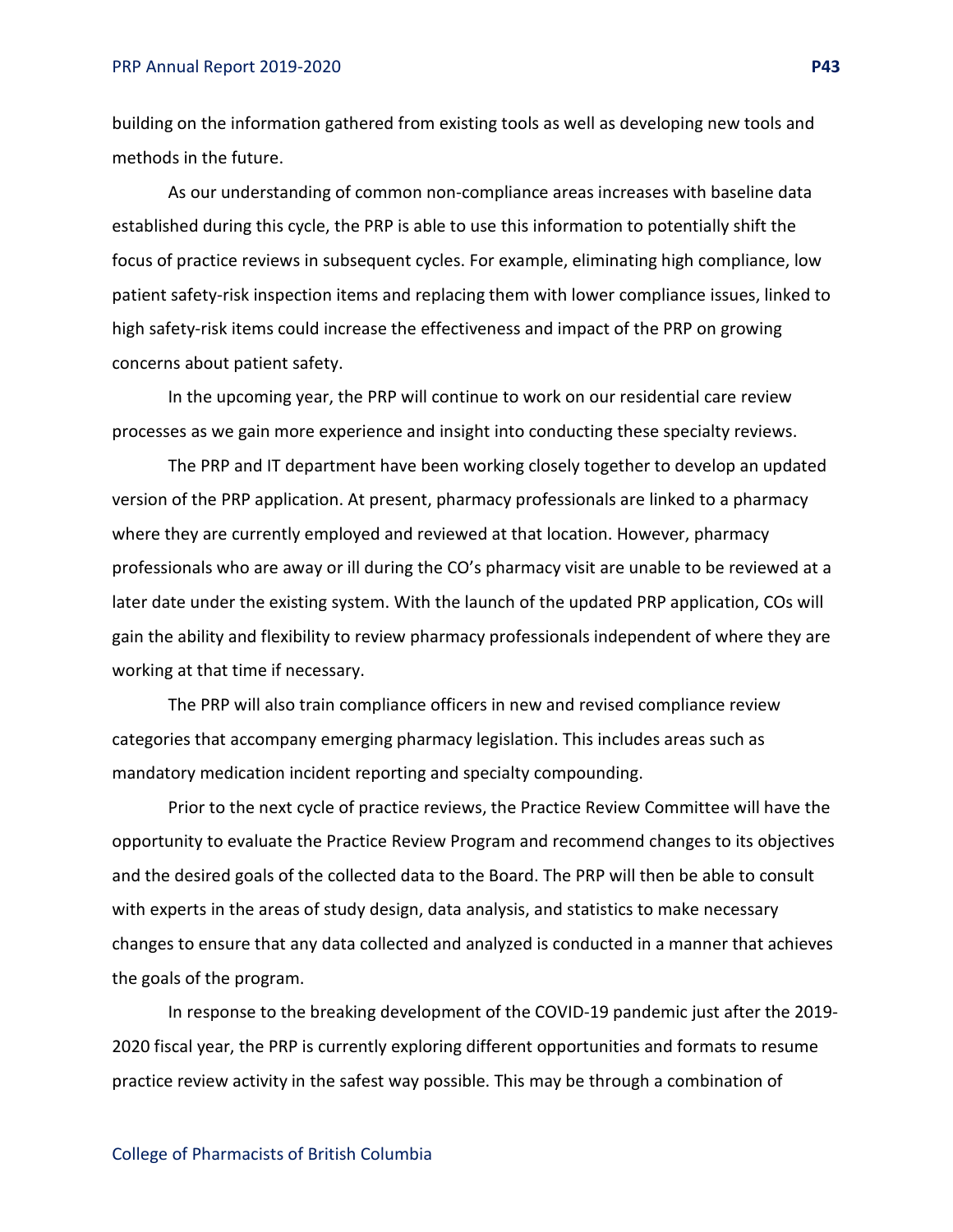building on the information gathered from existing tools as well as developing new tools and methods in the future.

As our understanding of common non-compliance areas increases with baseline data established during this cycle, the PRP is able to use this information to potentially shift the focus of practice reviews in subsequent cycles. For example, eliminating high compliance, low patient safety-risk inspection items and replacing them with lower compliance issues, linked to high safety-risk items could increase the effectiveness and impact of the PRP on growing concerns about patient safety.

In the upcoming year, the PRP will continue to work on our residential care review processes as we gain more experience and insight into conducting these specialty reviews.

The PRP and IT department have been working closely together to develop an updated version of the PRP application. At present, pharmacy professionals are linked to a pharmacy where they are currently employed and reviewed at that location. However, pharmacy professionals who are away or ill during the CO's pharmacy visit are unable to be reviewed at a later date under the existing system. With the launch of the updated PRP application, COs will gain the ability and flexibility to review pharmacy professionals independent of where they are working at that time if necessary.

The PRP will also train compliance officers in new and revised compliance review categories that accompany emerging pharmacy legislation. This includes areas such as mandatory medication incident reporting and specialty compounding.

Prior to the next cycle of practice reviews, the Practice Review Committee will have the opportunity to evaluate the Practice Review Program and recommend changes to its objectives and the desired goals of the collected data to the Board. The PRP will then be able to consult with experts in the areas of study design, data analysis, and statistics to make necessary changes to ensure that any data collected and analyzed is conducted in a manner that achieves the goals of the program.

In response to the breaking development of the COVID-19 pandemic just after the 2019-2020 fiscal year, the PRP is currently exploring different opportunities and formats to resume practice review activity in the safest way possible. This may be through a combination of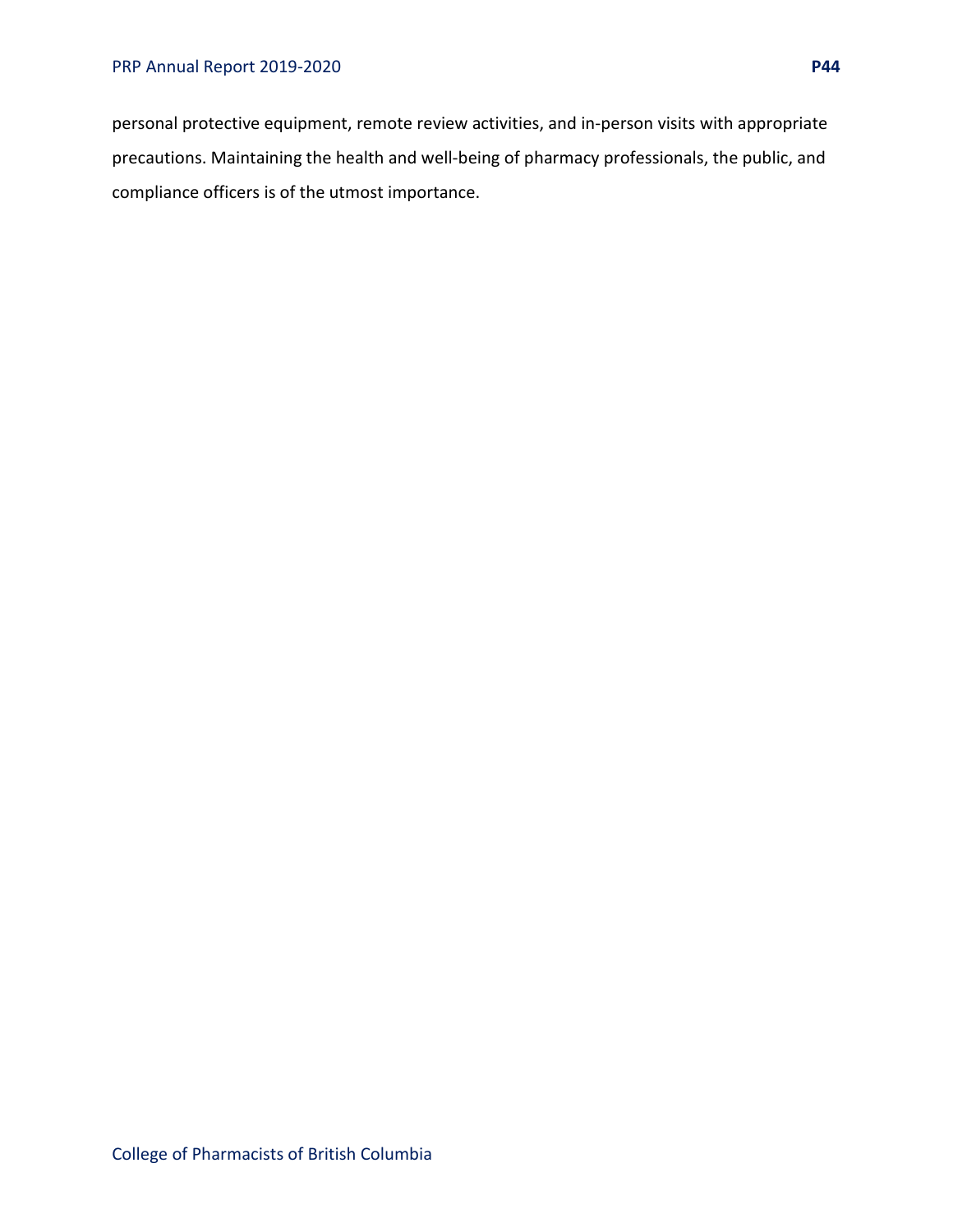personal protective equipment, remote review activities, and in-person visits with appropriate precautions. Maintaining the health and well-being of pharmacy professionals, the public, and compliance officers is of the utmost importance.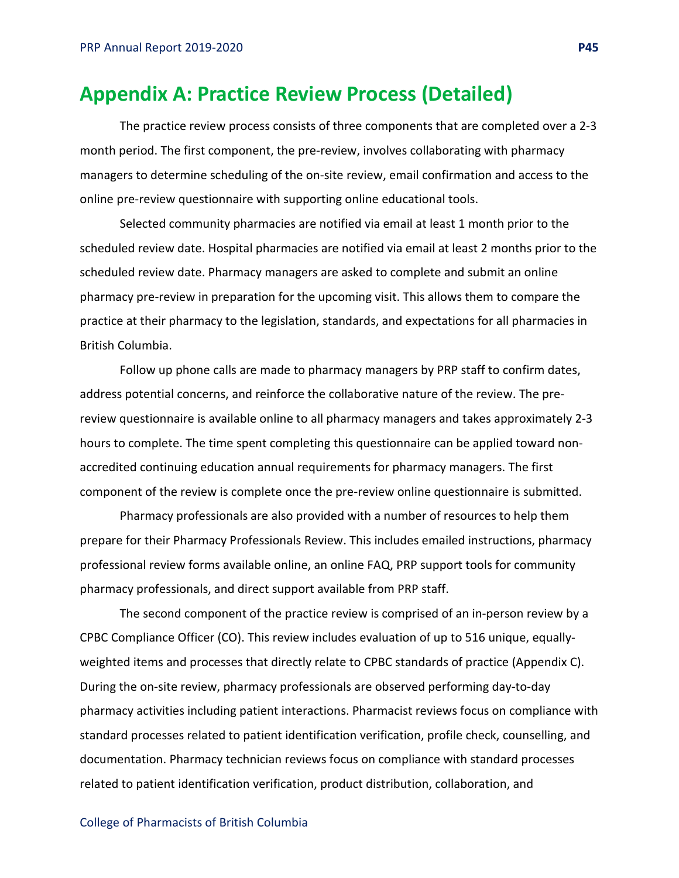# Appendix A: Practice Review Process (Detailed)

The practice review process consists of three components that are completed over a 2-3 month period. The first component, the pre-review, involves collaborating with pharmacy managers to determine scheduling of the on-site review, email confirmation and access to the online pre-review questionnaire with supporting online educational tools.

Selected community pharmacies are notified via email at least 1 month prior to the scheduled review date. Hospital pharmacies are notified via email at least 2 months prior to the scheduled review date. Pharmacy managers are asked to complete and submit an online pharmacy pre-review in preparation for the upcoming visit. This allows them to compare the practice at their pharmacy to the legislation, standards, and expectations for all pharmacies in British Columbia.

Follow up phone calls are made to pharmacy managers by PRP staff to confirm dates, address potential concerns, and reinforce the collaborative nature of the review. The pre-review questionnaire is available online to all pharmacy managers and takes approximately 2-3 hours to complete. The time spent completing this questionnaire can be applied toward non-accredited continuing education annual requirements for pharmacy managers. The first component of the review is complete once the pre-review online questionnaire is submitted.

Pharmacy professionals are also provided with a number of resources to help them prepare for their Pharmacy Professionals Review. This includes emailed instructions, pharmacy professional review forms available online, an online FAQ, PRP support tools for community pharmacy professionals, and direct support available from PRP staff.

The second component of the practice review is comprised of an in-person review by a CPBC Compliance Officer (CO). This review includes evaluation of up to 516 unique, equally-weighted items and processes that directly relate to CPBC standards of practice (Appendix C). During the on-site review, pharmacy professionals are observed performing day-to-day pharmacy activities including patient interactions. Pharmacist reviews focus on compliance with standard processes related to patient identification verification, profile check, counselling, and documentation. Pharmacy technician reviews focus on compliance with standard processes related to patient identification verification, product distribution, collaboration, and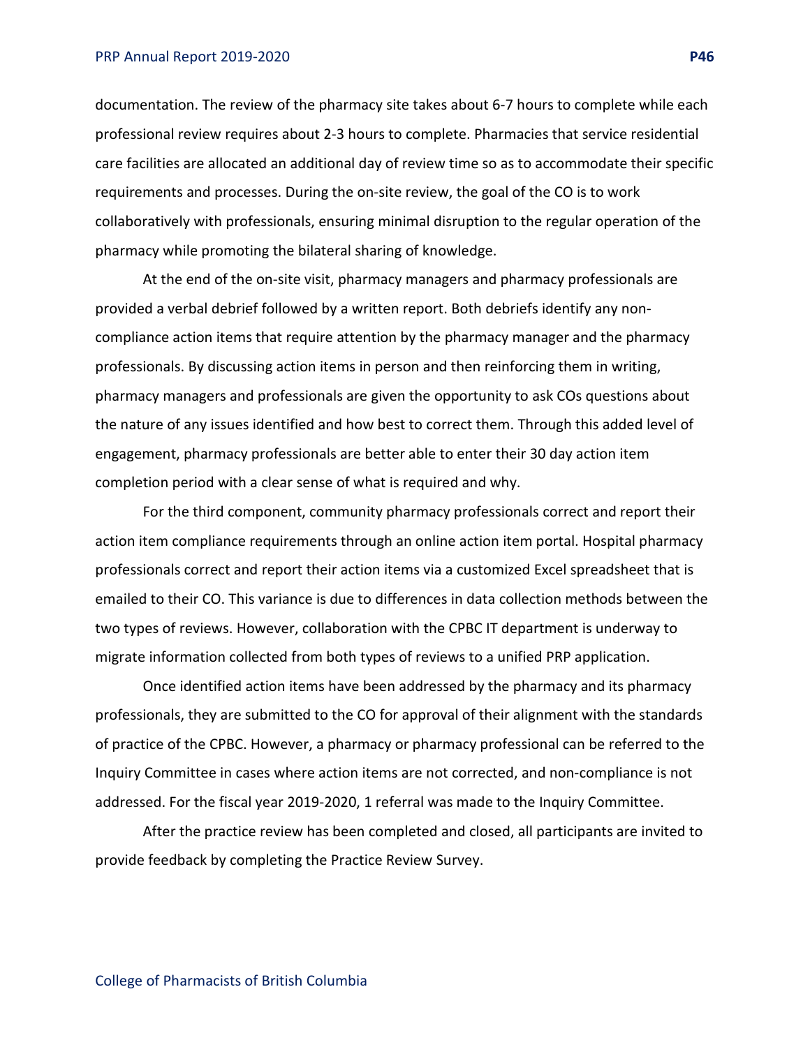documentation. The review of the pharmacy site takes about 6-7 hours to complete while each professional review requires about 2-3 hours to complete. Pharmacies that service residential care facilities are allocated an additional day of review time so as to accommodate their specific requirements and processes. During the on-site review, the goal of the CO is to work collaboratively with professionals, ensuring minimal disruption to the regular operation of the pharmacy while promoting the bilateral sharing of knowledge.

At the end of the on-site visit, pharmacy managers and pharmacy professionals are provided a verbal debrief followed by a written report. Both debriefs identify any non-compliance action items that require attention by the pharmacy manager and the pharmacy professionals. By discussing action items in person and then reinforcing them in writing, pharmacy managers and professionals are given the opportunity to ask COs questions about the nature of any issues identified and how best to correct them. Through this added level of engagement, pharmacy professionals are better able to enter their 30 day action item completion period with a clear sense of what is required and why.

For the third component, community pharmacy professionals correct and report their action item compliance requirements through an online action item portal. Hospital pharmacy professionals correct and report their action items via a customized Excel spreadsheet that is emailed to their CO. This variance is due to differences in data collection methods between the two types of reviews. However, collaboration with the CPBC IT department is underway to migrate information collected from both types of reviews to a unified PRP application.

Once identified action items have been addressed by the pharmacy and its pharmacy professionals, they are submitted to the CO for approval of their alignment with the standards of practice of the CPBC. However, a pharmacy or pharmacy professional can be referred to the Inquiry Committee in cases where action items are not corrected, and non-compliance is not addressed. For the fiscal year 2019-2020, 1 referral was made to the Inquiry Committee.

After the practice review has been completed and closed, all participants are invited to provide feedback by completing the Practice Review Survey.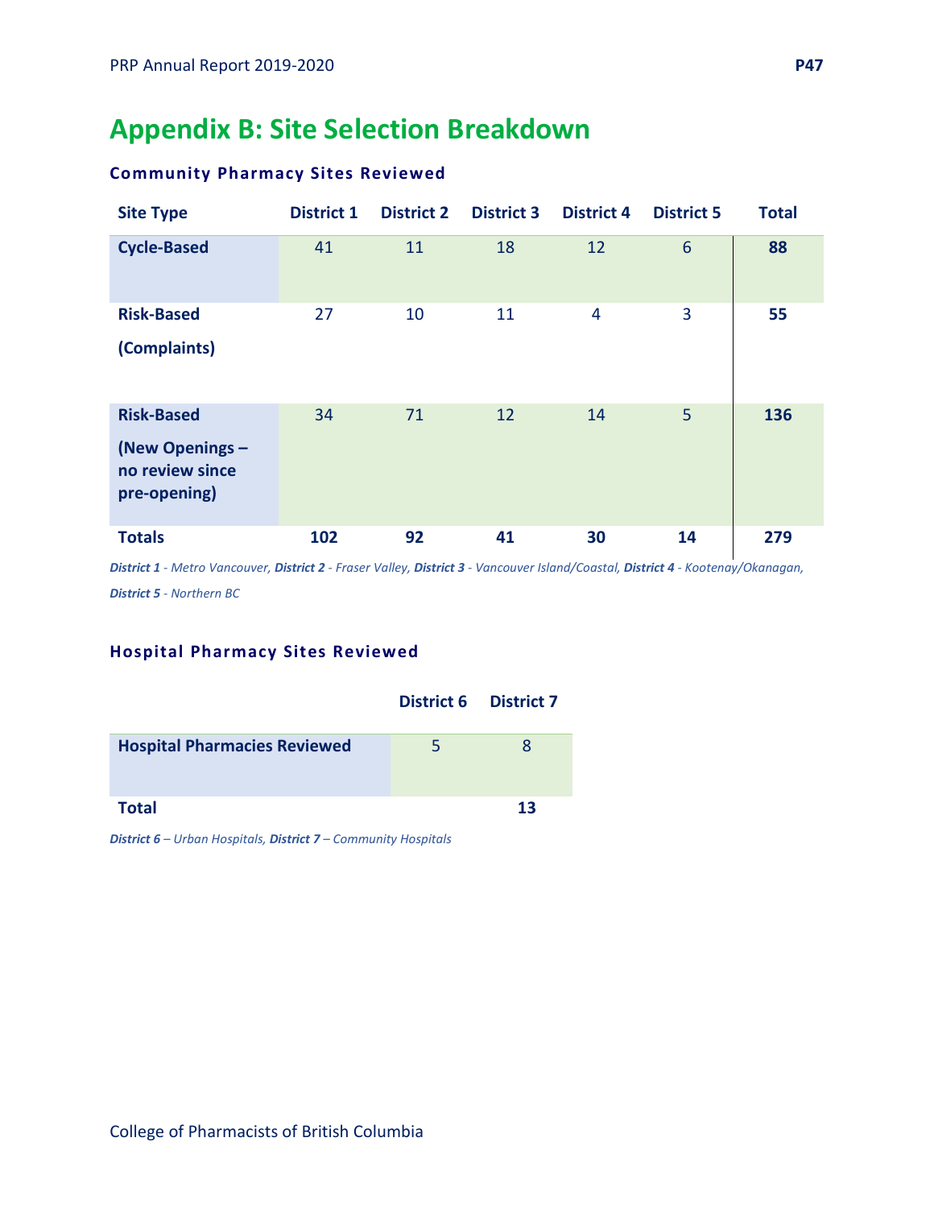# Appendix B: Site Selection Breakdown

### Community Pharmacy Sites Reviewed

| Site Type | District 1 | District 2 | District 3 | District 4 | District 5 | Total |
|---|---|---|---|---|---|---|
| **Cycle-Based** | 41 | 11 | 18 | 12 | 6 | **88** |
| **Risk-Based (Complaints)** | 27 | 10 | 11 | 4 | 3 | **55** |
| **Risk-Based (New Openings – no review since pre-opening)** | 34 | 71 | 12 | 14 | 5 | **136** |
| **Totals** | **102** | **92** | **41** | **30** | **14** | **279** |

***District 1** - Metro Vancouver, **District 2** - Fraser Valley, **District 3** - Vancouver Island/Coastal, **District 4** - Kootenay/Okanagan, **District 5** - Northern BC*

### Hospital Pharmacy Sites Reviewed

| | District 6 | District 7 |
|---|---|---|
| **Hospital Pharmacies Reviewed** | 5 | 8 |
| **Total** | | **13** |

***District 6** – Urban Hospitals, **District 7** – Community Hospitals*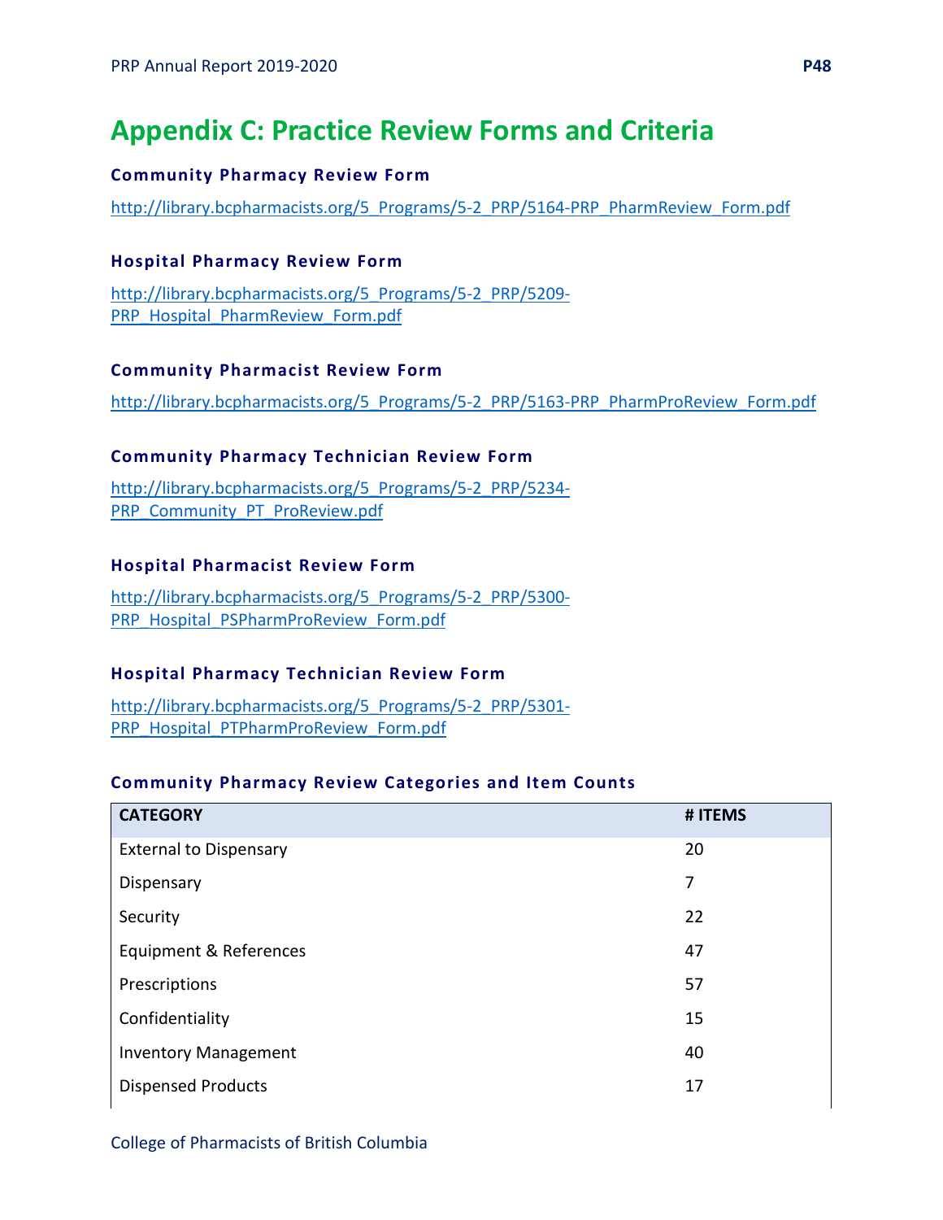# Appendix C: Practice Review Forms and Criteria

### Community Pharmacy Review Form

http://library.bcpharmacists.org/5_Programs/5-2_PRP/5164-PRP_PharmReview_Form.pdf

### Hospital Pharmacy Review Form

http://library.bcpharmacists.org/5_Programs/5-2_PRP/5209-PRP_Hospital_PharmReview_Form.pdf

### Community Pharmacist Review Form

http://library.bcpharmacists.org/5_Programs/5-2_PRP/5163-PRP_PharmProReview_Form.pdf

### Community Pharmacy Technician Review Form

http://library.bcpharmacists.org/5_Programs/5-2_PRP/5234-PRP_Community_PT_ProReview.pdf

### Hospital Pharmacist Review Form

http://library.bcpharmacists.org/5_Programs/5-2_PRP/5300-PRP_Hospital_PSPharmProReview_Form.pdf

### Hospital Pharmacy Technician Review Form

http://library.bcpharmacists.org/5_Programs/5-2_PRP/5301-PRP_Hospital_PTPharmProReview_Form.pdf

### Community Pharmacy Review Categories and Item Counts

| CATEGORY | # ITEMS |
|---|---|
| External to Dispensary | 20 |
| Dispensary | 7 |
| Security | 22 |
| Equipment & References | 47 |
| Prescriptions | 57 |
| Confidentiality | 15 |
| Inventory Management | 40 |
| Dispensed Products | 17 |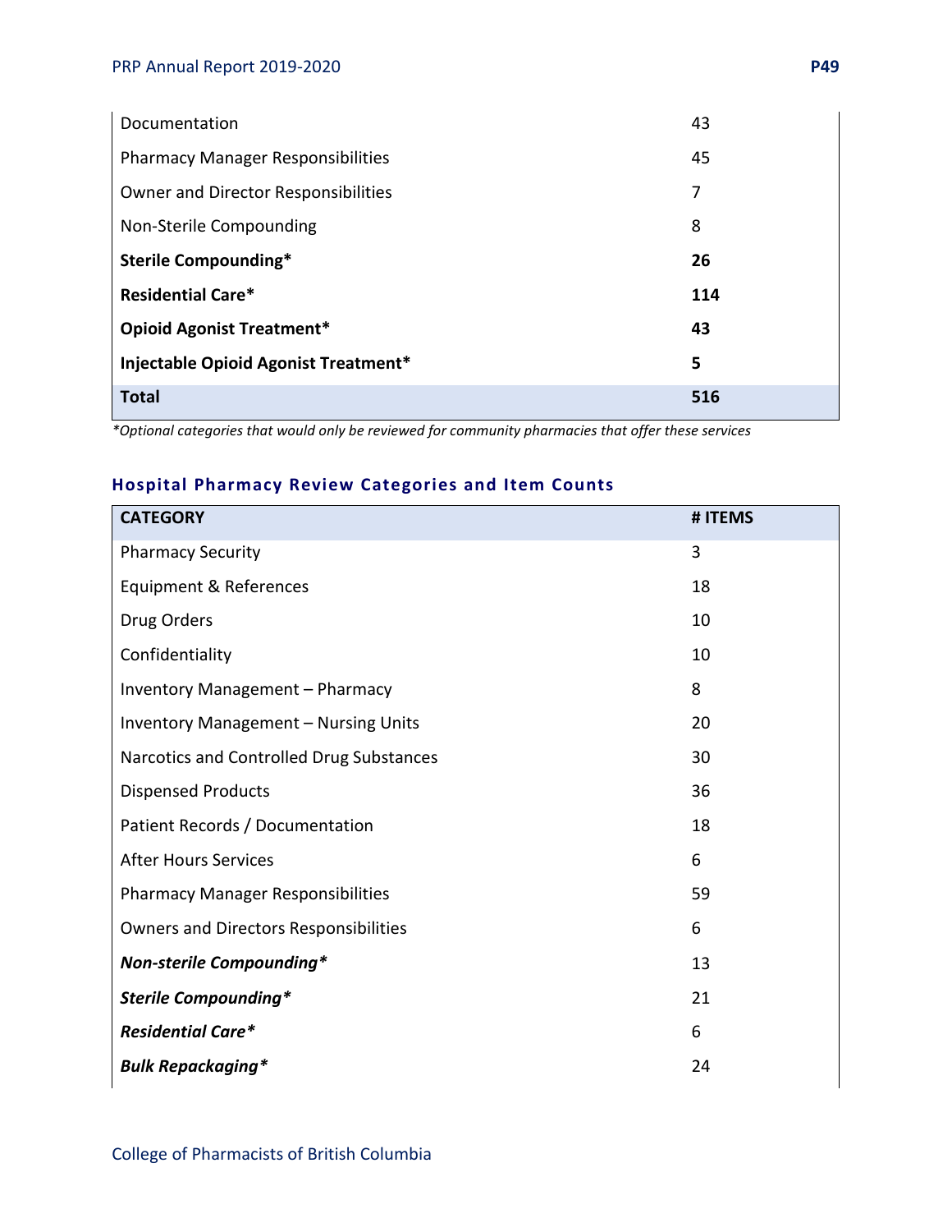| | |
|---|---|
| Documentation | 43 |
| Pharmacy Manager Responsibilities | 45 |
| Owner and Director Responsibilities | 7 |
| Non-Sterile Compounding | 8 |
| **Sterile Compounding*** | **26** |
| **Residential Care*** | **114** |
| **Opioid Agonist Treatment*** | **43** |
| **Injectable Opioid Agonist Treatment*** | **5** |
| **Total** | **516** |

**Optional categories that would only be reviewed for community pharmacies that offer these services*

### Hospital Pharmacy Review Categories and Item Counts

| CATEGORY | # ITEMS |
|---|---|
| Pharmacy Security | 3 |
| Equipment & References | 18 |
| Drug Orders | 10 |
| Confidentiality | 10 |
| Inventory Management – Pharmacy | 8 |
| Inventory Management – Nursing Units | 20 |
| Narcotics and Controlled Drug Substances | 30 |
| Dispensed Products | 36 |
| Patient Records / Documentation | 18 |
| After Hours Services | 6 |
| Pharmacy Manager Responsibilities | 59 |
| Owners and Directors Responsibilities | 6 |
| ***Non-sterile Compounding**** | 13 |
| ***Sterile Compounding**** | 21 |
| ***Residential Care**** | 6 |
| ***Bulk Repackaging**** | 24 |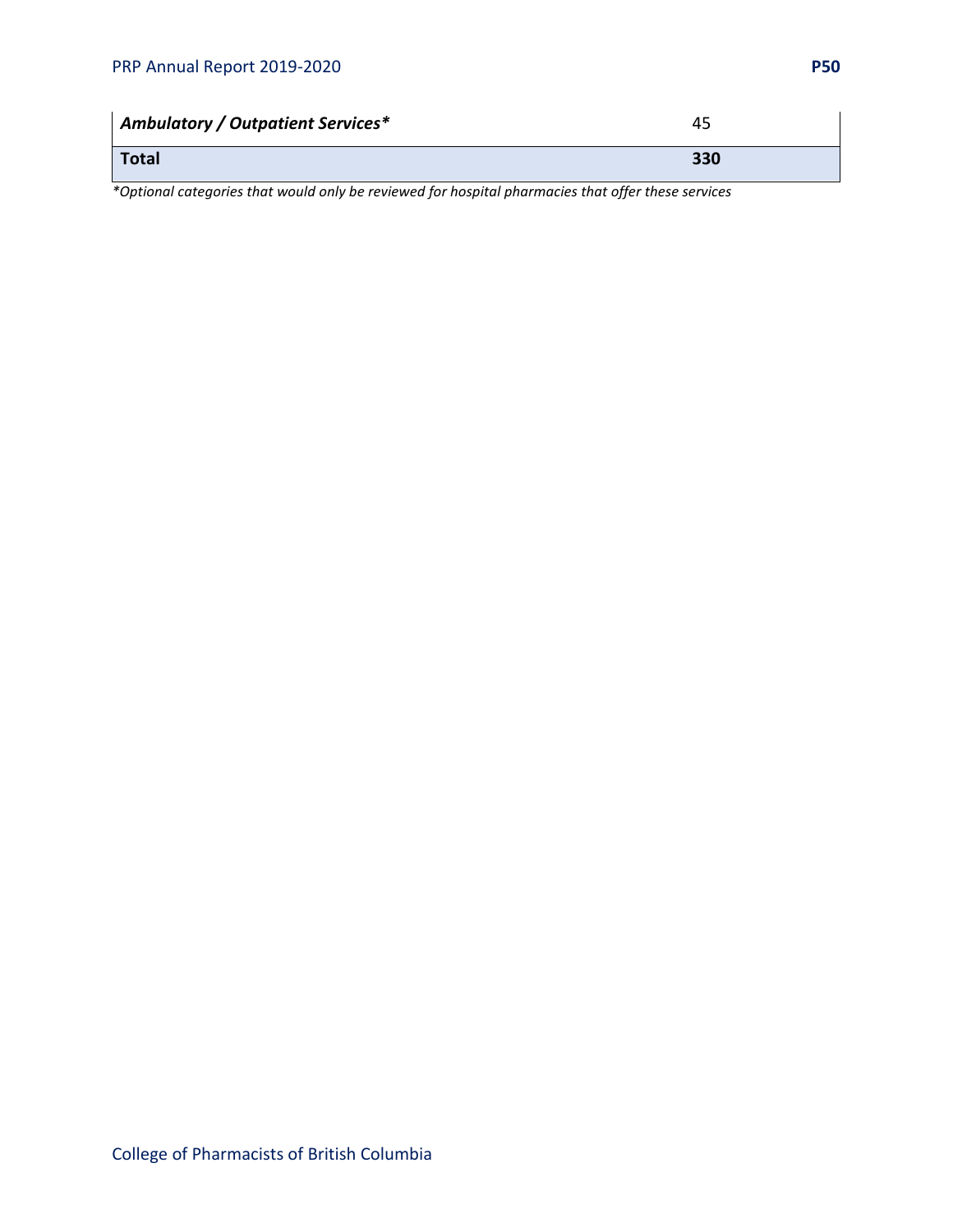| | |
|---|---|
| ***Ambulatory / Outpatient Services**** | 45 |
| **Total** | **330** |

**Optional categories that would only be reviewed for hospital pharmacies that offer these services*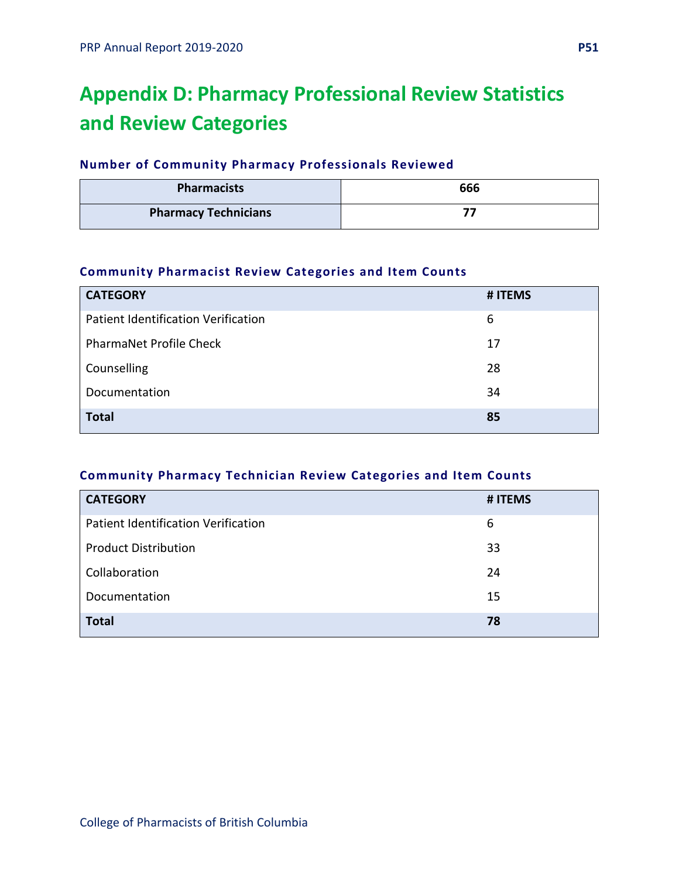# Appendix D: Pharmacy Professional Review Statistics and Review Categories

### Number of Community Pharmacy Professionals Reviewed

| Pharmacists | 666 |
|---|---|
| **Pharmacy Technicians** | **77** |

### Community Pharmacist Review Categories and Item Counts

| CATEGORY | # ITEMS |
|---|---|
| Patient Identification Verification | 6 |
| PharmaNet Profile Check | 17 |
| Counselling | 28 |
| Documentation | 34 |
| **Total** | **85** |

### Community Pharmacy Technician Review Categories and Item Counts

| CATEGORY | # ITEMS |
|---|---|
| Patient Identification Verification | 6 |
| Product Distribution | 33 |
| Collaboration | 24 |
| Documentation | 15 |
| **Total** | **78** |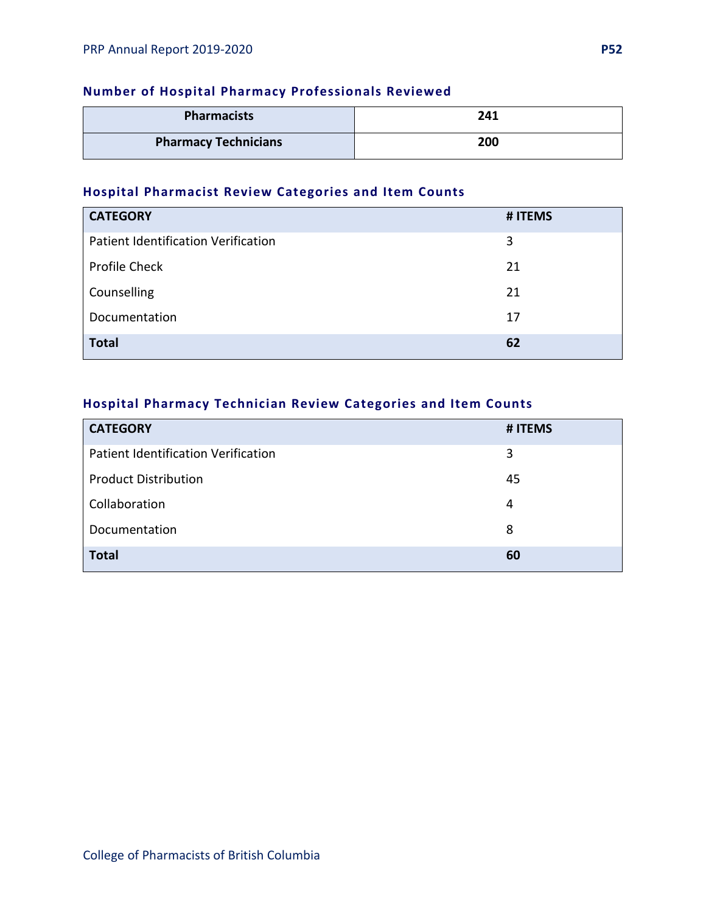### Number of Hospital Pharmacy Professionals Reviewed

| Pharmacists | 241 |
|---|---|
| Pharmacy Technicians | 200 |

### Hospital Pharmacist Review Categories and Item Counts

| CATEGORY | # ITEMS |
|---|---|
| Patient Identification Verification | 3 |
| Profile Check | 21 |
| Counselling | 21 |
| Documentation | 17 |
| **Total** | **62** |

### Hospital Pharmacy Technician Review Categories and Item Counts

| CATEGORY | # ITEMS |
|---|---|
| Patient Identification Verification | 3 |
| Product Distribution | 45 |
| Collaboration | 4 |
| Documentation | 8 |
| **Total** | **60** |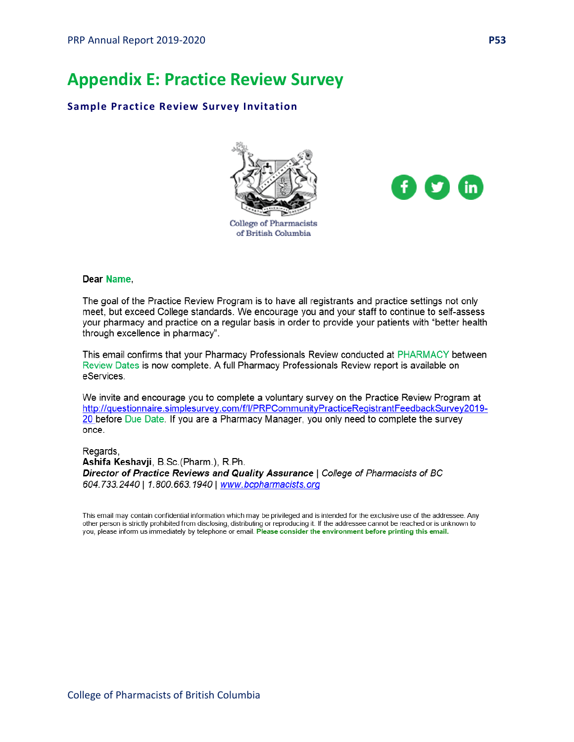# Appendix E: Practice Review Survey

### Sample Practice Review Survey Invitation

College of Pharmacists of British Columbia

Dear Name,

The goal of the Practice Review Program is to have all registrants and practice settings not only meet, but exceed College standards. We encourage you and your staff to continue to self-assess your pharmacy and practice on a regular basis in order to provide your patients with "better health through excellence in pharmacy".

This email confirms that your Pharmacy Professionals Review conducted at PHARMACY between Review Dates is now complete. A full Pharmacy Professionals Review report is available on eServices.

We invite and encourage you to complete a voluntary survey on the Practice Review Program at http://questionnaire.simplesurvey.com/f/l/PRPCommunityPracticeRegistrantFeedbackSurvey2019-20 before Due Date. If you are a Pharmacy Manager, you only need to complete the survey once.

Regards,
**Ashifa Keshavji**, B.Sc.(Pharm.), R.Ph.
***Director of Practice Reviews and Quality Assurance*** | *College of Pharmacists of BC*
*604.733.2440 | 1.800.663.1940 | www.bcpharmacists.org*

This email may contain confidential information which may be privileged and is intended for the exclusive use of the addressee. Any other person is strictly prohibited from disclosing, distributing or reproducing it. If the addressee cannot be reached or is unknown to you, please inform us immediately by telephone or email. **Please consider the environment before printing this email.**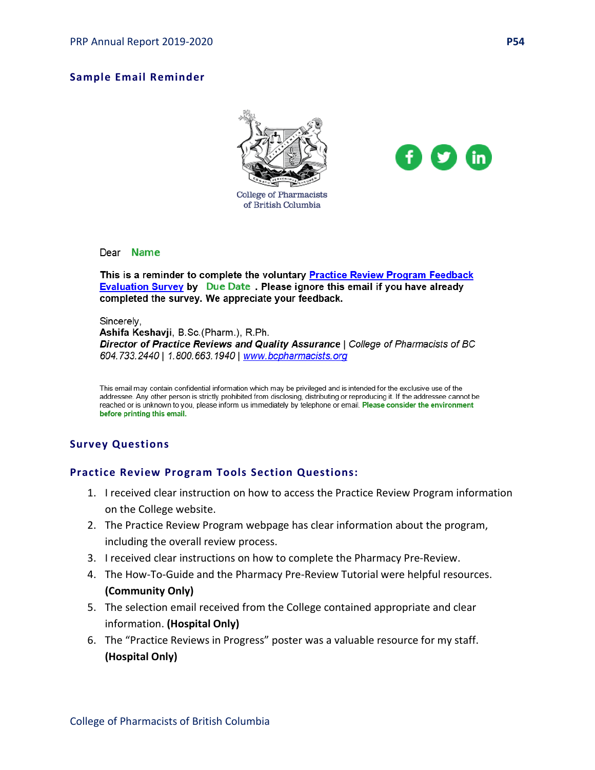## Sample Email Reminder

College of Pharmacists of British Columbia

Dear Name

**This is a reminder to complete the voluntary Practice Review Program Feedback Evaluation Survey by Due Date . Please ignore this email if you have already completed the survey. We appreciate your feedback.**

Sincerely,
**Ashifa Keshavji**, B.Sc.(Pharm.), R.Ph.
***Director of Practice Reviews and Quality Assurance*** *| College of Pharmacists of BC*
*604.733.2440 | 1.800.663.1940 | www.bcpharmacists.org*

This email may contain confidential information which may be privileged and is intended for the exclusive use of the addressee. Any other person is strictly prohibited from disclosing, distributing or reproducing it. If the addressee cannot be reached or is unknown to you, please inform us immediately by telephone or email. **Please consider the environment before printing this email.**

## Survey Questions

### Practice Review Program Tools Section Questions:

1. I received clear instruction on how to access the Practice Review Program information on the College website.
2. The Practice Review Program webpage has clear information about the program, including the overall review process.
3. I received clear instructions on how to complete the Pharmacy Pre-Review.
4. The How-To-Guide and the Pharmacy Pre-Review Tutorial were helpful resources. **(Community Only)**
5. The selection email received from the College contained appropriate and clear information. **(Hospital Only)**
6. The "Practice Reviews in Progress" poster was a valuable resource for my staff. **(Hospital Only)**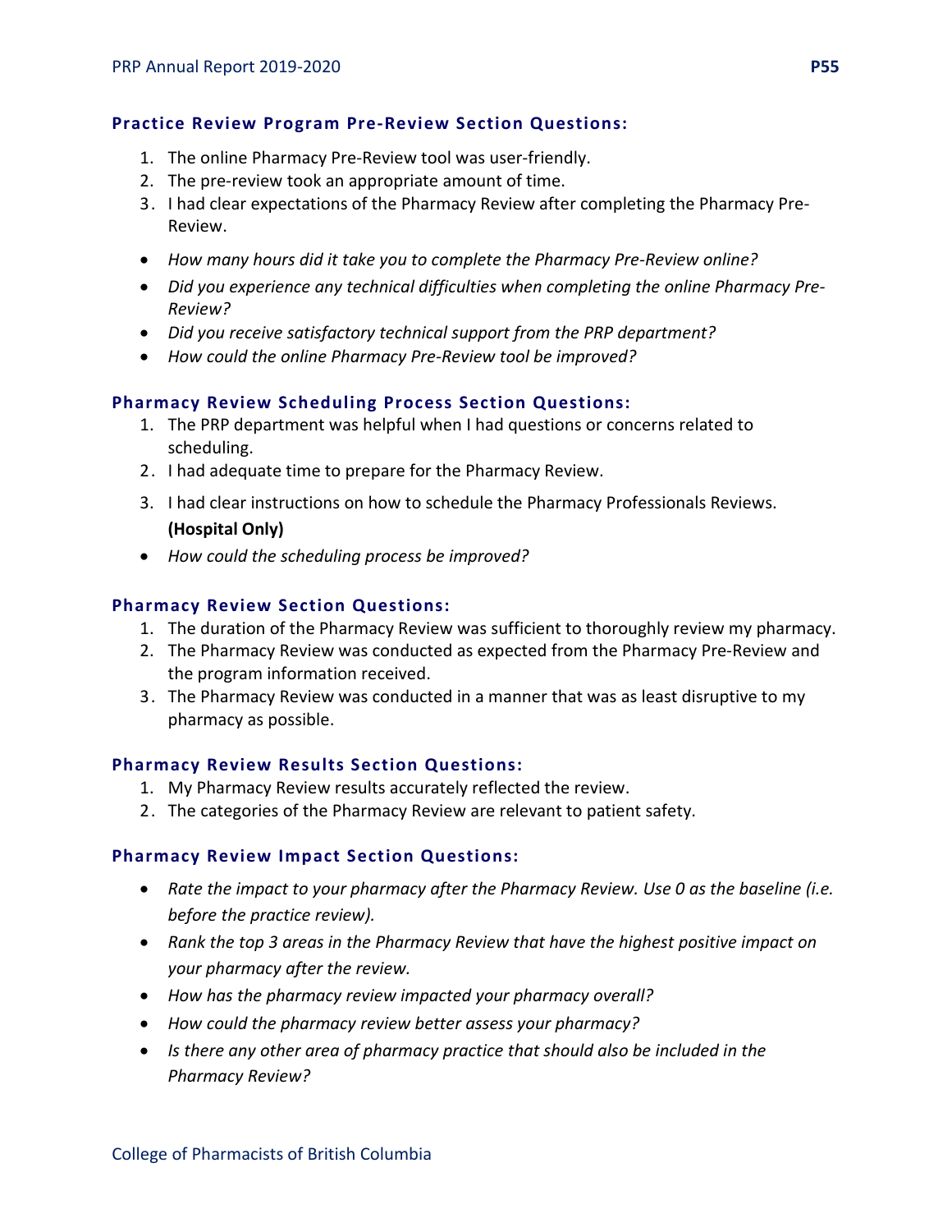### Practice Review Program Pre-Review Section Questions:

1. The online Pharmacy Pre-Review tool was user-friendly.
2. The pre-review took an appropriate amount of time.
3. I had clear expectations of the Pharmacy Review after completing the Pharmacy Pre-Review.

- *How many hours did it take you to complete the Pharmacy Pre-Review online?*
- *Did you experience any technical difficulties when completing the online Pharmacy Pre-Review?*
- *Did you receive satisfactory technical support from the PRP department?*
- *How could the online Pharmacy Pre-Review tool be improved?*

### Pharmacy Review Scheduling Process Section Questions:

1. The PRP department was helpful when I had questions or concerns related to scheduling.
2. I had adequate time to prepare for the Pharmacy Review.
3. I had clear instructions on how to schedule the Pharmacy Professionals Reviews. **(Hospital Only)**

- *How could the scheduling process be improved?*

### Pharmacy Review Section Questions:

1. The duration of the Pharmacy Review was sufficient to thoroughly review my pharmacy.
2. The Pharmacy Review was conducted as expected from the Pharmacy Pre-Review and the program information received.
3. The Pharmacy Review was conducted in a manner that was as least disruptive to my pharmacy as possible.

### Pharmacy Review Results Section Questions:

1. My Pharmacy Review results accurately reflected the review.
2. The categories of the Pharmacy Review are relevant to patient safety.

### Pharmacy Review Impact Section Questions:

- *Rate the impact to your pharmacy after the Pharmacy Review. Use 0 as the baseline (i.e. before the practice review).*
- *Rank the top 3 areas in the Pharmacy Review that have the highest positive impact on your pharmacy after the review.*
- *How has the pharmacy review impacted your pharmacy overall?*
- *How could the pharmacy review better assess your pharmacy?*
- *Is there any other area of pharmacy practice that should also be included in the Pharmacy Review?*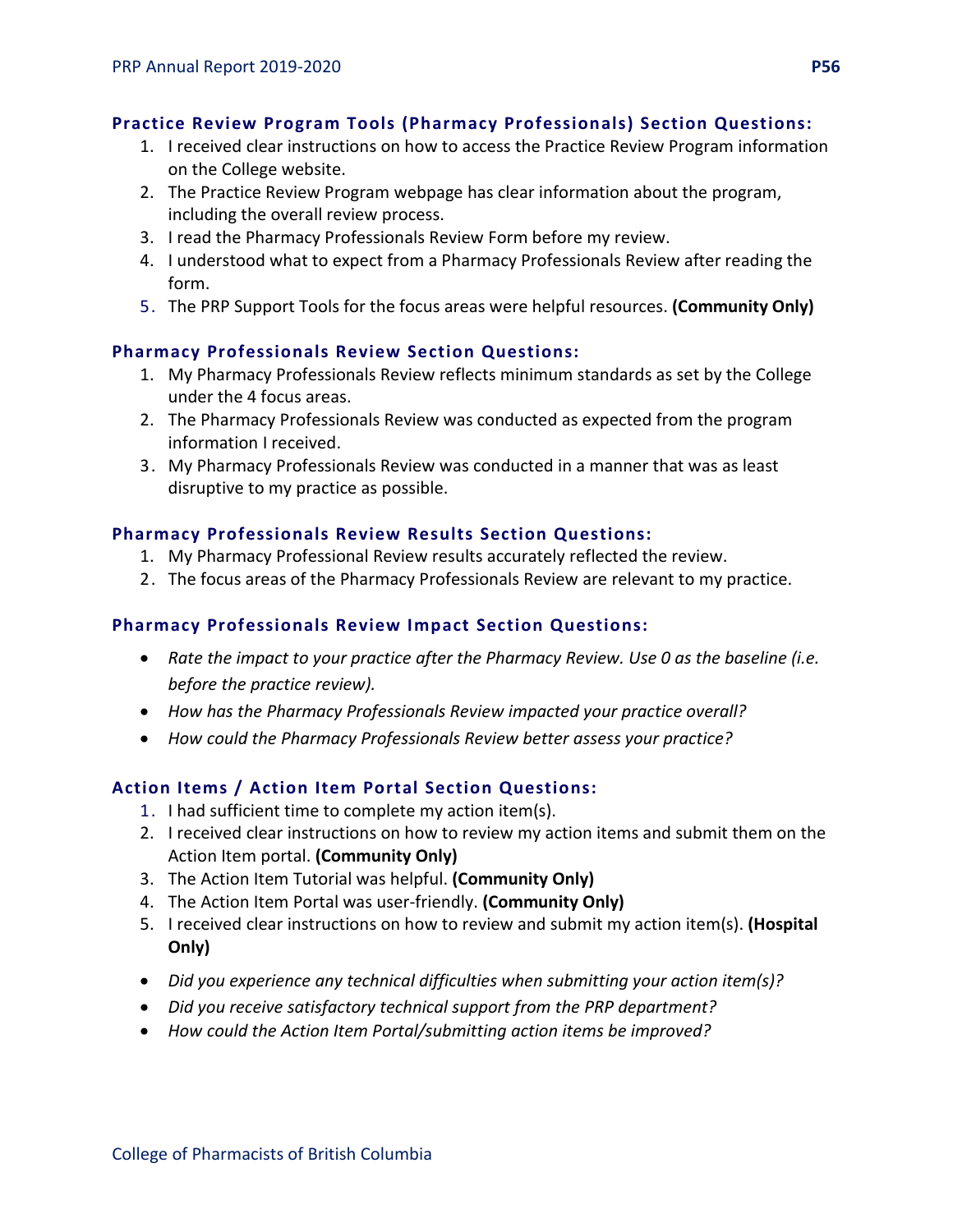### Practice Review Program Tools (Pharmacy Professionals) Section Questions:

1. I received clear instructions on how to access the Practice Review Program information on the College website.
2. The Practice Review Program webpage has clear information about the program, including the overall review process.
3. I read the Pharmacy Professionals Review Form before my review.
4. I understood what to expect from a Pharmacy Professionals Review after reading the form.
5. The PRP Support Tools for the focus areas were helpful resources. **(Community Only)**

### Pharmacy Professionals Review Section Questions:

1. My Pharmacy Professionals Review reflects minimum standards as set by the College under the 4 focus areas.
2. The Pharmacy Professionals Review was conducted as expected from the program information I received.
3. My Pharmacy Professionals Review was conducted in a manner that was as least disruptive to my practice as possible.

### Pharmacy Professionals Review Results Section Questions:

1. My Pharmacy Professional Review results accurately reflected the review.
2. The focus areas of the Pharmacy Professionals Review are relevant to my practice.

### Pharmacy Professionals Review Impact Section Questions:

- *Rate the impact to your practice after the Pharmacy Review. Use 0 as the baseline (i.e. before the practice review).*
- *How has the Pharmacy Professionals Review impacted your practice overall?*
- *How could the Pharmacy Professionals Review better assess your practice?*

### Action Items / Action Item Portal Section Questions:

1. I had sufficient time to complete my action item(s).
2. I received clear instructions on how to review my action items and submit them on the Action Item portal. **(Community Only)**
3. The Action Item Tutorial was helpful. **(Community Only)**
4. The Action Item Portal was user-friendly. **(Community Only)**
5. I received clear instructions on how to review and submit my action item(s). **(Hospital Only)**

- *Did you experience any technical difficulties when submitting your action item(s)?*
- *Did you receive satisfactory technical support from the PRP department?*
- *How could the Action Item Portal/submitting action items be improved?*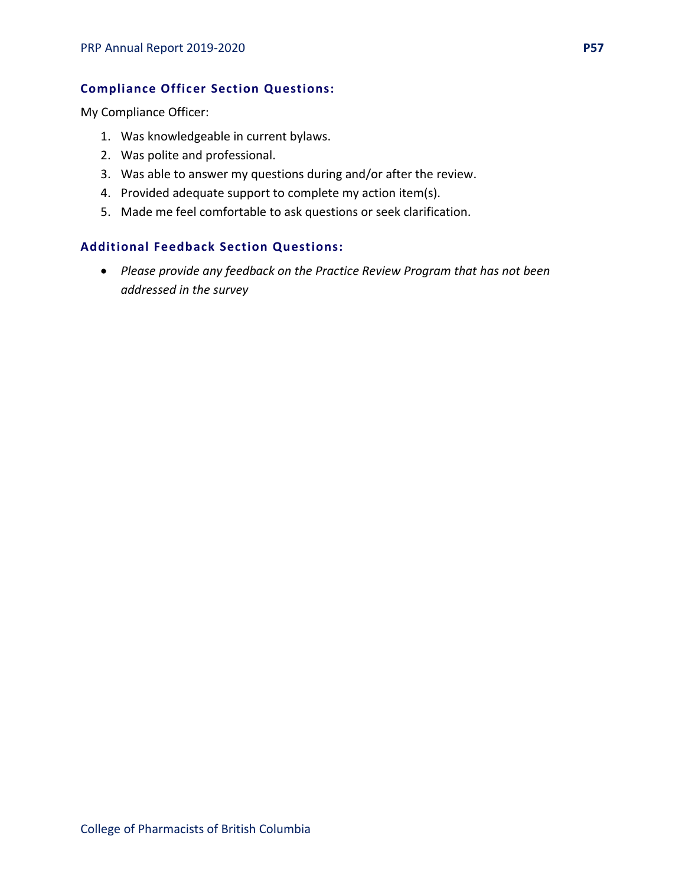### Compliance Officer Section Questions:

My Compliance Officer:

1. Was knowledgeable in current bylaws.
2. Was polite and professional.
3. Was able to answer my questions during and/or after the review.
4. Provided adequate support to complete my action item(s).
5. Made me feel comfortable to ask questions or seek clarification.

### Additional Feedback Section Questions:

- *Please provide any feedback on the Practice Review Program that has not been addressed in the survey*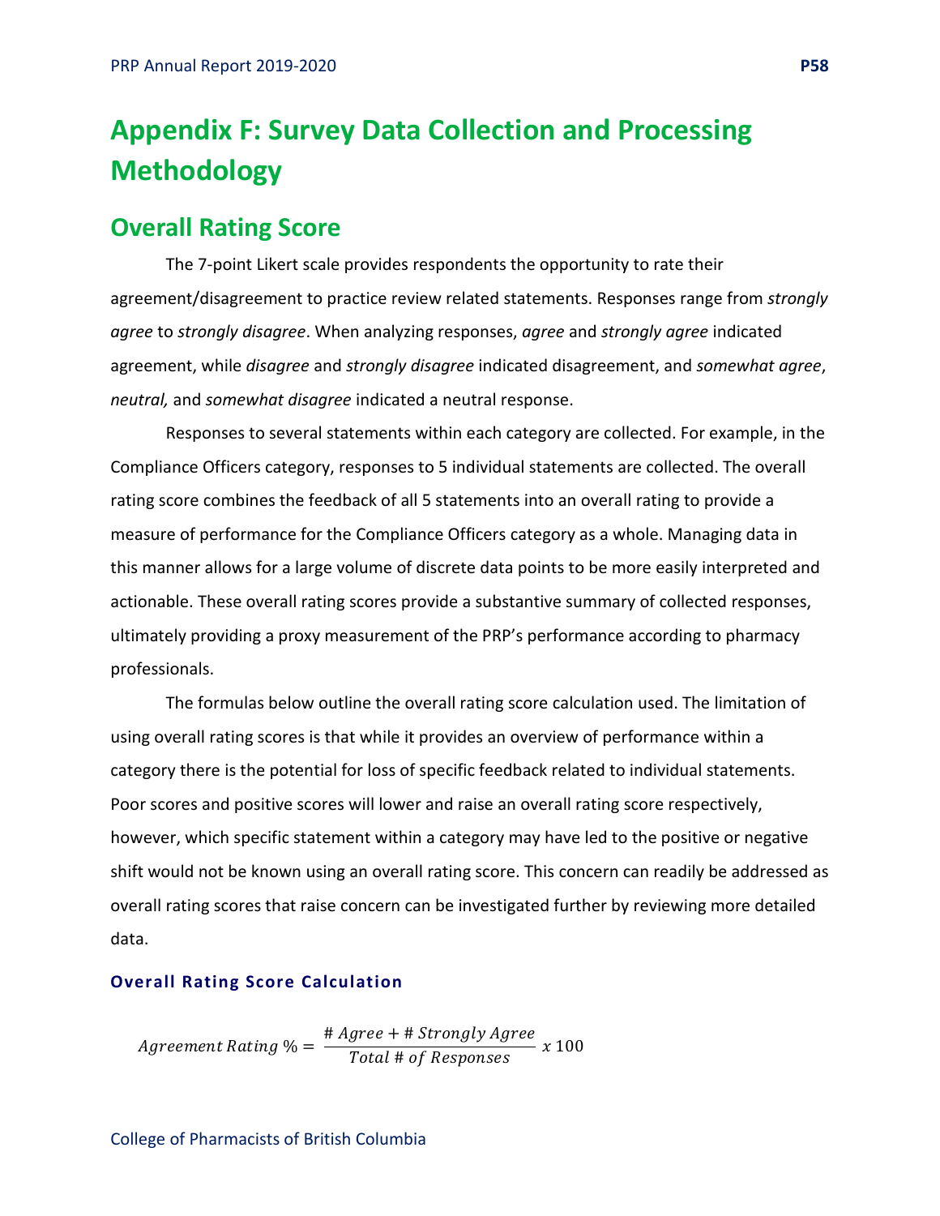# Appendix F: Survey Data Collection and Processing Methodology

## Overall Rating Score

The 7-point Likert scale provides respondents the opportunity to rate their agreement/disagreement to practice review related statements. Responses range from *strongly agree* to *strongly disagree*. When analyzing responses, *agree* and *strongly agree* indicated agreement, while *disagree* and *strongly disagree* indicated disagreement, and *somewhat agree*, *neutral,* and *somewhat disagree* indicated a neutral response.

Responses to several statements within each category are collected. For example, in the Compliance Officers category, responses to 5 individual statements are collected. The overall rating score combines the feedback of all 5 statements into an overall rating to provide a measure of performance for the Compliance Officers category as a whole. Managing data in this manner allows for a large volume of discrete data points to be more easily interpreted and actionable. These overall rating scores provide a substantive summary of collected responses, ultimately providing a proxy measurement of the PRP's performance according to pharmacy professionals.

The formulas below outline the overall rating score calculation used. The limitation of using overall rating scores is that while it provides an overview of performance within a category there is the potential for loss of specific feedback related to individual statements. Poor scores and positive scores will lower and raise an overall rating score respectively, however, which specific statement within a category may have led to the positive or negative shift would not be known using an overall rating score. This concern can readily be addressed as overall rating scores that raise concern can be investigated further by reviewing more detailed data.

### Overall Rating Score Calculation

$$Agreement\ Rating\ \% = \frac{\#\ Agree + \#\ Strongly\ Agree}{Total\ \#\ of\ Responses}\ x\ 100$$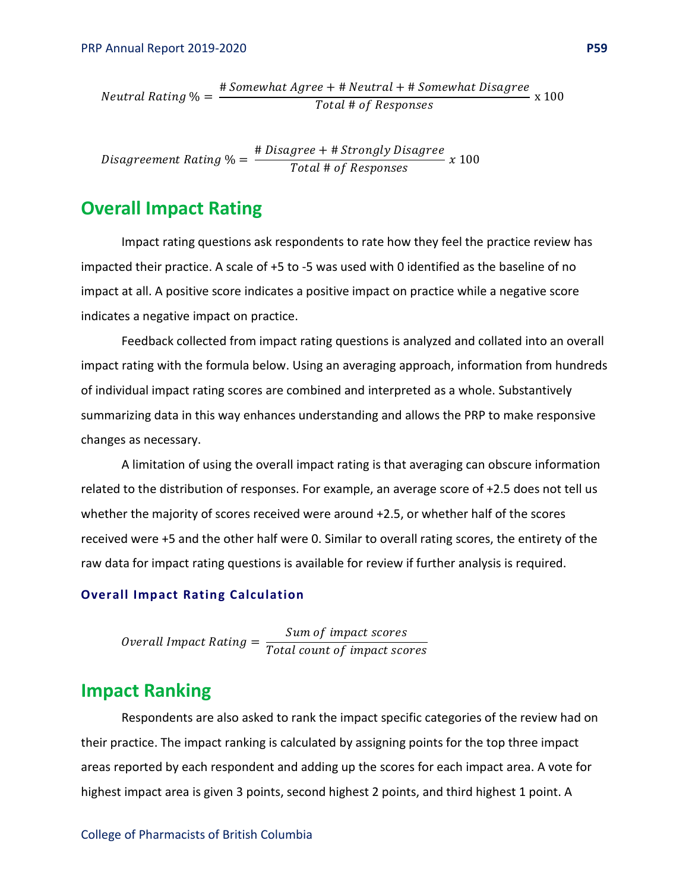$$Neutral\ Rating\ \% = \frac{\#\ Somewhat\ Agree + \#\ Neutral + \#\ Somewhat\ Disagree}{Total\ \#\ of\ Responses} \times 100$$

$$Disagreement\ Rating\ \% = \frac{\#\ Disagree + \#\ Strongly\ Disagree}{Total\ \#\ of\ Responses}\ x\ 100$$

## Overall Impact Rating

Impact rating questions ask respondents to rate how they feel the practice review has impacted their practice. A scale of +5 to -5 was used with 0 identified as the baseline of no impact at all. A positive score indicates a positive impact on practice while a negative score indicates a negative impact on practice.

Feedback collected from impact rating questions is analyzed and collated into an overall impact rating with the formula below. Using an averaging approach, information from hundreds of individual impact rating scores are combined and interpreted as a whole. Substantively summarizing data in this way enhances understanding and allows the PRP to make responsive changes as necessary.

A limitation of using the overall impact rating is that averaging can obscure information related to the distribution of responses. For example, an average score of +2.5 does not tell us whether the majority of scores received were around +2.5, or whether half of the scores received were +5 and the other half were 0. Similar to overall rating scores, the entirety of the raw data for impact rating questions is available for review if further analysis is required.

### Overall Impact Rating Calculation

$$Overall\ Impact\ Rating = \frac{Sum\ of\ impact\ scores}{Total\ count\ of\ impact\ scores}$$

## Impact Ranking

Respondents are also asked to rank the impact specific categories of the review had on their practice. The impact ranking is calculated by assigning points for the top three impact areas reported by each respondent and adding up the scores for each impact area. A vote for highest impact area is given 3 points, second highest 2 points, and third highest 1 point. A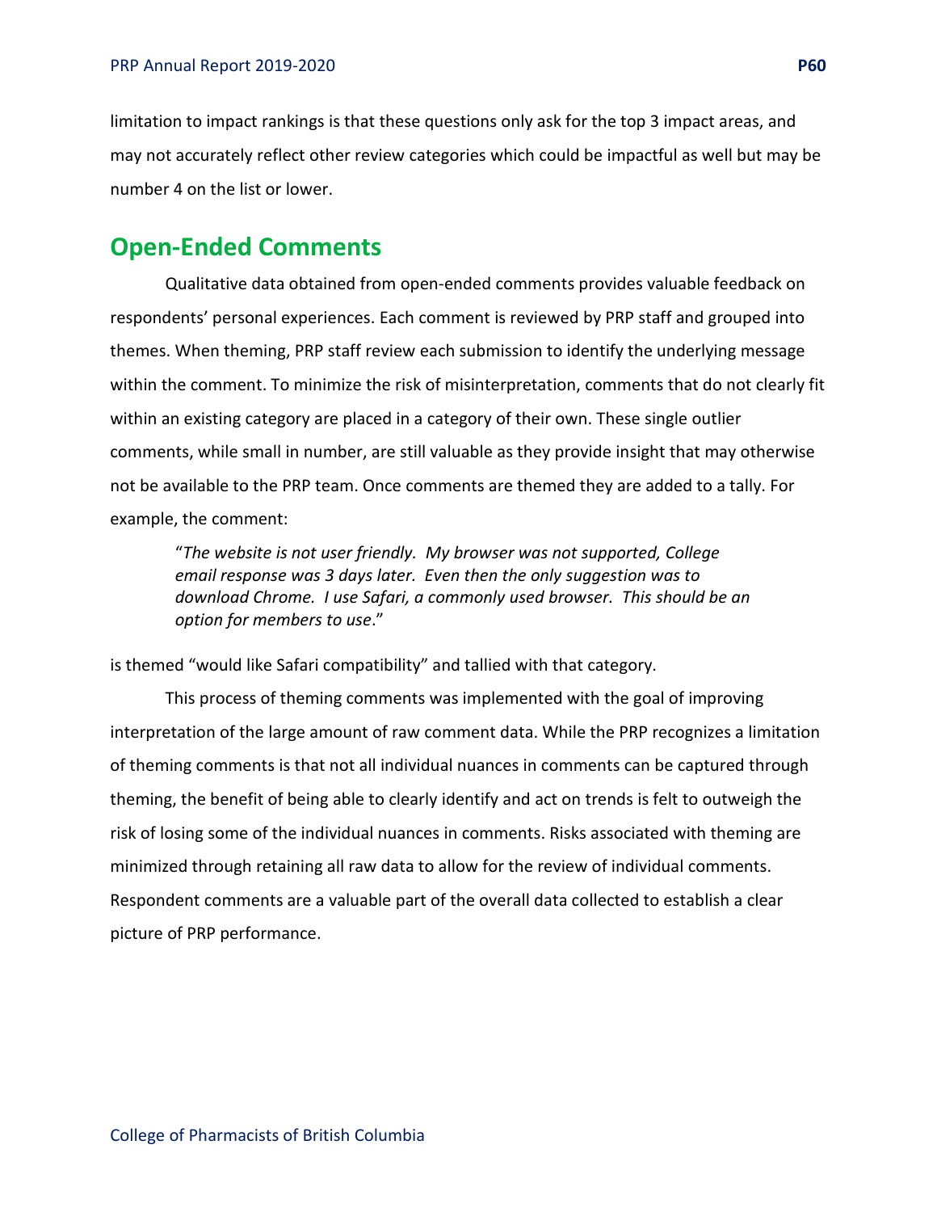limitation to impact rankings is that these questions only ask for the top 3 impact areas, and may not accurately reflect other review categories which could be impactful as well but may be number 4 on the list or lower.

## Open-Ended Comments

Qualitative data obtained from open-ended comments provides valuable feedback on respondents' personal experiences. Each comment is reviewed by PRP staff and grouped into themes. When theming, PRP staff review each submission to identify the underlying message within the comment. To minimize the risk of misinterpretation, comments that do not clearly fit within an existing category are placed in a category of their own. These single outlier comments, while small in number, are still valuable as they provide insight that may otherwise not be available to the PRP team. Once comments are themed they are added to a tally. For example, the comment:

> "*The website is not user friendly. My browser was not supported, College email response was 3 days later. Even then the only suggestion was to download Chrome. I use Safari, a commonly used browser. This should be an option for members to use*."

is themed "would like Safari compatibility" and tallied with that category.

This process of theming comments was implemented with the goal of improving interpretation of the large amount of raw comment data. While the PRP recognizes a limitation of theming comments is that not all individual nuances in comments can be captured through theming, the benefit of being able to clearly identify and act on trends is felt to outweigh the risk of losing some of the individual nuances in comments. Risks associated with theming are minimized through retaining all raw data to allow for the review of individual comments. Respondent comments are a valuable part of the overall data collected to establish a clear picture of PRP performance.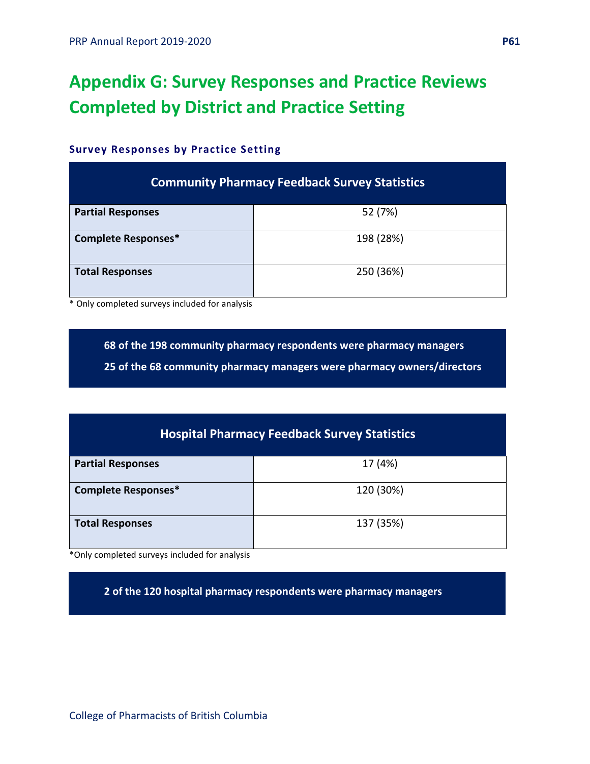# Appendix G: Survey Responses and Practice Reviews Completed by District and Practice Setting

### Survey Responses by Practice Setting

| Community Pharmacy Feedback Survey Statistics | |
|---|---|
| **Partial Responses** | 52 (7%) |
| **Complete Responses*** | 198 (28%) |
| **Total Responses** | 250 (36%) |

* Only completed surveys included for analysis

**68 of the 198 community pharmacy respondents were pharmacy managers**

**25 of the 68 community pharmacy managers were pharmacy owners/directors**

| Hospital Pharmacy Feedback Survey Statistics | |
|---|---|
| **Partial Responses** | 17 (4%) |
| **Complete Responses*** | 120 (30%) |
| **Total Responses** | 137 (35%) |

*Only completed surveys included for analysis

**2 of the 120 hospital pharmacy respondents were pharmacy managers**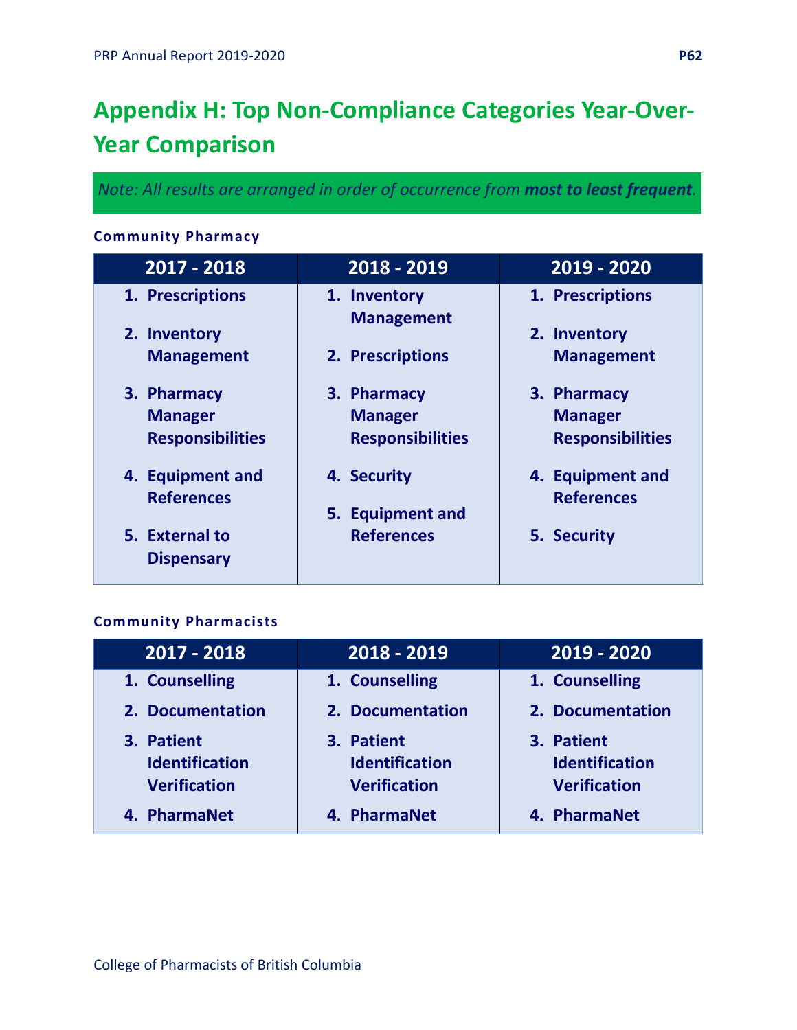# Appendix H: Top Non-Compliance Categories Year-Over-Year Comparison

*Note: All results are arranged in order of occurrence from **most to least frequent**.*

### Community Pharmacy

| 2017 - 2018 | 2018 - 2019 | 2019 - 2020 |
|---|---|---|
| 1. Prescriptions | 1. Inventory Management | 1. Prescriptions |
| 2. Inventory Management | 2. Prescriptions | 2. Inventory Management |
| 3. Pharmacy Manager Responsibilities | 3. Pharmacy Manager Responsibilities | 3. Pharmacy Manager Responsibilities |
| 4. Equipment and References | 4. Security | 4. Equipment and References |
| 5. External to Dispensary | 5. Equipment and References | 5. Security |

### Community Pharmacists

| 2017 - 2018 | 2018 - 2019 | 2019 - 2020 |
|---|---|---|
| 1. Counselling | 1. Counselling | 1. Counselling |
| 2. Documentation | 2. Documentation | 2. Documentation |
| 3. Patient Identification Verification | 3. Patient Identification Verification | 3. Patient Identification Verification |
| 4. PharmaNet | 4. PharmaNet | 4. PharmaNet |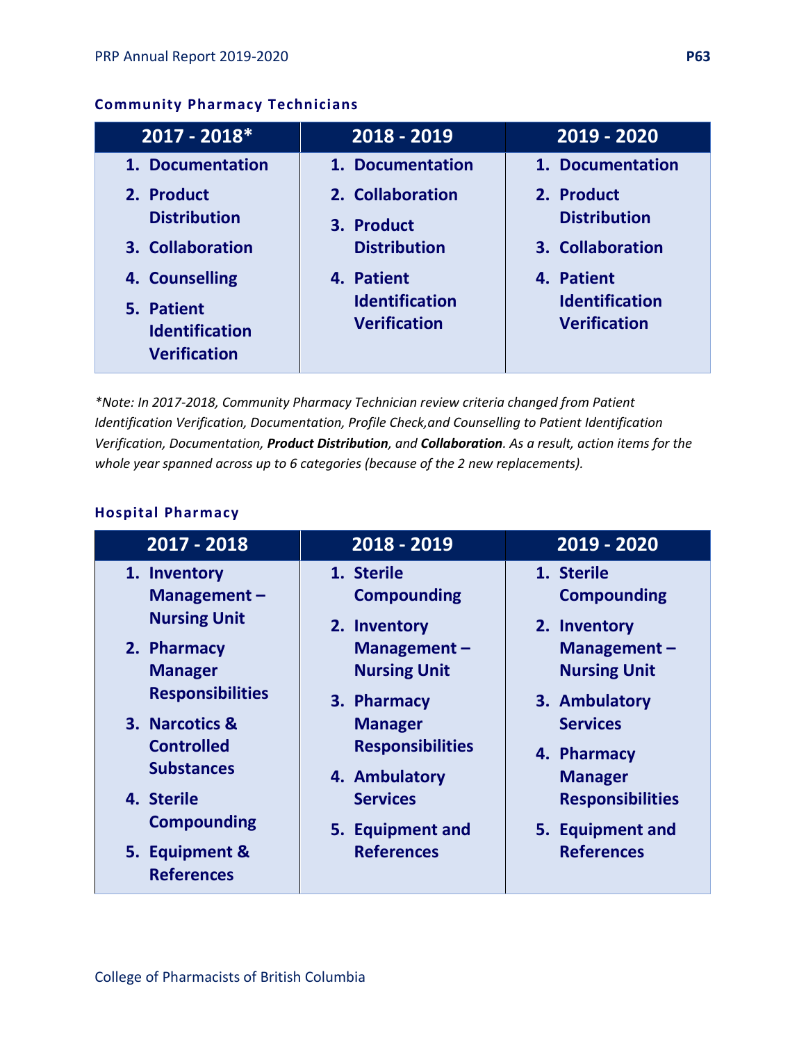### Community Pharmacy Technicians

| 2017 - 2018* | 2018 - 2019 | 2019 - 2020 |
|---|---|---|
| 1. Documentation | 1. Documentation | 1. Documentation |
| 2. Product Distribution | 2. Collaboration | 2. Product Distribution |
| 3. Collaboration | 3. Product Distribution | 3. Collaboration |
| 4. Counselling | 4. Patient Identification Verification | 4. Patient Identification Verification |
| 5. Patient Identification Verification | | |

*\*Note: In 2017-2018, Community Pharmacy Technician review criteria changed from Patient Identification Verification, Documentation, Profile Check,and Counselling to Patient Identification Verification, Documentation, **Product Distribution**, and **Collaboration**. As a result, action items for the whole year spanned across up to 6 categories (because of the 2 new replacements).*

### Hospital Pharmacy

| 2017 - 2018 | 2018 - 2019 | 2019 - 2020 |
|---|---|---|
| 1. Inventory Management – Nursing Unit | 1. Sterile Compounding | 1. Sterile Compounding |
| 2. Pharmacy Manager Responsibilities | 2. Inventory Management – Nursing Unit | 2. Inventory Management – Nursing Unit |
| 3. Narcotics & Controlled Substances | 3. Pharmacy Manager Responsibilities | 3. Ambulatory Services |
| 4. Sterile Compounding | 4. Ambulatory Services | 4. Pharmacy Manager Responsibilities |
| 5. Equipment & References | 5. Equipment and References | 5. Equipment and References |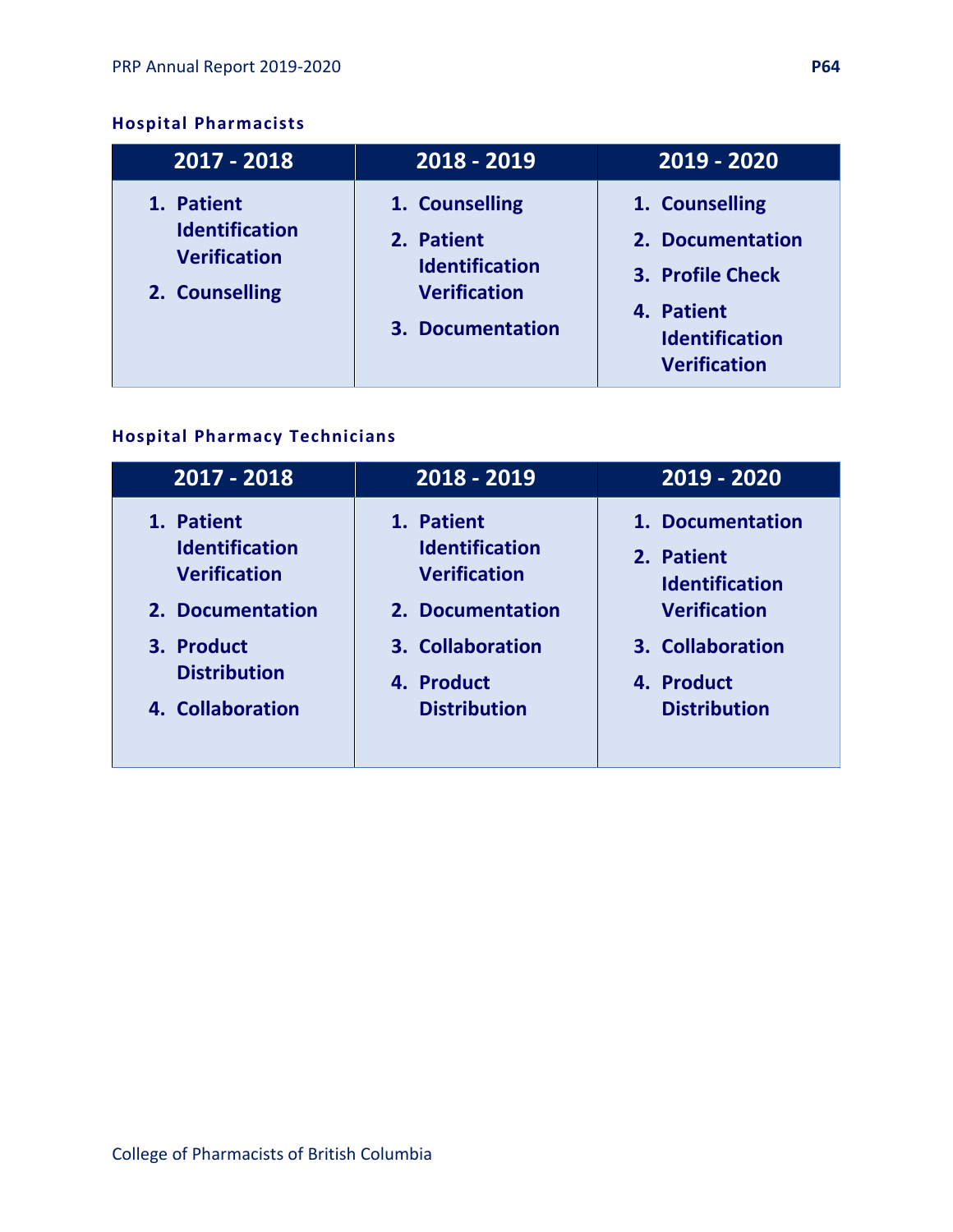#### Hospital Pharmacists

| 2017 - 2018 | 2018 - 2019 | 2019 - 2020 |
|---|---|---|
| 1. Patient Identification Verification<br>2. Counselling | 1. Counselling<br>2. Patient Identification Verification<br>3. Documentation | 1. Counselling<br>2. Documentation<br>3. Profile Check<br>4. Patient Identification Verification |

#### Hospital Pharmacy Technicians

| 2017 - 2018 | 2018 - 2019 | 2019 - 2020 |
|---|---|---|
| 1. Patient Identification Verification<br>2. Documentation<br>3. Product Distribution<br>4. Collaboration | 1. Patient Identification Verification<br>2. Documentation<br>3. Collaboration<br>4. Product Distribution | 1. Documentation<br>2. Patient Identification Verification<br>3. Collaboration<br>4. Product Distribution |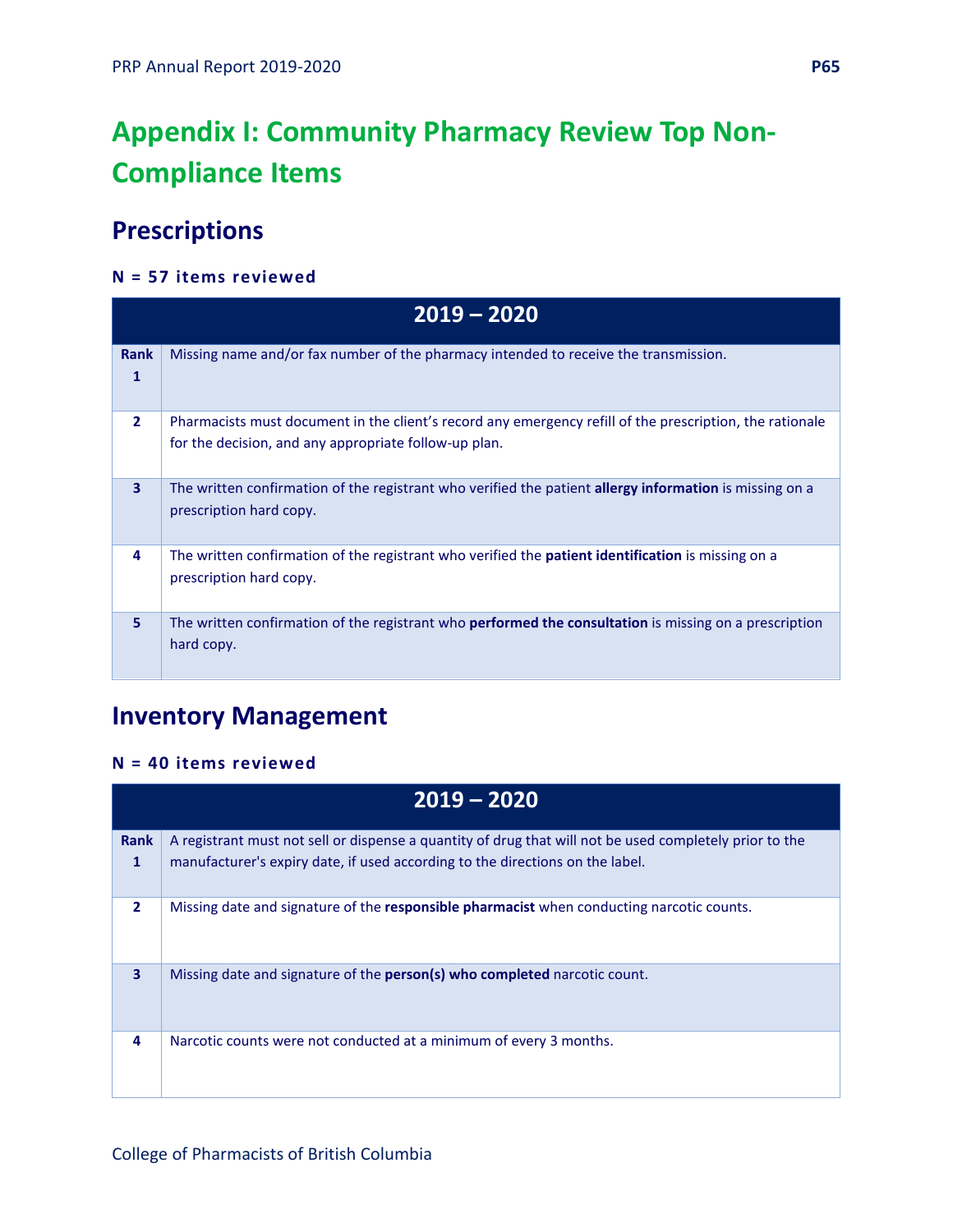# Appendix I: Community Pharmacy Review Top Non-Compliance Items

## Prescriptions

**N = 57 items reviewed**

| 2019 – 2020 | |
|---|---|
| **Rank 1** | Missing name and/or fax number of the pharmacy intended to receive the transmission. |
| **2** | Pharmacists must document in the client's record any emergency refill of the prescription, the rationale for the decision, and any appropriate follow-up plan. |
| **3** | The written confirmation of the registrant who verified the patient **allergy information** is missing on a prescription hard copy. |
| **4** | The written confirmation of the registrant who verified the **patient identification** is missing on a prescription hard copy. |
| **5** | The written confirmation of the registrant who **performed the consultation** is missing on a prescription hard copy. |

## Inventory Management

**N = 40 items reviewed**

| 2019 – 2020 | |
|---|---|
| **Rank 1** | A registrant must not sell or dispense a quantity of drug that will not be used completely prior to the manufacturer's expiry date, if used according to the directions on the label. |
| **2** | Missing date and signature of the **responsible pharmacist** when conducting narcotic counts. |
| **3** | Missing date and signature of the **person(s) who completed** narcotic count. |
| **4** | Narcotic counts were not conducted at a minimum of every 3 months. |

College of Pharmacists of British Columbia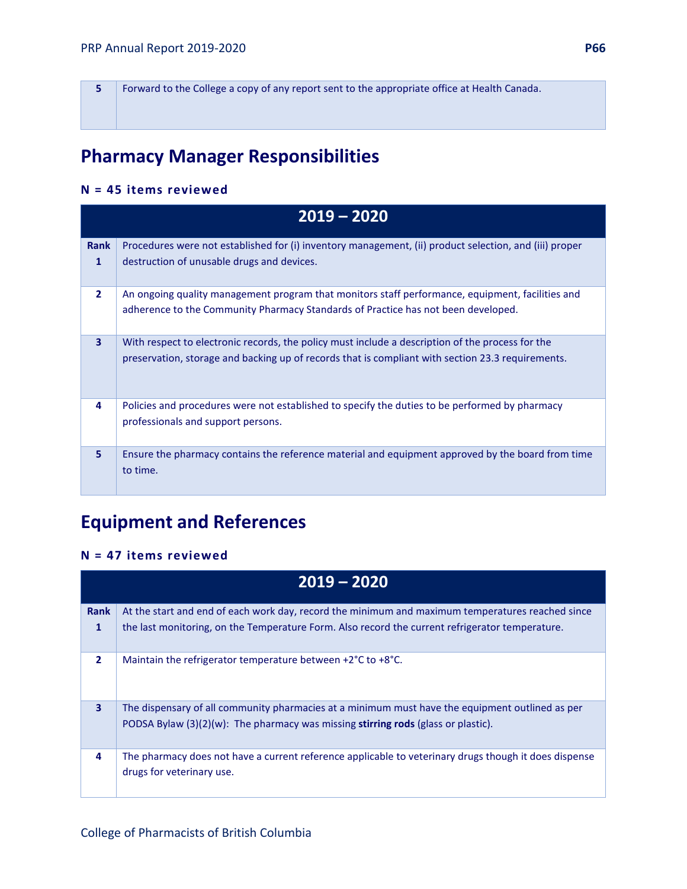| 5 | Forward to the College a copy of any report sent to the appropriate office at Health Canada. |
|---|---|

## Pharmacy Manager Responsibilities

**N = 45 items reviewed**

| 2019 – 2020 | |
|---|---|
| **Rank 1** | Procedures were not established for (i) inventory management, (ii) product selection, and (iii) proper destruction of unusable drugs and devices. |
| **2** | An ongoing quality management program that monitors staff performance, equipment, facilities and adherence to the Community Pharmacy Standards of Practice has not been developed. |
| **3** | With respect to electronic records, the policy must include a description of the process for the preservation, storage and backing up of records that is compliant with section 23.3 requirements. |
| **4** | Policies and procedures were not established to specify the duties to be performed by pharmacy professionals and support persons. |
| **5** | Ensure the pharmacy contains the reference material and equipment approved by the board from time to time. |

## Equipment and References

**N = 47 items reviewed**

| 2019 – 2020 | |
|---|---|
| **Rank 1** | At the start and end of each work day, record the minimum and maximum temperatures reached since the last monitoring, on the Temperature Form. Also record the current refrigerator temperature. |
| **2** | Maintain the refrigerator temperature between +2°C to +8°C. |
| **3** | The dispensary of all community pharmacies at a minimum must have the equipment outlined as per PODSA Bylaw (3)(2)(w): The pharmacy was missing **stirring rods** (glass or plastic). |
| **4** | The pharmacy does not have a current reference applicable to veterinary drugs though it does dispense drugs for veterinary use. |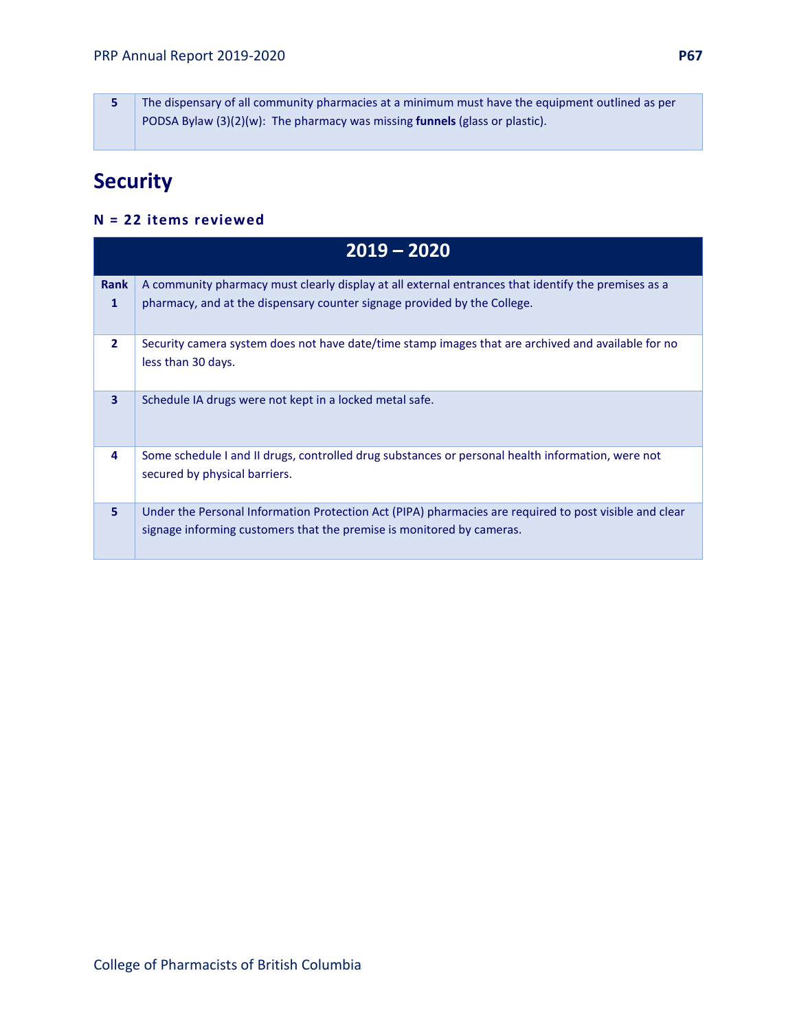| | |
|---|---|
| 5 | The dispensary of all community pharmacies at a minimum must have the equipment outlined as per PODSA Bylaw (3)(2)(w): The pharmacy was missing **funnels** (glass or plastic). |

## Security

### N = 22 items reviewed

| 2019 – 2020 | |
|---|---|
| **Rank 1** | A community pharmacy must clearly display at all external entrances that identify the premises as a pharmacy, and at the dispensary counter signage provided by the College. |
| **2** | Security camera system does not have date/time stamp images that are archived and available for no less than 30 days. |
| **3** | Schedule IA drugs were not kept in a locked metal safe. |
| **4** | Some schedule I and II drugs, controlled drug substances or personal health information, were not secured by physical barriers. |
| **5** | Under the Personal Information Protection Act (PIPA) pharmacies are required to post visible and clear signage informing customers that the premise is monitored by cameras. |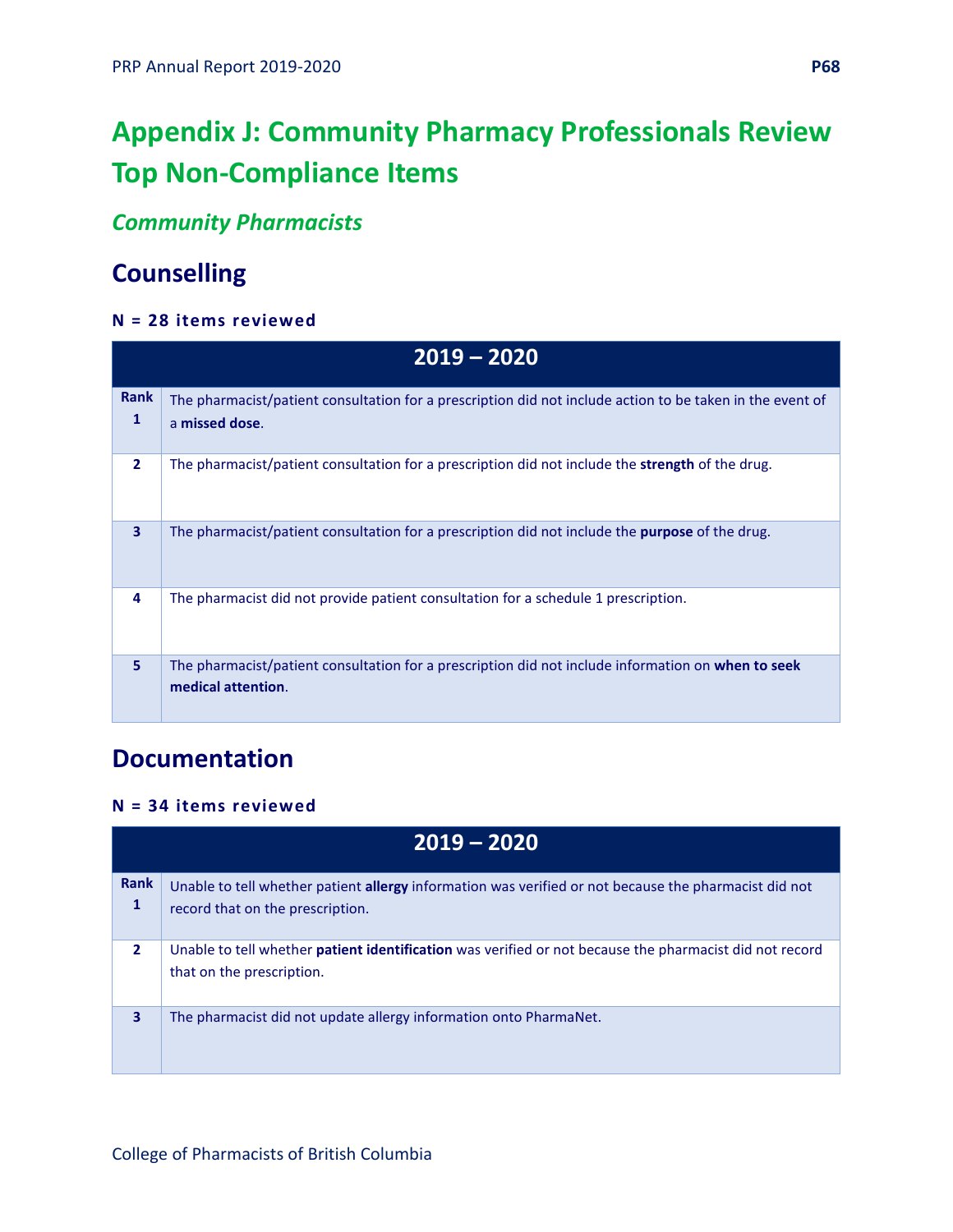# Appendix J: Community Pharmacy Professionals Review Top Non-Compliance Items

## *Community Pharmacists*

## Counselling

**N = 28 items reviewed**

| 2019 – 2020 | |
|---|---|
| **Rank 1** | The pharmacist/patient consultation for a prescription did not include action to be taken in the event of a **missed dose**. |
| **2** | The pharmacist/patient consultation for a prescription did not include the **strength** of the drug. |
| **3** | The pharmacist/patient consultation for a prescription did not include the **purpose** of the drug. |
| **4** | The pharmacist did not provide patient consultation for a schedule 1 prescription. |
| **5** | The pharmacist/patient consultation for a prescription did not include information on **when to seek medical attention**. |

## Documentation

**N = 34 items reviewed**

| 2019 – 2020 | |
|---|---|
| **Rank 1** | Unable to tell whether patient **allergy** information was verified or not because the pharmacist did not record that on the prescription. |
| **2** | Unable to tell whether **patient identification** was verified or not because the pharmacist did not record that on the prescription. |
| **3** | The pharmacist did not update allergy information onto PharmaNet. |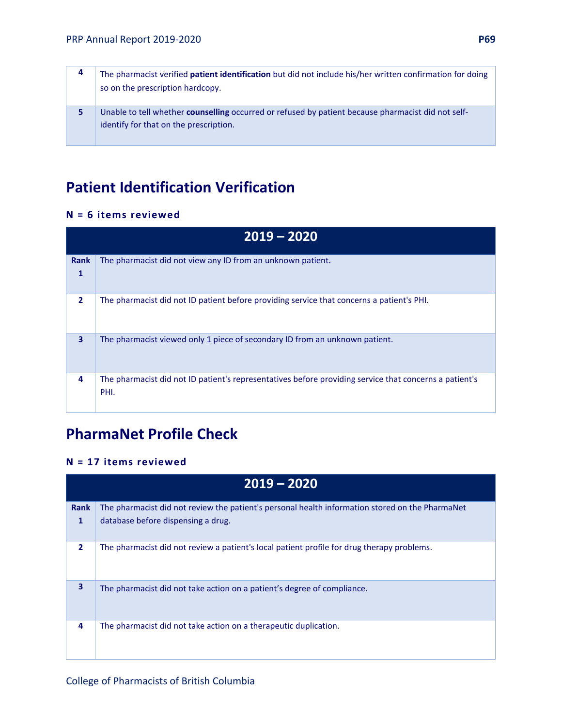| | |
|---|---|
| 4 | The pharmacist verified **patient identification** but did not include his/her written confirmation for doing so on the prescription hardcopy. |
| 5 | Unable to tell whether **counselling** occurred or refused by patient because pharmacist did not self-identify for that on the prescription. |

## Patient Identification Verification

### N = 6 items reviewed

| 2019 – 2020 | |
|---|---|
| Rank 1 | The pharmacist did not view any ID from an unknown patient. |
| 2 | The pharmacist did not ID patient before providing service that concerns a patient's PHI. |
| 3 | The pharmacist viewed only 1 piece of secondary ID from an unknown patient. |
| 4 | The pharmacist did not ID patient's representatives before providing service that concerns a patient's PHI. |

## PharmaNet Profile Check

### N = 17 items reviewed

| 2019 – 2020 | |
|---|---|
| Rank 1 | The pharmacist did not review the patient's personal health information stored on the PharmaNet database before dispensing a drug. |
| 2 | The pharmacist did not review a patient's local patient profile for drug therapy problems. |
| 3 | The pharmacist did not take action on a patient's degree of compliance. |
| 4 | The pharmacist did not take action on a therapeutic duplication. |

College of Pharmacists of British Columbia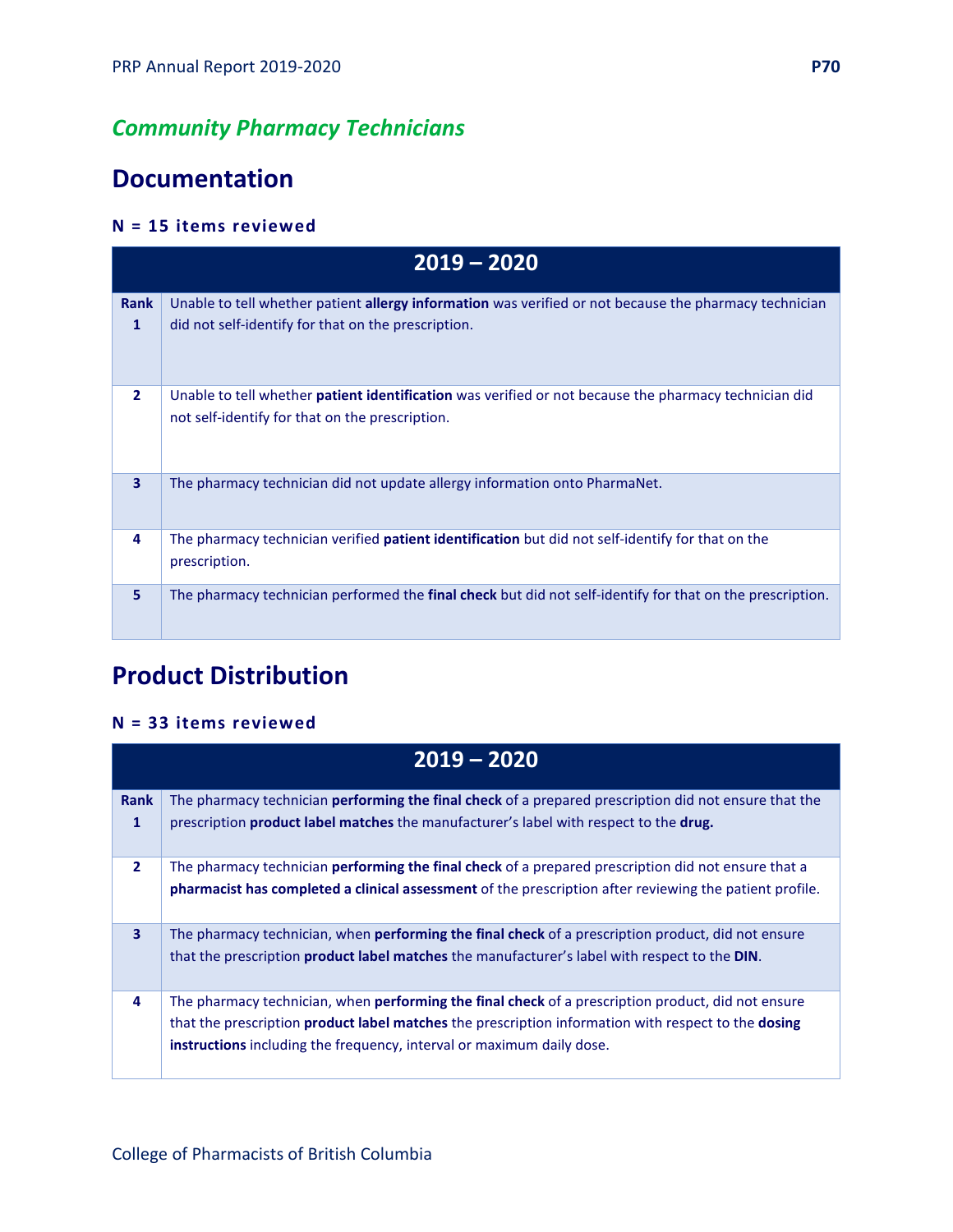## *Community Pharmacy Technicians*

# Documentation

**N = 15 items reviewed**

| | 2019 – 2020 |
|---|---|
| **Rank 1** | Unable to tell whether patient **allergy information** was verified or not because the pharmacy technician did not self-identify for that on the prescription. |
| **2** | Unable to tell whether **patient identification** was verified or not because the pharmacy technician did not self-identify for that on the prescription. |
| **3** | The pharmacy technician did not update allergy information onto PharmaNet. |
| **4** | The pharmacy technician verified **patient identification** but did not self-identify for that on the prescription. |
| **5** | The pharmacy technician performed the **final check** but did not self-identify for that on the prescription. |

# Product Distribution

**N = 33 items reviewed**

| | 2019 – 2020 |
|---|---|
| **Rank 1** | The pharmacy technician **performing the final check** of a prepared prescription did not ensure that the prescription **product label matches** the manufacturer's label with respect to the **drug.** |
| **2** | The pharmacy technician **performing the final check** of a prepared prescription did not ensure that a **pharmacist has completed a clinical assessment** of the prescription after reviewing the patient profile. |
| **3** | The pharmacy technician, when **performing the final check** of a prescription product, did not ensure that the prescription **product label matches** the manufacturer's label with respect to the **DIN**. |
| **4** | The pharmacy technician, when **performing the final check** of a prescription product, did not ensure that the prescription **product label matches** the prescription information with respect to the **dosing instructions** including the frequency, interval or maximum daily dose. |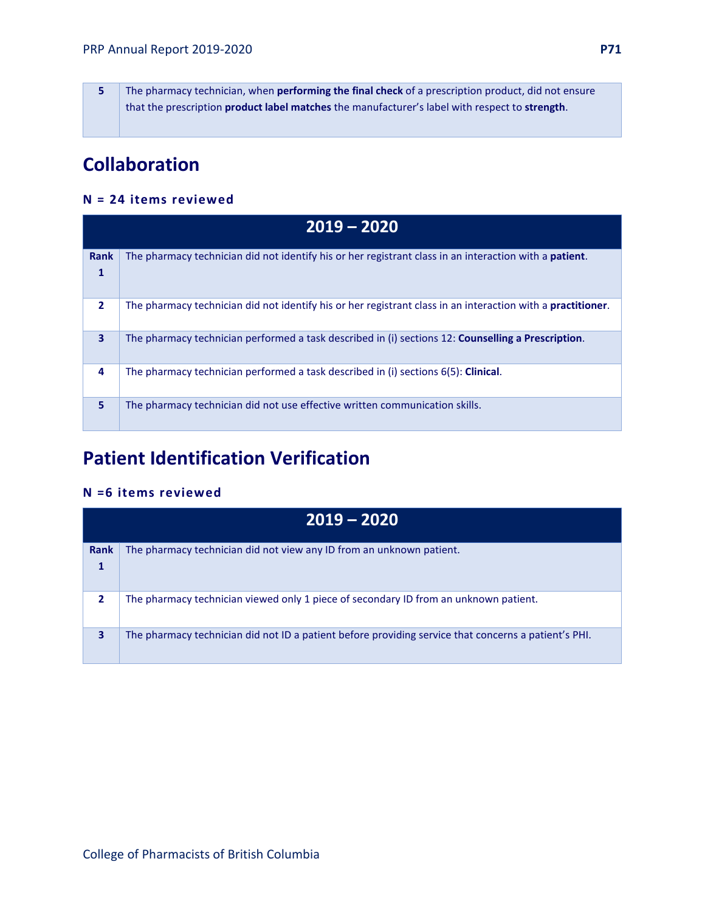| 5 | The pharmacy technician, when **performing the final check** of a prescription product, did not ensure that the prescription **product label matches** the manufacturer's label with respect to **strength**. |
|---|---|

## Collaboration

### N = 24 items reviewed

| 2019 – 2020 | |
|---|---|
| Rank 1 | The pharmacy technician did not identify his or her registrant class in an interaction with a **patient**. |
| 2 | The pharmacy technician did not identify his or her registrant class in an interaction with a **practitioner**. |
| 3 | The pharmacy technician performed a task described in (i) sections 12: **Counselling a Prescription**. |
| 4 | The pharmacy technician performed a task described in (i) sections 6(5): **Clinical**. |
| 5 | The pharmacy technician did not use effective written communication skills. |

## Patient Identification Verification

### N =6 items reviewed

| 2019 – 2020 | |
|---|---|
| Rank 1 | The pharmacy technician did not view any ID from an unknown patient. |
| 2 | The pharmacy technician viewed only 1 piece of secondary ID from an unknown patient. |
| 3 | The pharmacy technician did not ID a patient before providing service that concerns a patient's PHI. |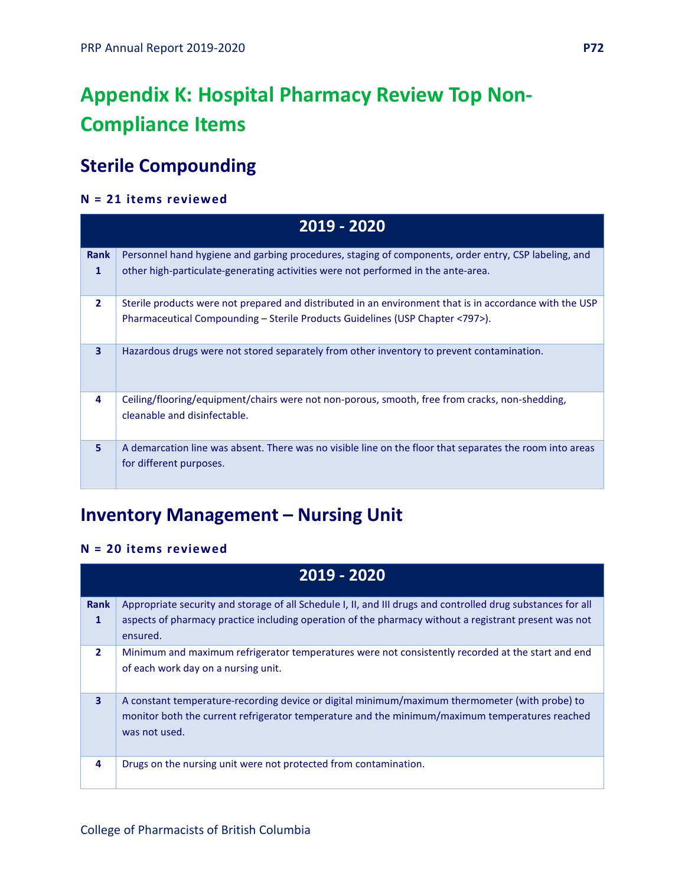# Appendix K: Hospital Pharmacy Review Top Non-Compliance Items

## Sterile Compounding

**N = 21 items reviewed**

| Rank | 2019 - 2020 |
|---|---|
| 1 | Personnel hand hygiene and garbing procedures, staging of components, order entry, CSP labeling, and other high-particulate-generating activities were not performed in the ante-area. |
| 2 | Sterile products were not prepared and distributed in an environment that is in accordance with the USP Pharmaceutical Compounding – Sterile Products Guidelines (USP Chapter <797>). |
| 3 | Hazardous drugs were not stored separately from other inventory to prevent contamination. |
| 4 | Ceiling/flooring/equipment/chairs were not non-porous, smooth, free from cracks, non-shedding, cleanable and disinfectable. |
| 5 | A demarcation line was absent. There was no visible line on the floor that separates the room into areas for different purposes. |

## Inventory Management – Nursing Unit

**N = 20 items reviewed**

| Rank | 2019 - 2020 |
|---|---|
| 1 | Appropriate security and storage of all Schedule I, II, and III drugs and controlled drug substances for all aspects of pharmacy practice including operation of the pharmacy without a registrant present was not ensured. |
| 2 | Minimum and maximum refrigerator temperatures were not consistently recorded at the start and end of each work day on a nursing unit. |
| 3 | A constant temperature-recording device or digital minimum/maximum thermometer (with probe) to monitor both the current refrigerator temperature and the minimum/maximum temperatures reached was not used. |
| 4 | Drugs on the nursing unit were not protected from contamination. |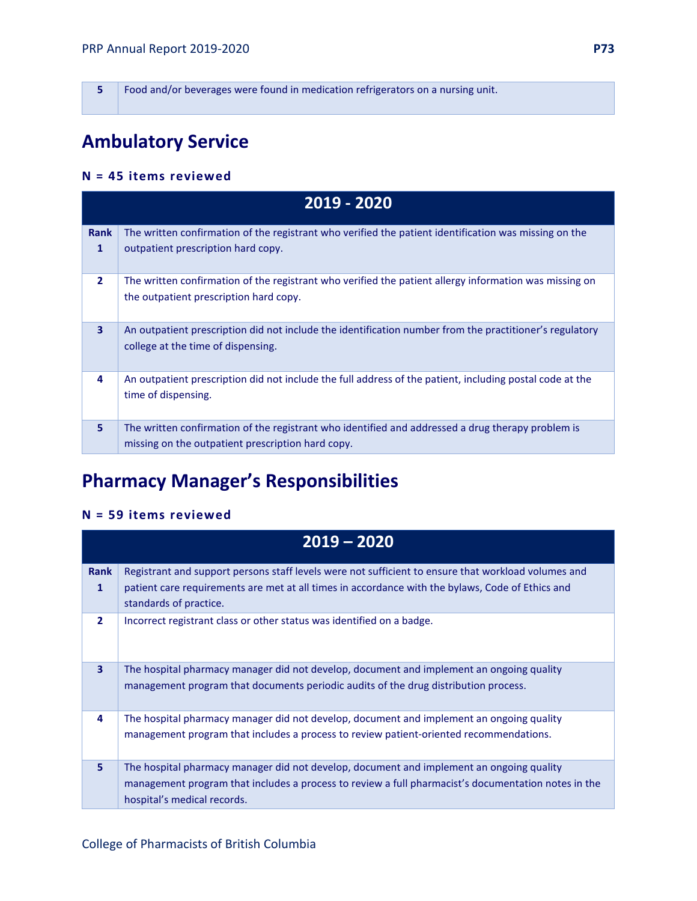| 5 | Food and/or beverages were found in medication refrigerators on a nursing unit. |
|---|---|

## Ambulatory Service

**N = 45 items reviewed**

| | 2019 - 2020 |
|---|---|
| **Rank 1** | The written confirmation of the registrant who verified the patient identification was missing on the outpatient prescription hard copy. |
| **2** | The written confirmation of the registrant who verified the patient allergy information was missing on the outpatient prescription hard copy. |
| **3** | An outpatient prescription did not include the identification number from the practitioner's regulatory college at the time of dispensing. |
| **4** | An outpatient prescription did not include the full address of the patient, including postal code at the time of dispensing. |
| **5** | The written confirmation of the registrant who identified and addressed a drug therapy problem is missing on the outpatient prescription hard copy. |

## Pharmacy Manager's Responsibilities

**N = 59 items reviewed**

| | 2019 – 2020 |
|---|---|
| **Rank 1** | Registrant and support persons staff levels were not sufficient to ensure that workload volumes and patient care requirements are met at all times in accordance with the bylaws, Code of Ethics and standards of practice. |
| **2** | Incorrect registrant class or other status was identified on a badge. |
| **3** | The hospital pharmacy manager did not develop, document and implement an ongoing quality management program that documents periodic audits of the drug distribution process. |
| **4** | The hospital pharmacy manager did not develop, document and implement an ongoing quality management program that includes a process to review patient-oriented recommendations. |
| **5** | The hospital pharmacy manager did not develop, document and implement an ongoing quality management program that includes a process to review a full pharmacist's documentation notes in the hospital's medical records. |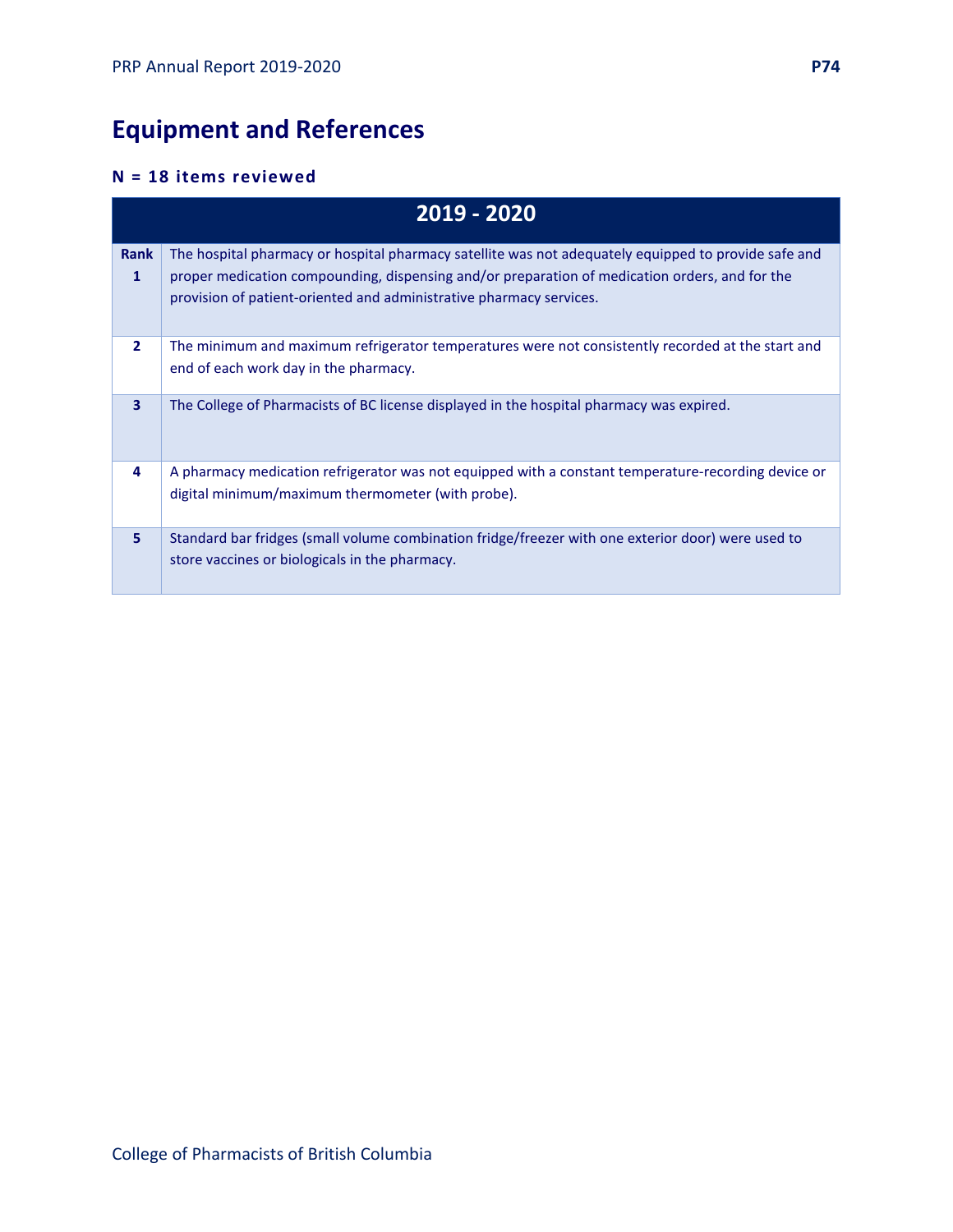# Equipment and References

**N = 18 items reviewed**

| 2019 - 2020 | |
|---|---|
| **Rank 1** | The hospital pharmacy or hospital pharmacy satellite was not adequately equipped to provide safe and proper medication compounding, dispensing and/or preparation of medication orders, and for the provision of patient-oriented and administrative pharmacy services. |
| **2** | The minimum and maximum refrigerator temperatures were not consistently recorded at the start and end of each work day in the pharmacy. |
| **3** | The College of Pharmacists of BC license displayed in the hospital pharmacy was expired. |
| **4** | A pharmacy medication refrigerator was not equipped with a constant temperature-recording device or digital minimum/maximum thermometer (with probe). |
| **5** | Standard bar fridges (small volume combination fridge/freezer with one exterior door) were used to store vaccines or biologicals in the pharmacy. |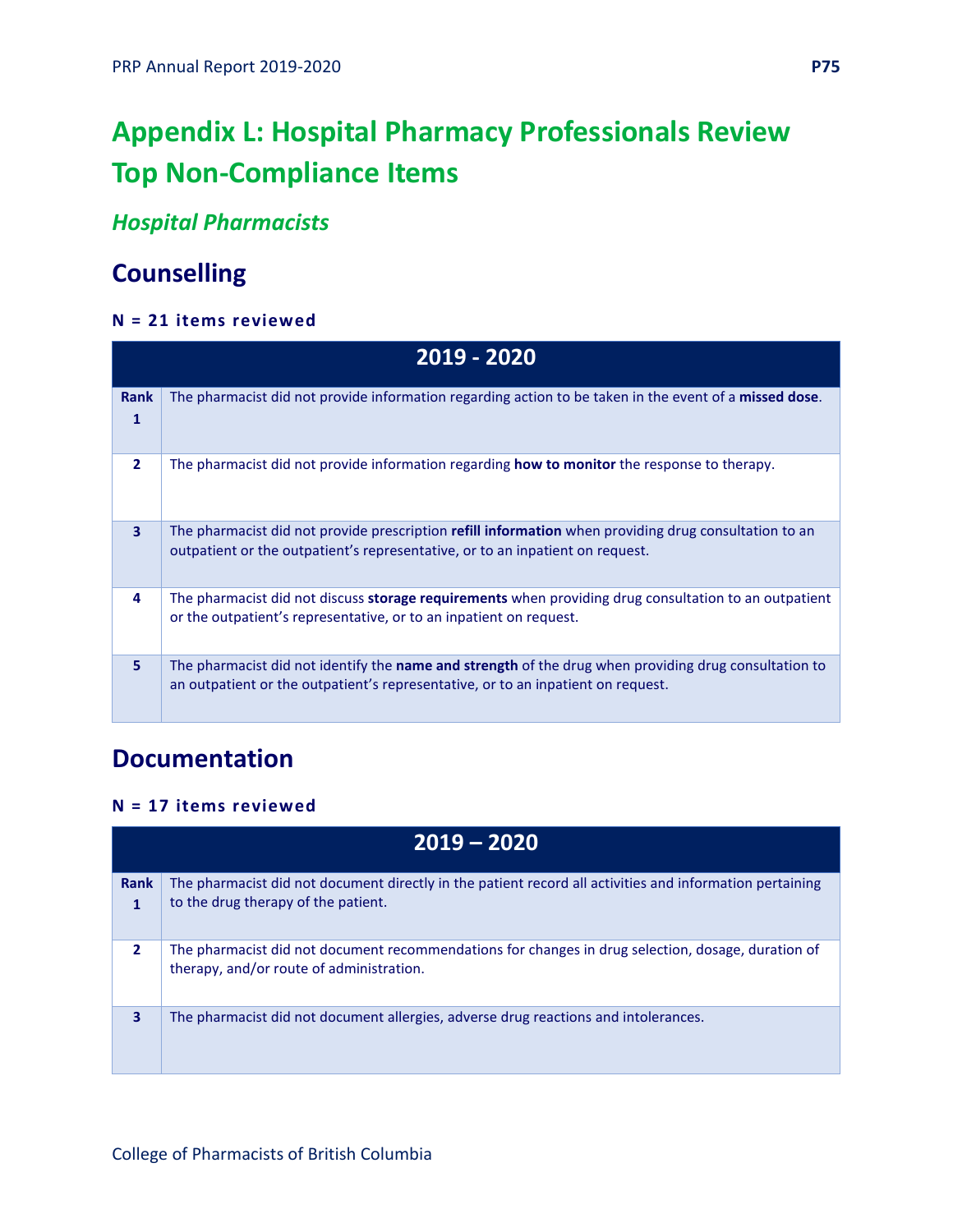# Appendix L: Hospital Pharmacy Professionals Review Top Non-Compliance Items

## *Hospital Pharmacists*

## Counselling

**N = 21 items reviewed**

| 2019 - 2020 | |
|---|---|
| **Rank 1** | The pharmacist did not provide information regarding action to be taken in the event of a **missed dose**. |
| **2** | The pharmacist did not provide information regarding **how to monitor** the response to therapy. |
| **3** | The pharmacist did not provide prescription **refill information** when providing drug consultation to an outpatient or the outpatient's representative, or to an inpatient on request. |
| **4** | The pharmacist did not discuss **storage requirements** when providing drug consultation to an outpatient or the outpatient's representative, or to an inpatient on request. |
| **5** | The pharmacist did not identify the **name and strength** of the drug when providing drug consultation to an outpatient or the outpatient's representative, or to an inpatient on request. |

## Documentation

**N = 17 items reviewed**

| 2019 – 2020 | |
|---|---|
| **Rank 1** | The pharmacist did not document directly in the patient record all activities and information pertaining to the drug therapy of the patient. |
| **2** | The pharmacist did not document recommendations for changes in drug selection, dosage, duration of therapy, and/or route of administration. |
| **3** | The pharmacist did not document allergies, adverse drug reactions and intolerances. |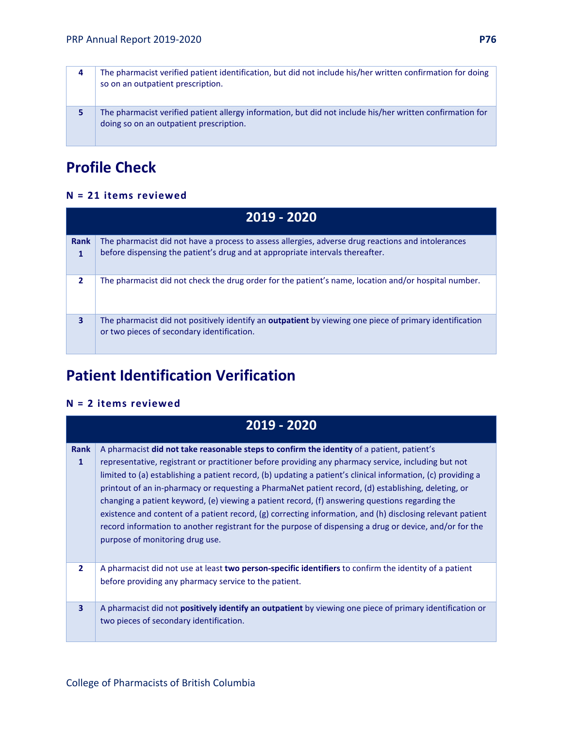| | |
|---|---|
| **4** | The pharmacist verified patient identification, but did not include his/her written confirmation for doing so on an outpatient prescription. |
| **5** | The pharmacist verified patient allergy information, but did not include his/her written confirmation for doing so on an outpatient prescription. |

## Profile Check

**N = 21 items reviewed**

| | 2019 - 2020 |
|---|---|
| **Rank 1** | The pharmacist did not have a process to assess allergies, adverse drug reactions and intolerances before dispensing the patient's drug and at appropriate intervals thereafter. |
| **2** | The pharmacist did not check the drug order for the patient's name, location and/or hospital number. |
| **3** | The pharmacist did not positively identify an **outpatient** by viewing one piece of primary identification or two pieces of secondary identification. |

## Patient Identification Verification

**N = 2 items reviewed**

| | 2019 - 2020 |
|---|---|
| **Rank 1** | A pharmacist **did not take reasonable steps to confirm the identity** of a patient, patient's representative, registrant or practitioner before providing any pharmacy service, including but not limited to (a) establishing a patient record, (b) updating a patient's clinical information, (c) providing a printout of an in-pharmacy or requesting a PharmaNet patient record, (d) establishing, deleting, or changing a patient keyword, (e) viewing a patient record, (f) answering questions regarding the existence and content of a patient record, (g) correcting information, and (h) disclosing relevant patient record information to another registrant for the purpose of dispensing a drug or device, and/or for the purpose of monitoring drug use. |
| **2** | A pharmacist did not use at least **two person-specific identifiers** to confirm the identity of a patient before providing any pharmacy service to the patient. |
| **3** | A pharmacist did not **positively identify an outpatient** by viewing one piece of primary identification or two pieces of secondary identification. |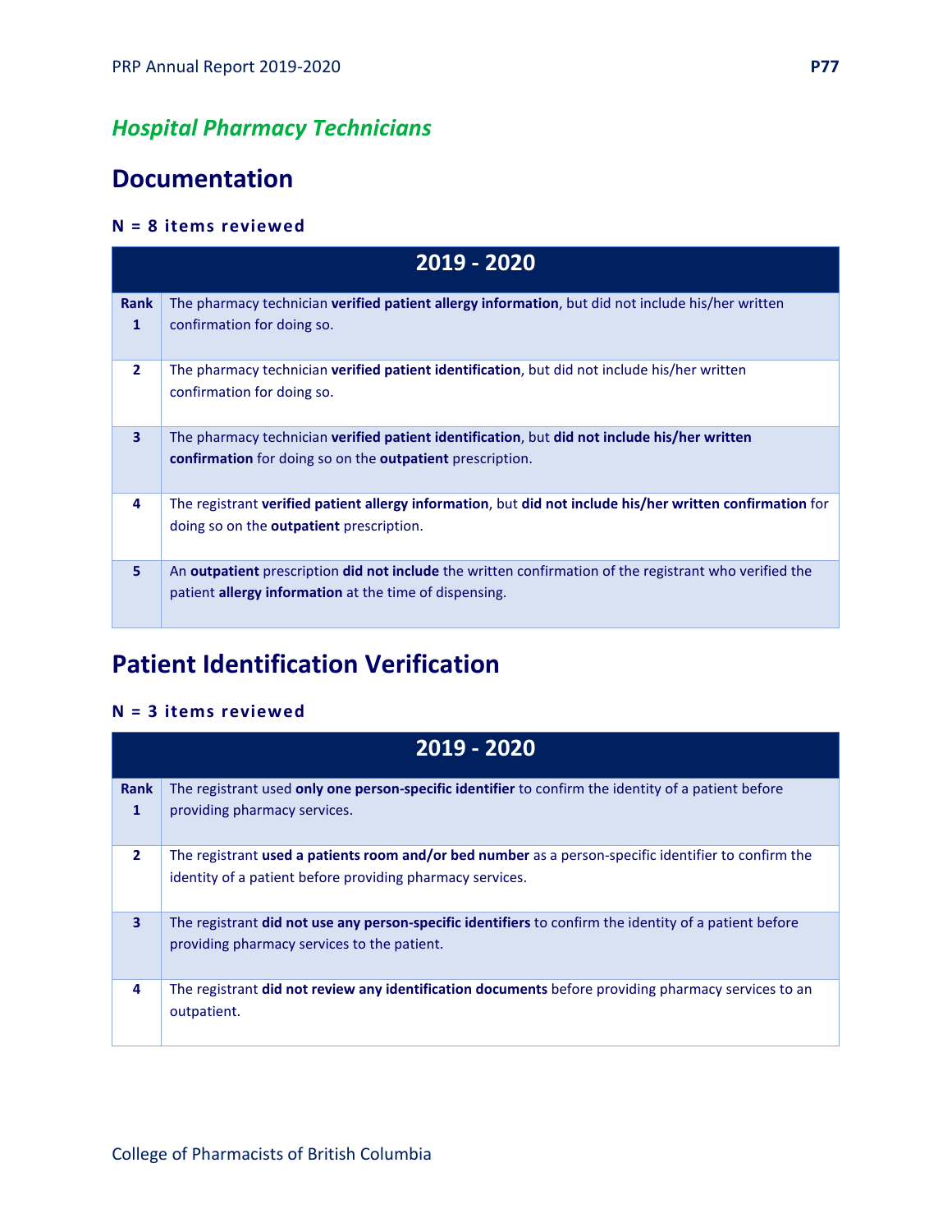*Hospital Pharmacy Technicians*

## Documentation

**N = 8 items reviewed**

| 2019 - 2020 | |
|---|---|
| **Rank 1** | The pharmacy technician **verified patient allergy information**, but did not include his/her written confirmation for doing so. |
| **2** | The pharmacy technician **verified patient identification**, but did not include his/her written confirmation for doing so. |
| **3** | The pharmacy technician **verified patient identification**, but **did not include his/her written confirmation** for doing so on the **outpatient** prescription. |
| **4** | The registrant **verified patient allergy information**, but **did not include his/her written confirmation** for doing so on the **outpatient** prescription. |
| **5** | An **outpatient** prescription **did not include** the written confirmation of the registrant who verified the patient **allergy information** at the time of dispensing. |

## Patient Identification Verification

**N = 3 items reviewed**

| 2019 - 2020 | |
|---|---|
| **Rank 1** | The registrant used **only one person-specific identifier** to confirm the identity of a patient before providing pharmacy services. |
| **2** | The registrant **used a patients room and/or bed number** as a person-specific identifier to confirm the identity of a patient before providing pharmacy services. |
| **3** | The registrant **did not use any person-specific identifiers** to confirm the identity of a patient before providing pharmacy services to the patient. |
| **4** | The registrant **did not review any identification documents** before providing pharmacy services to an outpatient. |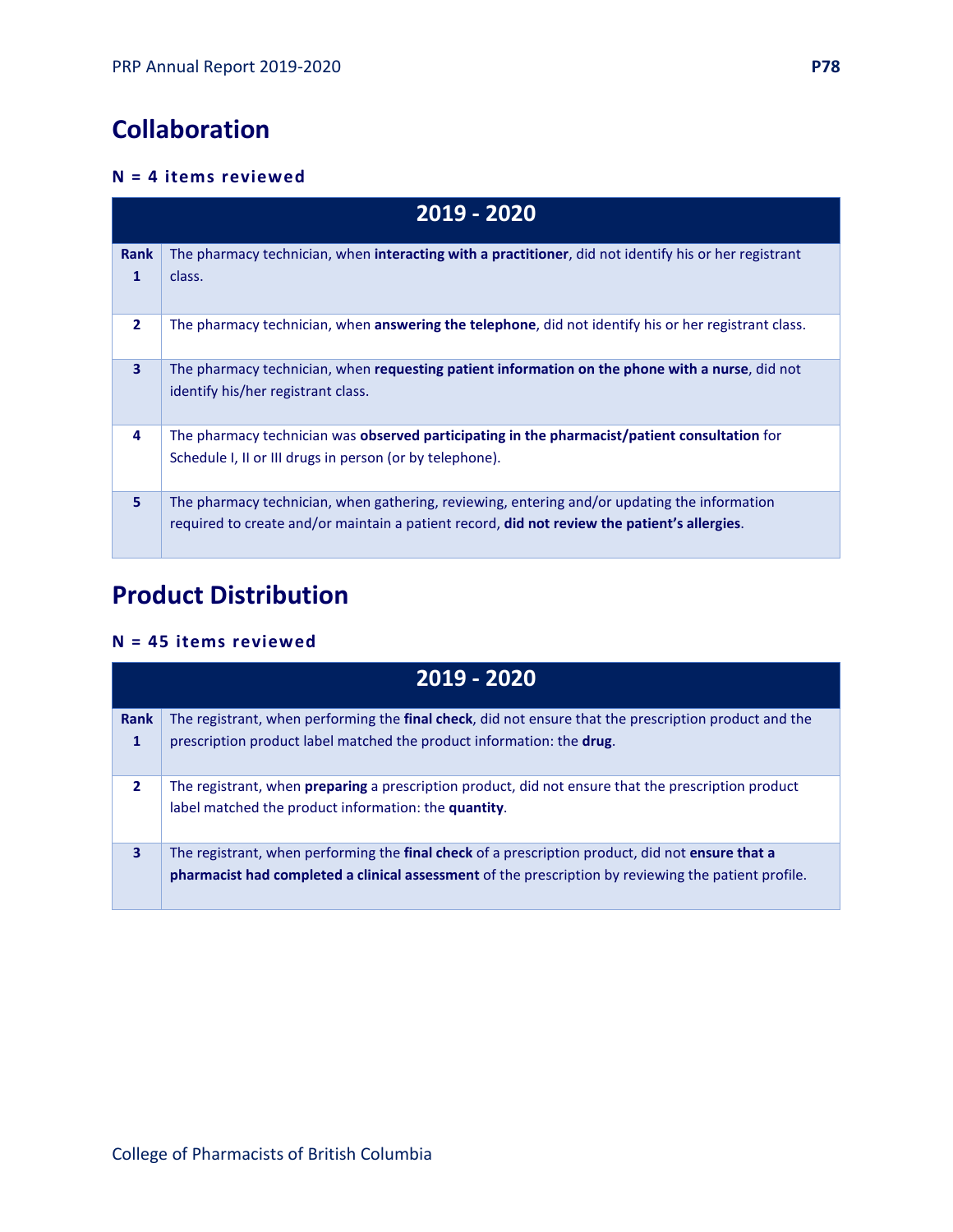## Collaboration

**N = 4 items reviewed**

| | 2019 - 2020 |
|---|---|
| **Rank 1** | The pharmacy technician, when **interacting with a practitioner**, did not identify his or her registrant class. |
| **2** | The pharmacy technician, when **answering the telephone**, did not identify his or her registrant class. |
| **3** | The pharmacy technician, when **requesting patient information on the phone with a nurse**, did not identify his/her registrant class. |
| **4** | The pharmacy technician was **observed participating in the pharmacist/patient consultation** for Schedule I, II or III drugs in person (or by telephone). |
| **5** | The pharmacy technician, when gathering, reviewing, entering and/or updating the information required to create and/or maintain a patient record, **did not review the patient's allergies**. |

## Product Distribution

**N = 45 items reviewed**

| | 2019 - 2020 |
|---|---|
| **Rank 1** | The registrant, when performing the **final check**, did not ensure that the prescription product and the prescription product label matched the product information: the **drug**. |
| **2** | The registrant, when **preparing** a prescription product, did not ensure that the prescription product label matched the product information: the **quantity**. |
| **3** | The registrant, when performing the **final check** of a prescription product, did not **ensure that a pharmacist had completed a clinical assessment** of the prescription by reviewing the patient profile. |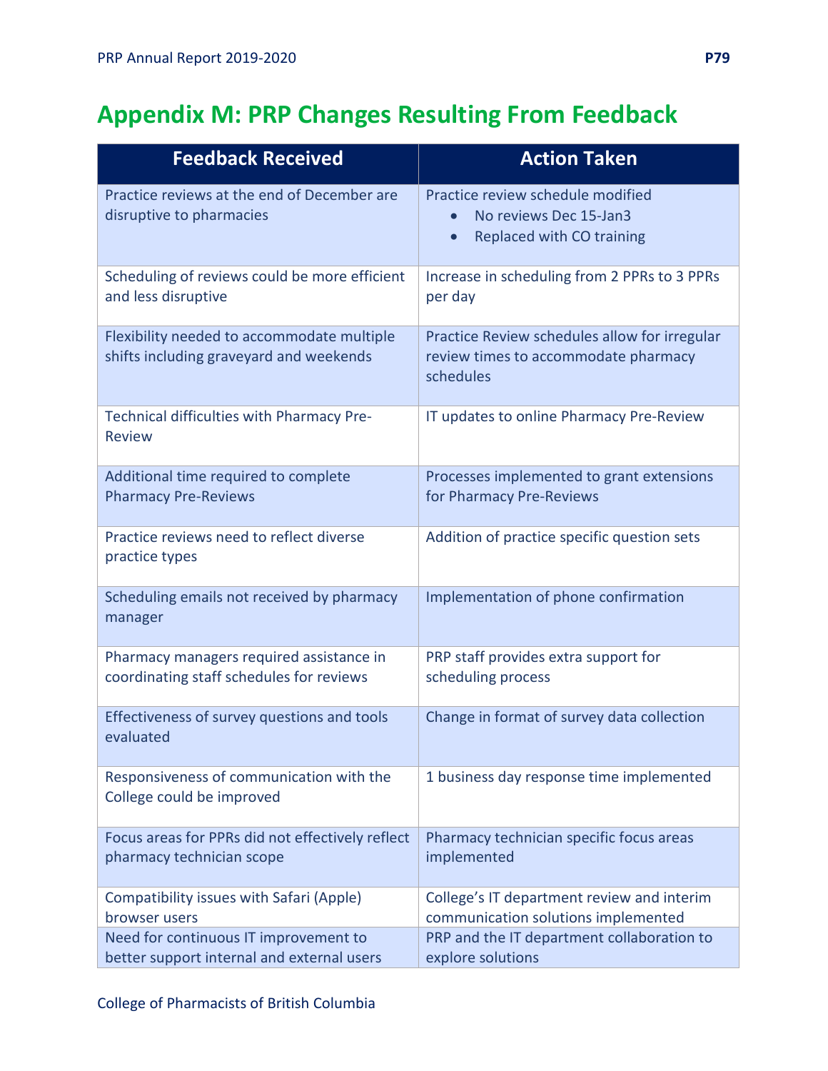# Appendix M: PRP Changes Resulting From Feedback

| Feedback Received | Action Taken |
|---|---|
| Practice reviews at the end of December are disruptive to pharmacies | Practice review schedule modified<br>• No reviews Dec 15-Jan3<br>• Replaced with CO training |
| Scheduling of reviews could be more efficient and less disruptive | Increase in scheduling from 2 PPRs to 3 PPRs per day |
| Flexibility needed to accommodate multiple shifts including graveyard and weekends | Practice Review schedules allow for irregular review times to accommodate pharmacy schedules |
| Technical difficulties with Pharmacy Pre-Review | IT updates to online Pharmacy Pre-Review |
| Additional time required to complete Pharmacy Pre-Reviews | Processes implemented to grant extensions for Pharmacy Pre-Reviews |
| Practice reviews need to reflect diverse practice types | Addition of practice specific question sets |
| Scheduling emails not received by pharmacy manager | Implementation of phone confirmation |
| Pharmacy managers required assistance in coordinating staff schedules for reviews | PRP staff provides extra support for scheduling process |
| Effectiveness of survey questions and tools evaluated | Change in format of survey data collection |
| Responsiveness of communication with the College could be improved | 1 business day response time implemented |
| Focus areas for PPRs did not effectively reflect pharmacy technician scope | Pharmacy technician specific focus areas implemented |
| Compatibility issues with Safari (Apple) browser users | College's IT department review and interim communication solutions implemented |
| Need for continuous IT improvement to better support internal and external users | PRP and the IT department collaboration to explore solutions |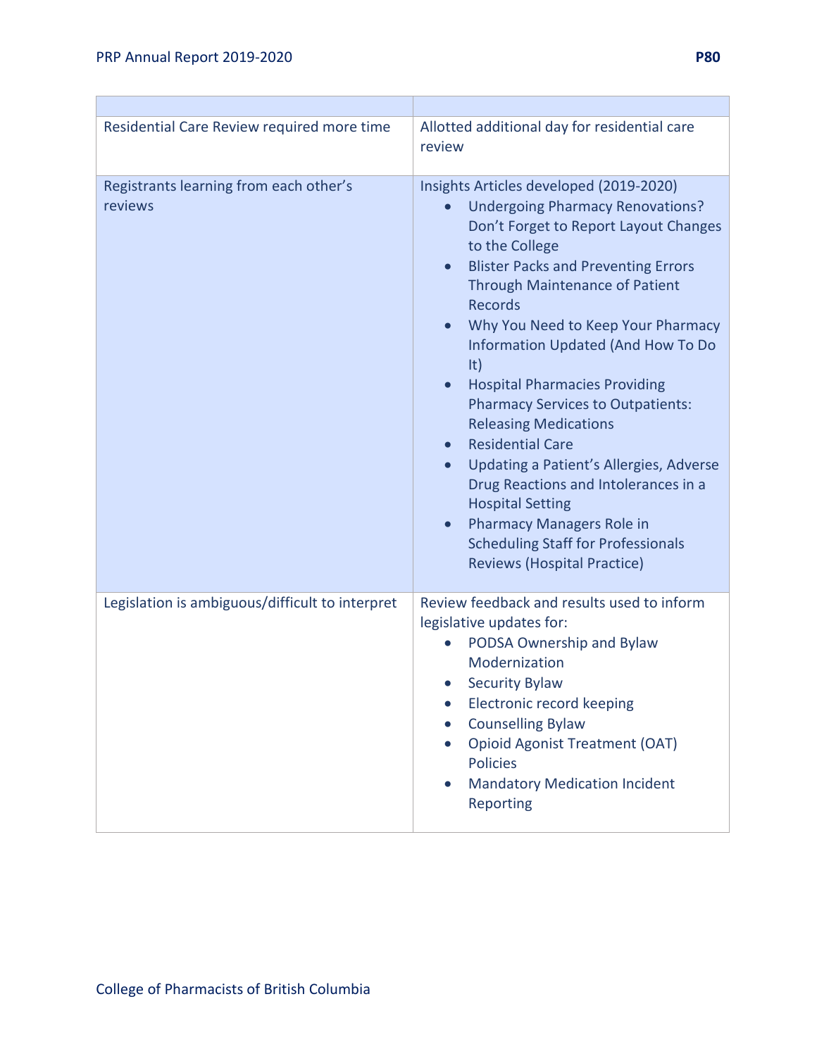| | |
|---|---|
| Residential Care Review required more time | Allotted additional day for residential care review |
| Registrants learning from each other's reviews | Insights Articles developed (2019-2020)<br>• Undergoing Pharmacy Renovations? Don't Forget to Report Layout Changes to the College<br>• Blister Packs and Preventing Errors Through Maintenance of Patient Records<br>• Why You Need to Keep Your Pharmacy Information Updated (And How To Do It)<br>• Hospital Pharmacies Providing Pharmacy Services to Outpatients: Releasing Medications<br>• Residential Care<br>• Updating a Patient's Allergies, Adverse Drug Reactions and Intolerances in a Hospital Setting<br>• Pharmacy Managers Role in Scheduling Staff for Professionals Reviews (Hospital Practice) |
| Legislation is ambiguous/difficult to interpret | Review feedback and results used to inform legislative updates for:<br>• PODSA Ownership and Bylaw Modernization<br>• Security Bylaw<br>• Electronic record keeping<br>• Counselling Bylaw<br>• Opioid Agonist Treatment (OAT) Policies<br>• Mandatory Medication Incident Reporting |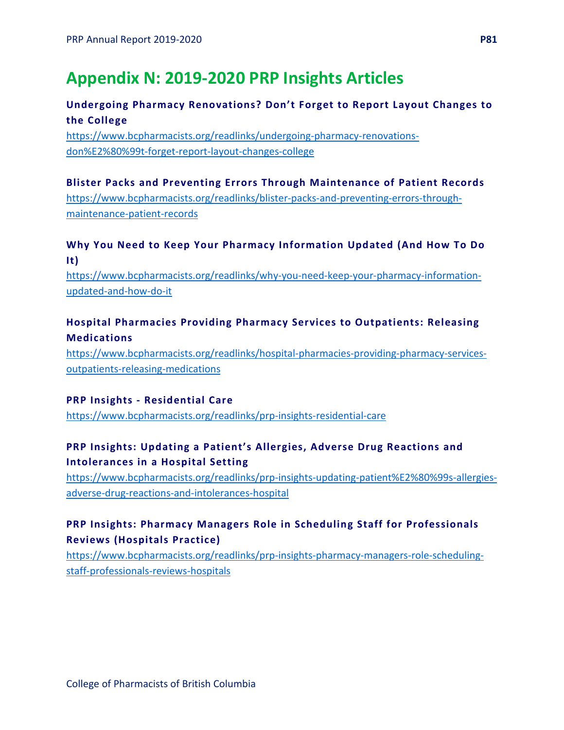# Appendix N: 2019-2020 PRP Insights Articles

**Undergoing Pharmacy Renovations? Don't Forget to Report Layout Changes to the College**
https://www.bcpharmacists.org/readlinks/undergoing-pharmacy-renovations-don%E2%80%99t-forget-report-layout-changes-college

**Blister Packs and Preventing Errors Through Maintenance of Patient Records**
https://www.bcpharmacists.org/readlinks/blister-packs-and-preventing-errors-through-maintenance-patient-records

**Why You Need to Keep Your Pharmacy Information Updated (And How To Do It)**
https://www.bcpharmacists.org/readlinks/why-you-need-keep-your-pharmacy-information-updated-and-how-do-it

**Hospital Pharmacies Providing Pharmacy Services to Outpatients: Releasing Medications**
https://www.bcpharmacists.org/readlinks/hospital-pharmacies-providing-pharmacy-services-outpatients-releasing-medications

**PRP Insights - Residential Care**
https://www.bcpharmacists.org/readlinks/prp-insights-residential-care

**PRP Insights: Updating a Patient's Allergies, Adverse Drug Reactions and Intolerances in a Hospital Setting**
https://www.bcpharmacists.org/readlinks/prp-insights-updating-patient%E2%80%99s-allergies-adverse-drug-reactions-and-intolerances-hospital

**PRP Insights: Pharmacy Managers Role in Scheduling Staff for Professionals Reviews (Hospitals Practice)**
https://www.bcpharmacists.org/readlinks/prp-insights-pharmacy-managers-role-scheduling-staff-professionals-reviews-hospitals